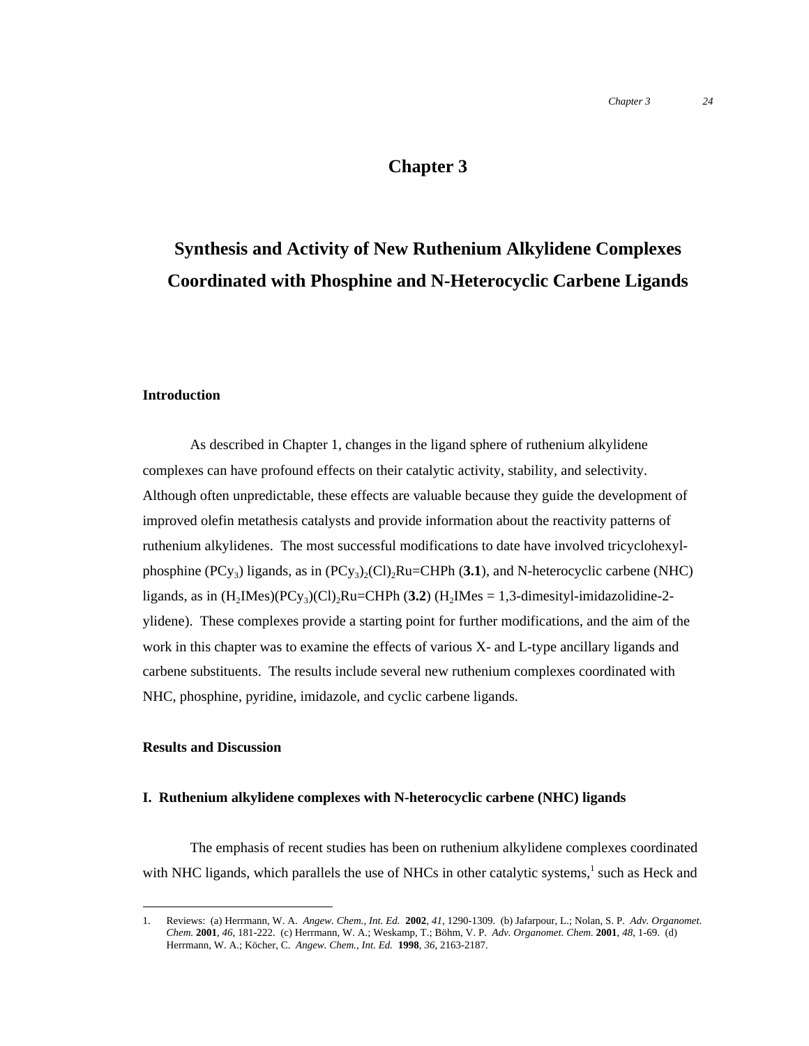# Chapter 3

# Synthesis and Activity of New Ruthenium Alkylidene Complexes Coordinated with Phosphine and N-Heterocyclic Carbene Ligands

## Introduction

As described in Chapter 1, changes in the ligand sphere of ruthenium alkylidene complexes can have profound effects on their catalytic activity, stability, and selectivity. Although often unpredictable, these effects are valuable because they guide the development of improved olefin metathesis catalysts and provide information about the reactivity patterns of ruthenium alkylidenes. The most successful modifications to date have involved tricyclohexyl-phosphine ($PCy_3$) ligands, as in $(PCy_3)_2(Cl)_2Ru{=}CHPh$ (**3.1**), and N-heterocyclic carbene (NHC) ligands, as in $(H_2IMes)(PCy_3)(Cl)_2Ru{=}CHPh$ (**3.2**) ($H_2IMes$ = 1,3-dimesityl-imidazolidine-2-ylidene). These complexes provide a starting point for further modifications, and the aim of the work in this chapter was to examine the effects of various X- and L-type ancillary ligands and carbene substituents. The results include several new ruthenium complexes coordinated with NHC, phosphine, pyridine, imidazole, and cyclic carbene ligands.

## Results and Discussion

### I. Ruthenium alkylidene complexes with N-heterocyclic carbene (NHC) ligands

The emphasis of recent studies has been on ruthenium alkylidene complexes coordinated with NHC ligands, which parallels the use of NHCs in other catalytic systems,[1] such as Heck and

---

1. Reviews: (a) Herrmann, W. A. *Angew. Chem., Int. Ed.* **2002**, *41*, 1290-1309. (b) Jafarpour, L.; Nolan, S. P. *Adv. Organomet. Chem.* **2001**, *46*, 181-222. (c) Herrmann, W. A.; Weskamp, T.; Böhm, V. P. *Adv. Organomet. Chem.* **2001**, *48*, 1-69. (d) Herrmann, W. A.; Köcher, C. *Angew. Chem., Int. Ed.* **1998**, *36*, 2163-2187.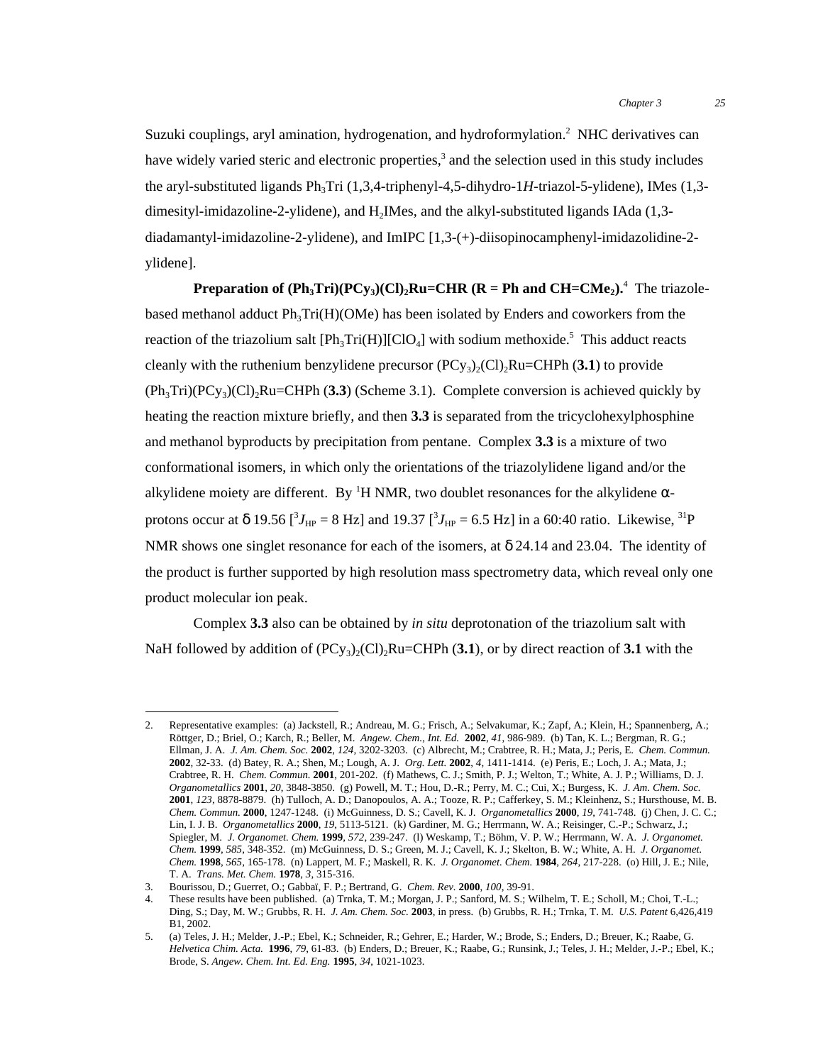Suzuki couplings, aryl amination, hydrogenation, and hydroformylation.[2] NHC derivatives can have widely varied steric and electronic properties,[3] and the selection used in this study includes the aryl-substituted ligands $Ph_3Tri$ (1,3,4-triphenyl-4,5-dihydro-1*H*-triazol-5-ylidene), IMes (1,3-dimesityl-imidazoline-2-ylidene), and $H_2IMes$, and the alkyl-substituted ligands IAda (1,3-diadamantyl-imidazoline-2-ylidene), and ImIPC [1,3-(+)-diisopinocamphenyl-imidazolidine-2-ylidene].

**Preparation of $(Ph_3Tri)(PCy_3)(Cl)_2Ru{=}CHR$ (R = Ph and $CH{=}CMe_2$).**[4] The triazole-based methanol adduct $Ph_3Tri(H)(OMe)$ has been isolated by Enders and coworkers from the reaction of the triazolium salt $[Ph_3Tri(H)][ClO_4]$ with sodium methoxide.[5] This adduct reacts cleanly with the ruthenium benzylidene precursor $(PCy_3)_2(Cl)_2Ru{=}CHPh$ (**3.1**) to provide $(Ph_3Tri)(PCy_3)(Cl)_2Ru{=}CHPh$ (**3.3**) (Scheme 3.1). Complete conversion is achieved quickly by heating the reaction mixture briefly, and then **3.3** is separated from the tricyclohexylphosphine and methanol byproducts by precipitation from pentane. Complex **3.3** is a mixture of two conformational isomers, in which only the orientations of the triazolylidene ligand and/or the alkylidene moiety are different. By $^1$H NMR, two doublet resonances for the alkylidene α-protons occur at δ 19.56 [$^3J_{HP}$ = 8 Hz] and 19.37 [$^3J_{HP}$ = 6.5 Hz] in a 60:40 ratio. Likewise, $^{31}$P NMR shows one singlet resonance for each of the isomers, at δ 24.14 and 23.04. The identity of the product is further supported by high resolution mass spectrometry data, which reveal only one product molecular ion peak.

Complex **3.3** also can be obtained by *in situ* deprotonation of the triazolium salt with NaH followed by addition of $(PCy_3)_2(Cl)_2Ru{=}CHPh$ (**3.1**), or by direct reaction of **3.1** with the

---

2. Representative examples: (a) Jackstell, R.; Andreau, M. G.; Frisch, A.; Selvakumar, K.; Zapf, A.; Klein, H.; Spannenberg, A.; Röttger, D.; Briel, O.; Karch, R.; Beller, M. *Angew. Chem., Int. Ed.* **2002**, *41*, 986-989. (b) Tan, K. L.; Bergman, R. G.; Ellman, J. A. *J. Am. Chem. Soc.* **2002**, *124*, 3202-3203. (c) Albrecht, M.; Crabtree, R. H.; Mata, J.; Peris, E. *Chem. Commun.* **2002**, 32-33. (d) Batey, R. A.; Shen, M.; Lough, A. J. *Org. Lett.* **2002**, *4*, 1411-1414. (e) Peris, E.; Loch, J. A.; Mata, J.; Crabtree, R. H. *Chem. Commun.* **2001**, 201-202. (f) Mathews, C. J.; Smith, P. J.; Welton, T.; White, A. J. P.; Williams, D. J. *Organometallics* **2001**, *20*, 3848-3850. (g) Powell, M. T.; Hou, D.-R.; Perry, M. C.; Cui, X.; Burgess, K. *J. Am. Chem. Soc.* **2001**, *123*, 8878-8879. (h) Tulloch, A. D.; Danopoulos, A. A.; Tooze, R. P.; Cafferkey, S. M.; Kleinhenz, S.; Hursthouse, M. B. *Chem. Commun.* **2000**, 1247-1248. (i) McGuinness, D. S.; Cavell, K. J. *Organometallics* **2000**, *19*, 741-748. (j) Chen, J. C. C.; Lin, I. J. B. *Organometallics* **2000**, *19*, 5113-5121. (k) Gardiner, M. G.; Herrmann, W. A.; Reisinger, C.-P.; Schwarz, J.; Spiegler, M. *J. Organomet. Chem.* **1999**, *572*, 239-247. (l) Weskamp, T.; Böhm, V. P. W.; Herrmann, W. A. *J. Organomet. Chem.* **1999**, *585*, 348-352. (m) McGuinness, D. S.; Green, M. J.; Cavell, K. J.; Skelton, B. W.; White, A. H. *J. Organomet. Chem.* **1998**, *565*, 165-178. (n) Lappert, M. F.; Maskell, R. K. *J. Organomet. Chem.* **1984**, *264*, 217-228. (o) Hill, J. E.; Nile, T. A. *Trans. Met. Chem.* **1978**, *3*, 315-316.
3. Bourissou, D.; Guerret, O.; Gabbaï, F. P.; Bertrand, G. *Chem. Rev.* **2000**, *100*, 39-91.
4. These results have been published. (a) Trnka, T. M.; Morgan, J. P.; Sanford, M. S.; Wilhelm, T. E.; Scholl, M.; Choi, T.-L.; Ding, S.; Day, M. W.; Grubbs, R. H. *J. Am. Chem. Soc.* **2003**, in press. (b) Grubbs, R. H.; Trnka, T. M. *U.S. Patent* 6,426,419 B1, 2002.
5. (a) Teles, J. H.; Melder, J.-P.; Ebel, K.; Schneider, R.; Gehrer, E.; Harder, W.; Brode, S.; Enders, D.; Breuer, K.; Raabe, G. *Helvetica Chim. Acta.* **1996**, *79*, 61-83. (b) Enders, D.; Breuer, K.; Raabe, G.; Runsink, J.; Teles, J. H.; Melder, J.-P.; Ebel, K.; Brode, S. *Angew. Chem. Int. Ed. Eng.* **1995**, *34*, 1021-1023.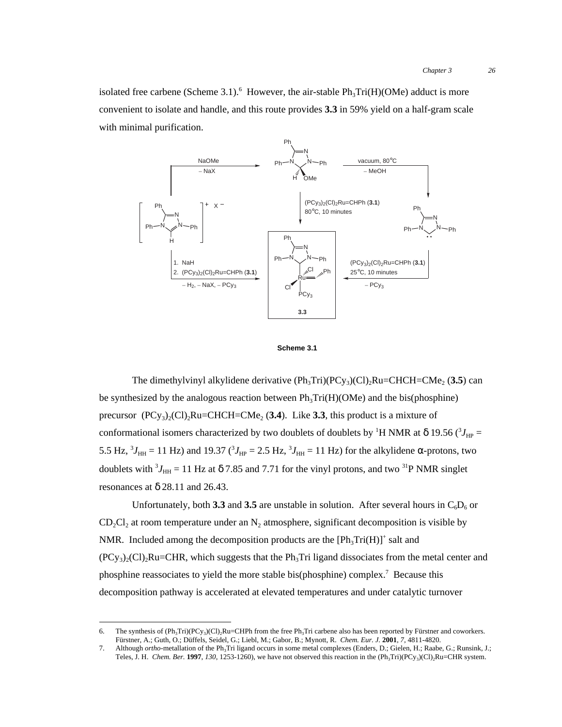isolated free carbene (Scheme 3.1).[6] However, the air-stable $Ph_3Tri(H)(OMe)$ adduct is more convenient to isolate and handle, and this route provides **3.3** in 59% yield on a half-gram scale with minimal purification.

**Scheme 3.1**

The dimethylvinyl alkylidene derivative $(Ph_3Tri)(PCy_3)(Cl)_2Ru{=}CHCH{=}CMe_2$ (**3.5**) can be synthesized by the analogous reaction between $Ph_3Tri(H)(OMe)$ and the bis(phosphine) precursor $(PCy_3)_2(Cl)_2Ru{=}CHCH{=}CMe_2$ (**3.4**). Like **3.3**, this product is a mixture of conformational isomers characterized by two doublets of doublets by $^1H$ NMR at δ 19.56 ($^3J_{HP}$ = 5.5 Hz, $^3J_{HH}$ = 11 Hz) and 19.37 ($^3J_{HP}$ = 2.5 Hz, $^3J_{HH}$ = 11 Hz) for the alkylidene α-protons, two doublets with $^3J_{HH}$ = 11 Hz at δ 7.85 and 7.71 for the vinyl protons, and two $^{31}P$ NMR singlet resonances at δ 28.11 and 26.43.

Unfortunately, both **3.3** and **3.5** are unstable in solution. After several hours in $C_6D_6$ or $CD_2Cl_2$ at room temperature under an $N_2$ atmosphere, significant decomposition is visible by NMR. Included among the decomposition products are the $[Ph_3Tri(H)]^+$ salt and $(PCy_3)_2(Cl)_2Ru{=}CHR$, which suggests that the $Ph_3Tri$ ligand dissociates from the metal center and phosphine reassociates to yield the more stable bis(phosphine) complex.[7] Because this decomposition pathway is accelerated at elevated temperatures and under catalytic turnover

---

6. The synthesis of $(Ph_3Tri)(PCy_3)(Cl)_2Ru{=}CHPh$ from the free $Ph_3Tri$ carbene also has been reported by Fürstner and coworkers. Fürstner, A.; Guth, O.; Düffels, Seidel, G.; Liebl, M.; Gabor, B.; Mynott, R. *Chem. Eur. J.* **2001**, *7*, 4811-4820.

7. Although *ortho*-metallation of the $Ph_3Tri$ ligand occurs in some metal complexes (Enders, D.; Gielen, H.; Raabe, G.; Runsink, J.; Teles, J. H. *Chem. Ber.* **1997**, *130*, 1253-1260), we have not observed this reaction in the $(Ph_3Tri)(PCy_3)(Cl)_2Ru{=}CHR$ system.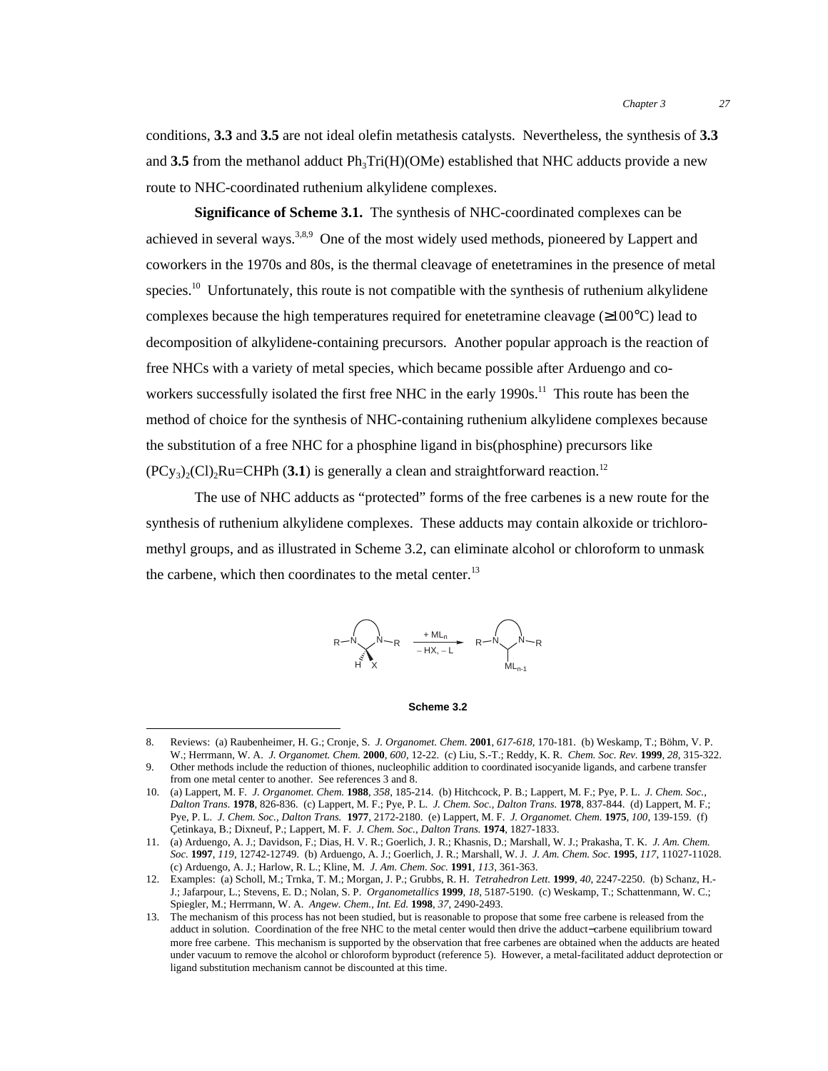conditions, **3.3** and **3.5** are not ideal olefin metathesis catalysts. Nevertheless, the synthesis of **3.3** and **3.5** from the methanol adduct $Ph_3Tri(H)(OMe)$ established that NHC adducts provide a new route to NHC-coordinated ruthenium alkylidene complexes.

**Significance of Scheme 3.1.** The synthesis of NHC-coordinated complexes can be achieved in several ways.[3,8,9] One of the most widely used methods, pioneered by Lappert and coworkers in the 1970s and 80s, is the thermal cleavage of enetetramines in the presence of metal species.[10] Unfortunately, this route is not compatible with the synthesis of ruthenium alkylidene complexes because the high temperatures required for enetetramine cleavage (≥100°C) lead to decomposition of alkylidene-containing precursors. Another popular approach is the reaction of free NHCs with a variety of metal species, which became possible after Arduengo and co-workers successfully isolated the first free NHC in the early 1990s.[11] This route has been the method of choice for the synthesis of NHC-containing ruthenium alkylidene complexes because the substitution of a free NHC for a phosphine ligand in bis(phosphine) precursors like $(PCy_3)_2(Cl)_2$Ru=CHPh (**3.1**) is generally a clean and straightforward reaction.[12]

The use of NHC adducts as "protected" forms of the free carbenes is a new route for the synthesis of ruthenium alkylidene complexes. These adducts may contain alkoxide or trichloromethyl groups, and as illustrated in Scheme 3.2, can eliminate alcohol or chloroform to unmask the carbene, which then coordinates to the metal center.[13]

**Scheme 3.2**

8. Reviews: (a) Raubenheimer, H. G.; Cronje, S. *J. Organomet. Chem.* **2001**, *617-618*, 170-181. (b) Weskamp, T.; Böhm, V. P. W.; Herrmann, W. A. *J. Organomet. Chem.* **2000**, *600*, 12-22. (c) Liu, S.-T.; Reddy, K. R. *Chem. Soc. Rev.* **1999**, *28*, 315-322.
9. Other methods include the reduction of thiones, nucleophilic addition to coordinated isocyanide ligands, and carbene transfer from one metal center to another. See references 3 and 8.
10. (a) Lappert, M. F. *J. Organomet. Chem.* **1988**, *358*, 185-214. (b) Hitchcock, P. B.; Lappert, M. F.; Pye, P. L. *J. Chem. Soc., Dalton Trans.* **1978**, 826-836. (c) Lappert, M. F.; Pye, P. L. *J. Chem. Soc., Dalton Trans.* **1978**, 837-844. (d) Lappert, M. F.; Pye, P. L. *J. Chem. Soc., Dalton Trans.* **1977**, 2172-2180. (e) Lappert, M. F. *J. Organomet. Chem.* **1975**, *100*, 139-159. (f) Çetinkaya, B.; Dixneuf, P.; Lappert, M. F. *J. Chem. Soc., Dalton Trans.* **1974**, 1827-1833.
11. (a) Arduengo, A. J.; Davidson, F.; Dias, H. V. R.; Goerlich, J. R.; Khasnis, D.; Marshall, W. J.; Prakasha, T. K. *J. Am. Chem. Soc.* **1997**, *119*, 12742-12749. (b) Arduengo, A. J.; Goerlich, J. R.; Marshall, W. J. *J. Am. Chem. Soc.* **1995**, *117*, 11027-11028. (c) Arduengo, A. J.; Harlow, R. L.; Kline, M. *J. Am. Chem. Soc.* **1991**, *113*, 361-363.
12. Examples: (a) Scholl, M.; Trnka, T. M.; Morgan, J. P.; Grubbs, R. H. *Tetrahedron Lett.* **1999**, *40*, 2247-2250. (b) Schanz, H.-J.; Jafarpour, L.; Stevens, E. D.; Nolan, S. P. *Organometallics* **1999**, *18*, 5187-5190. (c) Weskamp, T.; Schattenmann, W. C.; Spiegler, M.; Herrmann, W. A. *Angew. Chem., Int. Ed.* **1998**, *37*, 2490-2493.
13. The mechanism of this process has not been studied, but is reasonable to propose that some free carbene is released from the adduct in solution. Coordination of the free NHC to the metal center would then drive the adduct−carbene equilibrium toward more free carbene. This mechanism is supported by the observation that free carbenes are obtained when the adducts are heated under vacuum to remove the alcohol or chloroform byproduct (reference 5). However, a metal-facilitated adduct deprotection or ligand substitution mechanism cannot be discounted at this time.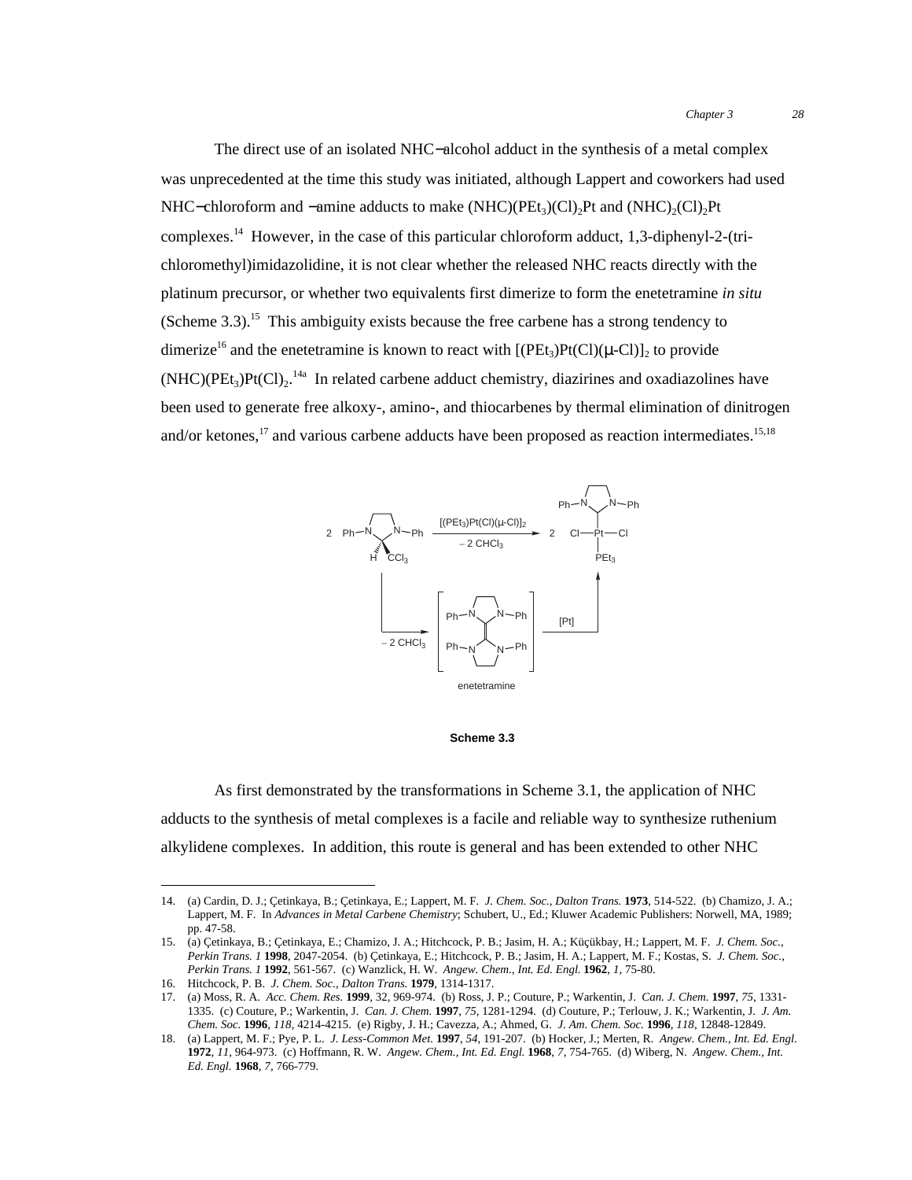The direct use of an isolated NHC−alcohol adduct in the synthesis of a metal complex was unprecedented at the time this study was initiated, although Lappert and coworkers had used NHC−chloroform and −amine adducts to make (NHC)($PEt_3$)$(Cl)_2$Pt and $(NHC)_2(Cl)_2$Pt complexes.[14] However, in the case of this particular chloroform adduct, 1,3-diphenyl-2-(trichloromethyl)imidazolidine, it is not clear whether the released NHC reacts directly with the platinum precursor, or whether two equivalents first dimerize to form the enetetramine *in situ* (Scheme 3.3).[15] This ambiguity exists because the free carbene has a strong tendency to dimerize[16] and the enetetramine is known to react with $[(PEt_3)Pt(Cl)(\mu\text{-}Cl)]_2$ to provide (NHC)($PEt_3$)Pt$(Cl)_2$.[14a] In related carbene adduct chemistry, diazirines and oxadiazolines have been used to generate free alkoxy-, amino-, and thiocarbenes by thermal elimination of dinitrogen and/or ketones,[17] and various carbene adducts have been proposed as reaction intermediates.[15,18]

**Scheme 3.3**

As first demonstrated by the transformations in Scheme 3.1, the application of NHC adducts to the synthesis of metal complexes is a facile and reliable way to synthesize ruthenium alkylidene complexes. In addition, this route is general and has been extended to other NHC

---

14. (a) Cardin, D. J.; Çetinkaya, B.; Çetinkaya, E.; Lappert, M. F. *J. Chem. Soc., Dalton Trans.* **1973**, 514-522. (b) Chamizo, J. A.; Lappert, M. F. In *Advances in Metal Carbene Chemistry*; Schubert, U., Ed.; Kluwer Academic Publishers: Norwell, MA, 1989; pp. 47-58.
15. (a) Çetinkaya, B.; Çetinkaya, E.; Chamizo, J. A.; Hitchcock, P. B.; Jasim, H. A.; Küçükbay, H.; Lappert, M. F. *J. Chem. Soc., Perkin Trans. 1* **1998**, 2047-2054. (b) Çetinkaya, E.; Hitchcock, P. B.; Jasim, H. A.; Lappert, M. F.; Kostas, S. *J. Chem. Soc., Perkin Trans. 1* **1992**, 561-567. (c) Wanzlick, H. W. *Angew. Chem., Int. Ed. Engl.* **1962**, *1*, 75-80.
16. Hitchcock, P. B. *J. Chem. Soc., Dalton Trans.* **1979**, 1314-1317.
17. (a) Moss, R. A. *Acc. Chem. Res.* **1999**, 32, 969-974. (b) Ross, J. P.; Couture, P.; Warkentin, J. *Can. J. Chem.* **1997**, *75*, 1331-1335. (c) Couture, P.; Warkentin, J. *Can. J. Chem.* **1997**, *75*, 1281-1294. (d) Couture, P.; Terlouw, J. K.; Warkentin, J. *J. Am. Chem. Soc.* **1996**, *118*, 4214-4215. (e) Rigby, J. H.; Cavezza, A.; Ahmed, G. *J. Am. Chem. Soc.* **1996**, *118*, 12848-12849.
18. (a) Lappert, M. F.; Pye, P. L. *J. Less-Common Met.* **1997**, *54*, 191-207. (b) Hocker, J.; Merten, R. *Angew. Chem., Int. Ed. Engl.* **1972**, *11*, 964-973. (c) Hoffmann, R. W. *Angew. Chem., Int. Ed. Engl.* **1968**, *7*, 754-765. (d) Wiberg, N. *Angew. Chem., Int. Ed. Engl.* **1968**, *7*, 766-779.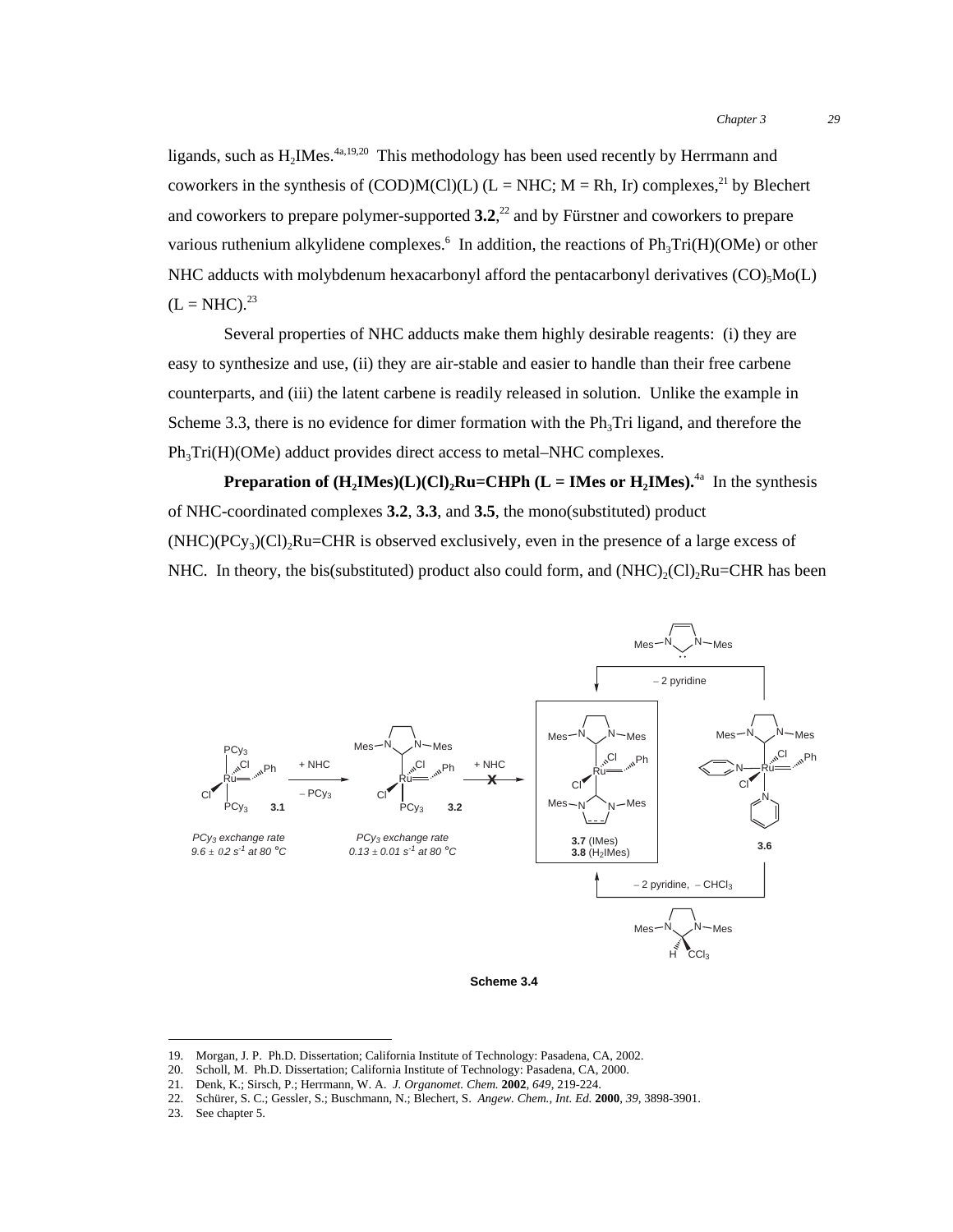ligands, such as $H_2$IMes.[4a,19,20] This methodology has been used recently by Herrmann and coworkers in the synthesis of (COD)M(Cl)(L) (L = NHC; M = Rh, Ir) complexes,[21] by Blechert and coworkers to prepare polymer-supported **3.2**,[22] and by Fürstner and coworkers to prepare various ruthenium alkylidene complexes.[6] In addition, the reactions of $Ph_3$Tri(H)(OMe) or other NHC adducts with molybdenum hexacarbonyl afford the pentacarbonyl derivatives $(CO)_5$Mo(L) (L = NHC).[23]

Several properties of NHC adducts make them highly desirable reagents: (i) they are easy to synthesize and use, (ii) they are air-stable and easier to handle than their free carbene counterparts, and (iii) the latent carbene is readily released in solution. Unlike the example in Scheme 3.3, there is no evidence for dimer formation with the $Ph_3$Tri ligand, and therefore the $Ph_3$Tri(H)(OMe) adduct provides direct access to metal–NHC complexes.

**Preparation of ($H_2$IMes)(L)$(Cl)_2$Ru=CHPh (L = IMes or $H_2$IMes).**[4a] In the synthesis of NHC-coordinated complexes **3.2**, **3.3**, and **3.5**, the mono(substituted) product (NHC)$(PCy_3)(Cl)_2$Ru=CHR is observed exclusively, even in the presence of a large excess of NHC. In theory, the bis(substituted) product also could form, and $(NHC)_2(Cl)_2$Ru=CHR has been

**Scheme 3.4**

19. Morgan, J. P. Ph.D. Dissertation; California Institute of Technology: Pasadena, CA, 2002.
20. Scholl, M. Ph.D. Dissertation; California Institute of Technology: Pasadena, CA, 2000.
21. Denk, K.; Sirsch, P.; Herrmann, W. A. *J. Organomet. Chem.* **2002**, *649*, 219-224.
22. Schürer, S. C.; Gessler, S.; Buschmann, N.; Blechert, S. *Angew. Chem., Int. Ed.* **2000**, *39*, 3898-3901.
23. See chapter 5.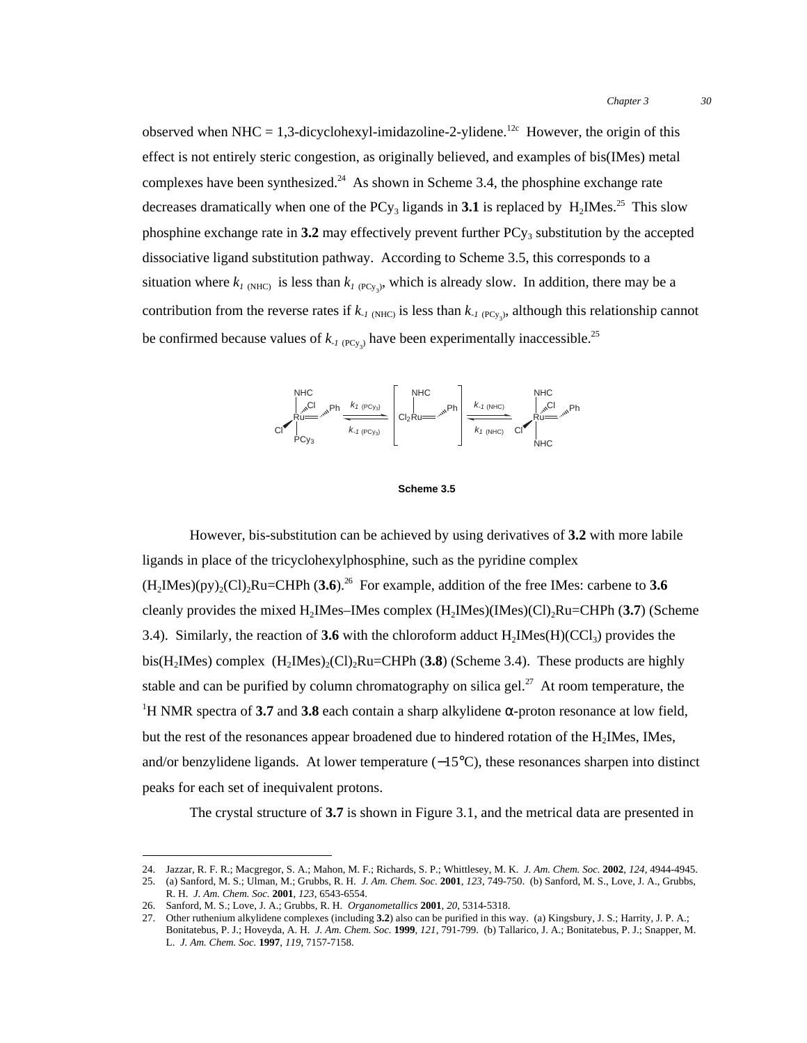observed when NHC = 1,3-dicyclohexyl-imidazoline-2-ylidene.[12c] However, the origin of this effect is not entirely steric congestion, as originally believed, and examples of bis(IMes) metal complexes have been synthesized.[24] As shown in Scheme 3.4, the phosphine exchange rate decreases dramatically when one of the $PCy_3$ ligands in **3.1** is replaced by $H_2IMes$.[25] This slow phosphine exchange rate in **3.2** may effectively prevent further $PCy_3$ substitution by the accepted dissociative ligand substitution pathway. According to Scheme 3.5, this corresponds to a situation where $k_{1\ (NHC)}$ is less than $k_{1\ (PCy_3)}$, which is already slow. In addition, there may be a contribution from the reverse rates if $k_{-1\ (NHC)}$ is less than $k_{-1\ (PCy_3)}$, although this relationship cannot be confirmed because values of $k_{-1\ (PCy_3)}$ have been experimentally inaccessible.[25]

$$(NHC)(PCy_3)Cl_2Ru{=}CHPh \underset{k_{-1\ (PCy_3)}}{\overset{k_{1\ (PCy_3)}}{\rightleftharpoons}} [(NHC)Cl_2Ru{=}CHPh] \underset{k_{1\ (NHC)}}{\overset{k_{-1\ (NHC)}}{\rightleftharpoons}} (NHC)_2Cl_2Ru{=}CHPh$$

**Scheme 3.5**

However, bis-substitution can be achieved by using derivatives of **3.2** with more labile ligands in place of the tricyclohexylphosphine, such as the pyridine complex $(H_2IMes)(py)_2(Cl)_2Ru{=}CHPh$ (**3.6**).[26] For example, addition of the free IMes: carbene to **3.6** cleanly provides the mixed $H_2IMes$–IMes complex $(H_2IMes)(IMes)(Cl)_2Ru{=}CHPh$ (**3.7**) (Scheme 3.4). Similarly, the reaction of **3.6** with the chloroform adduct $H_2IMes(H)(CCl_3)$ provides the bis($H_2IMes$) complex $(H_2IMes)_2(Cl)_2Ru{=}CHPh$ (**3.8**) (Scheme 3.4). These products are highly stable and can be purified by column chromatography on silica gel.[27] At room temperature, the $^1H$ NMR spectra of **3.7** and **3.8** each contain a sharp alkylidene α-proton resonance at low field, but the rest of the resonances appear broadened due to hindered rotation of the $H_2IMes$, IMes, and/or benzylidene ligands. At lower temperature (−15°C), these resonances sharpen into distinct peaks for each set of inequivalent protons.

The crystal structure of **3.7** is shown in Figure 3.1, and the metrical data are presented in

24. Jazzar, R. F. R.; Macgregor, S. A.; Mahon, M. F.; Richards, S. P.; Whittlesey, M. K. *J. Am. Chem. Soc.* **2002**, *124*, 4944-4945.
25. (a) Sanford, M. S.; Ulman, M.; Grubbs, R. H. *J. Am. Chem. Soc.* **2001**, *123*, 749-750. (b) Sanford, M. S., Love, J. A., Grubbs, R. H. *J. Am. Chem. Soc.* **2001**, *123*, 6543-6554.
26. Sanford, M. S.; Love, J. A.; Grubbs, R. H. *Organometallics* **2001**, *20*, 5314-5318.
27. Other ruthenium alkylidene complexes (including **3.2**) also can be purified in this way. (a) Kingsbury, J. S.; Harrity, J. P. A.; Bonitatebus, P. J.; Hoveyda, A. H. *J. Am. Chem. Soc.* **1999**, *121*, 791-799. (b) Tallarico, J. A.; Bonitatebus, P. J.; Snapper, M. L. *J. Am. Chem. Soc.* **1997**, *119*, 7157-7158.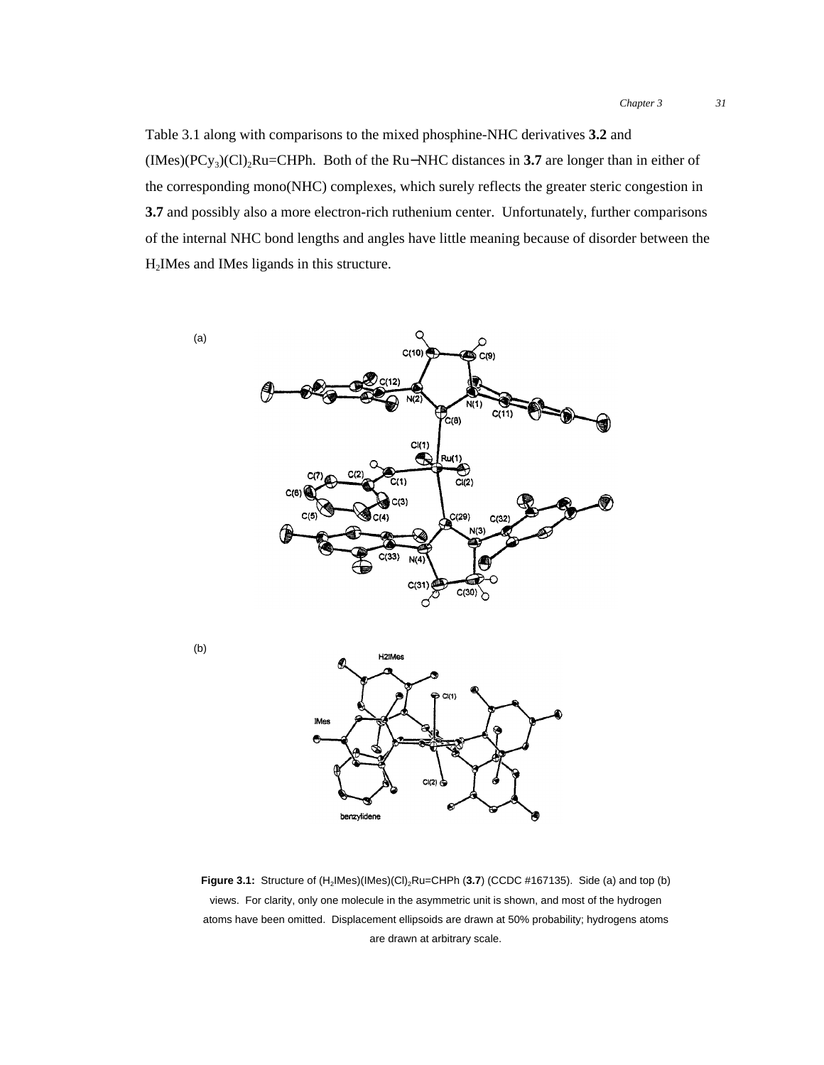Table 3.1 along with comparisons to the mixed phosphine-NHC derivatives **3.2** and $(IMes)(PCy_3)(Cl)_2Ru{=}CHPh$. Both of the Ru−NHC distances in **3.7** are longer than in either of the corresponding mono(NHC) complexes, which surely reflects the greater steric congestion in **3.7** and possibly also a more electron-rich ruthenium center. Unfortunately, further comparisons of the internal NHC bond lengths and angles have little meaning because of disorder between the $H_2$IMes and IMes ligands in this structure.

**Figure 3.1:** Structure of $(H_2IMes)(IMes)(Cl)_2Ru{=}CHPh$ (**3.7**) (CCDC #167135). Side (a) and top (b) views. For clarity, only one molecule in the asymmetric unit is shown, and most of the hydrogen atoms have been omitted. Displacement ellipsoids are drawn at 50% probability; hydrogens atoms are drawn at arbitrary scale.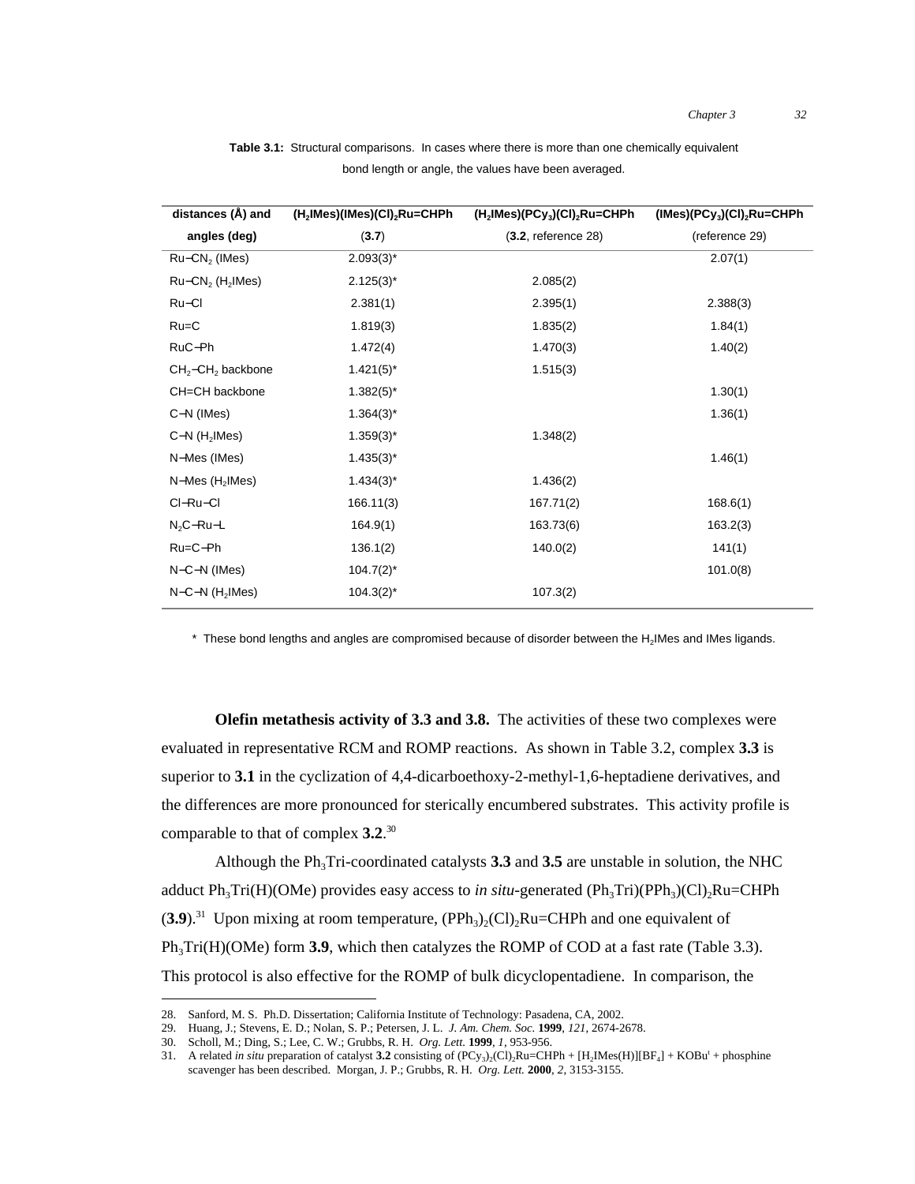**Table 3.1:** Structural comparisons. In cases where there is more than one chemically equivalent bond length or angle, the values have been averaged.

| distances (Å) and angles (deg) | $(H_2IMes)(IMes)(Cl)_2Ru{=}CHPh$ (**3.7**) | $(H_2IMes)(PCy_3)(Cl)_2Ru{=}CHPh$ (**3.2**, reference 28) | $(IMes)(PCy_3)(Cl)_2Ru{=}CHPh$ (reference 29) |
|---|---|---|---|
| Ru–$CN_2$ (IMes) | 2.093(3)* | | 2.07(1) |
| Ru–$CN_2$ ($H_2$IMes) | 2.125(3)* | 2.085(2) | |
| Ru–Cl | 2.381(1) | 2.395(1) | 2.388(3) |
| Ru=C | 1.819(3) | 1.835(2) | 1.84(1) |
| RuC–Ph | 1.472(4) | 1.470(3) | 1.40(2) |
| $CH_2$–$CH_2$ backbone | 1.421(5)* | 1.515(3) | |
| CH=CH backbone | 1.382(5)* | | 1.30(1) |
| C–N (IMes) | 1.364(3)* | | 1.36(1) |
| C–N ($H_2$IMes) | 1.359(3)* | 1.348(2) | |
| N–Mes (IMes) | 1.435(3)* | | 1.46(1) |
| N–Mes ($H_2$IMes) | 1.434(3)* | 1.436(2) | |
| Cl–Ru–Cl | 166.11(3) | 167.71(2) | 168.6(1) |
| $N_2$C–Ru–L | 164.9(1) | 163.73(6) | 163.2(3) |
| Ru=C–Ph | 136.1(2) | 140.0(2) | 141(1) |
| N–C–N (IMes) | 104.7(2)* | | 101.0(8) |
| N–C–N ($H_2$IMes) | 104.3(2)* | 107.3(2) | |

\* These bond lengths and angles are compromised because of disorder between the $H_2$IMes and IMes ligands.

**Olefin metathesis activity of 3.3 and 3.8.** The activities of these two complexes were evaluated in representative RCM and ROMP reactions. As shown in Table 3.2, complex **3.3** is superior to **3.1** in the cyclization of 4,4-dicarboethoxy-2-methyl-1,6-heptadiene derivatives, and the differences are more pronounced for sterically encumbered substrates. This activity profile is comparable to that of complex **3.2**.[30]

Although the $Ph_3$Tri-coordinated catalysts **3.3** and **3.5** are unstable in solution, the NHC adduct $Ph_3$Tri(H)(OMe) provides easy access to *in situ*-generated $(Ph_3Tri)(PPh_3)(Cl)_2Ru{=}CHPh$ (**3.9**).[31] Upon mixing at room temperature, $(PPh_3)_2(Cl)_2Ru{=}CHPh$ and one equivalent of $Ph_3$Tri(H)(OMe) form **3.9**, which then catalyzes the ROMP of COD at a fast rate (Table 3.3). This protocol is also effective for the ROMP of bulk dicyclopentadiene. In comparison, the

---

28. Sanford, M. S. Ph.D. Dissertation; California Institute of Technology: Pasadena, CA, 2002.
29. Huang, J.; Stevens, E. D.; Nolan, S. P.; Petersen, J. L. *J. Am. Chem. Soc.* **1999**, *121*, 2674-2678.
30. Scholl, M.; Ding, S.; Lee, C. W.; Grubbs, R. H. *Org. Lett.* **1999**, *1*, 953-956.
31. A related *in situ* preparation of catalyst **3.2** consisting of $(PCy_3)_2(Cl)_2Ru{=}CHPh$ + $[H_2IMes(H)][BF_4]$ + $KOBu^t$ + phosphine scavenger has been described. Morgan, J. P.; Grubbs, R. H. *Org. Lett.* **2000**, *2*, 3153-3155.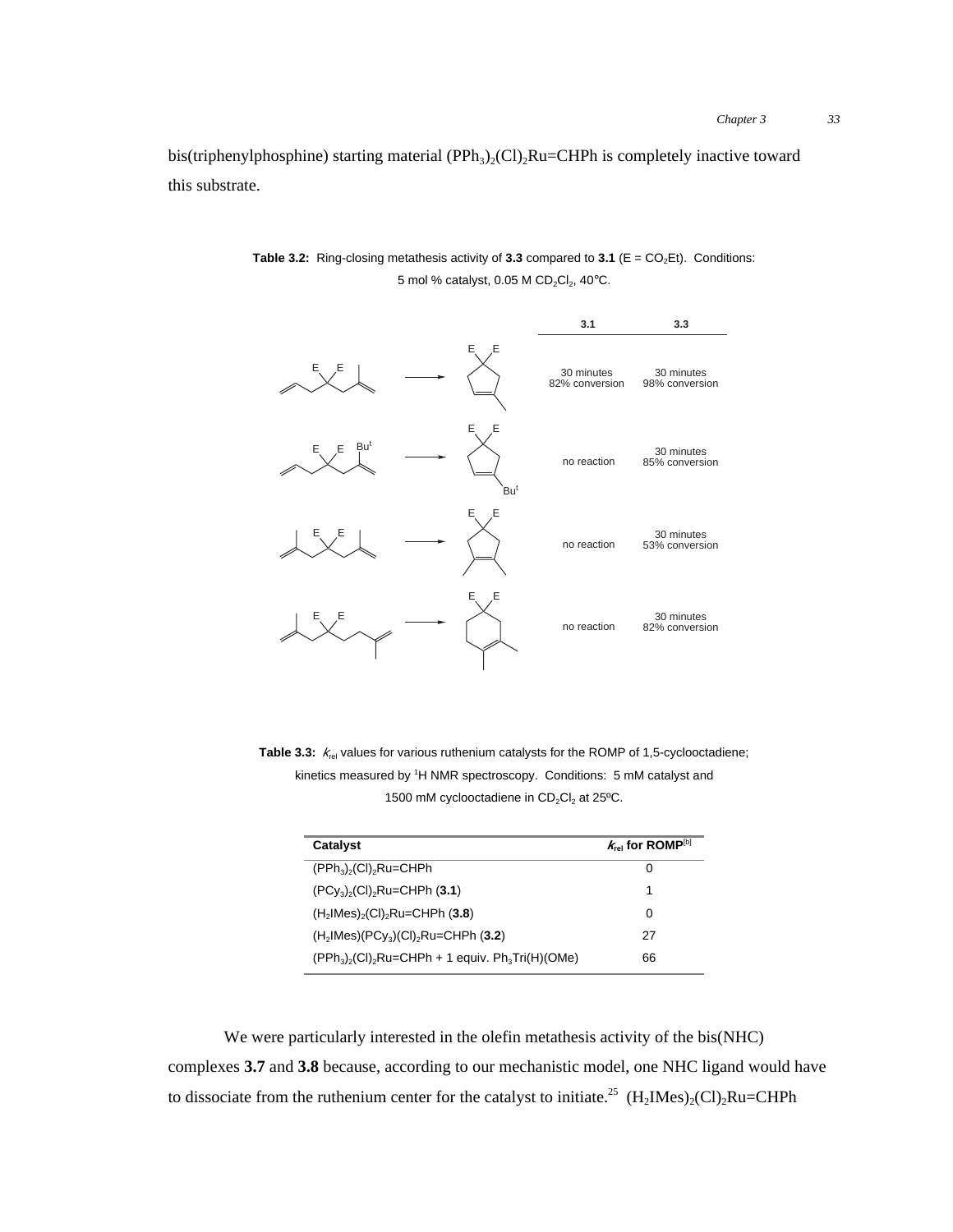bis(triphenylphosphine) starting material $(PPh_3)_2(Cl)_2Ru$=CHPh is completely inactive toward this substrate.

**Table 3.2:** Ring-closing metathesis activity of **3.3** compared to **3.1** (E = $CO_2Et$). Conditions: 5 mol % catalyst, 0.05 M $CD_2Cl_2$, 40°C.

| Substrate | Product | 3.1 | 3.3 |
|---|---|---|---|
| | | 30 minutes 82% conversion | 30 minutes 98% conversion |
| | | no reaction | 30 minutes 85% conversion |
| | | no reaction | 30 minutes 53% conversion |
| | | no reaction | 30 minutes 82% conversion |

**Table 3.3:** $k_{rel}$ values for various ruthenium catalysts for the ROMP of 1,5-cyclooctadiene; kinetics measured by $^1H$ NMR spectroscopy. Conditions: 5 mM catalyst and 1500 mM cyclooctadiene in $CD_2Cl_2$ at 25ºC.

| Catalyst | $k_{rel}$ for ROMP[b] |
|---|---|
| $(PPh_3)_2(Cl)_2Ru$=CHPh | 0 |
| $(PCy_3)_2(Cl)_2Ru$=CHPh (**3.1**) | 1 |
| $(H_2IMes)_2(Cl)_2Ru$=CHPh (**3.8**) | 0 |
| $(H_2IMes)(PCy_3)(Cl)_2Ru$=CHPh (**3.2**) | 27 |
| $(PPh_3)_2(Cl)_2Ru$=CHPh + 1 equiv. $Ph_3Tri(H)(OMe)$ | 66 |

We were particularly interested in the olefin metathesis activity of the bis(NHC) complexes **3.7** and **3.8** because, according to our mechanistic model, one NHC ligand would have to dissociate from the ruthenium center for the catalyst to initiate.[25] $(H_2IMes)_2(Cl)_2Ru$=CHPh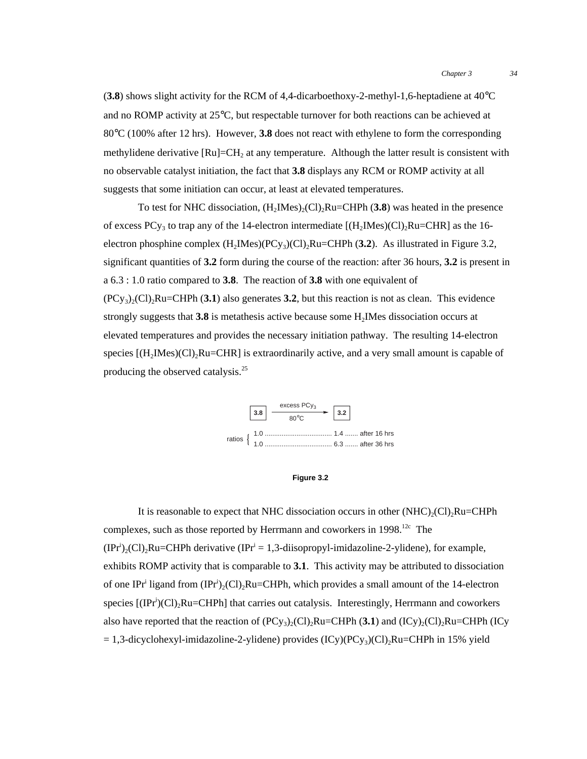(**3.8**) shows slight activity for the RCM of 4,4-dicarboethoxy-2-methyl-1,6-heptadiene at 40°C and no ROMP activity at 25°C, but respectable turnover for both reactions can be achieved at 80°C (100% after 12 hrs). However, **3.8** does not react with ethylene to form the corresponding methylidene derivative $[Ru]=CH_2$ at any temperature. Although the latter result is consistent with no observable catalyst initiation, the fact that **3.8** displays any RCM or ROMP activity at all suggests that some initiation can occur, at least at elevated temperatures.

To test for NHC dissociation, $(H_2IMes)_2(Cl)_2Ru=CHPh$ (**3.8**) was heated in the presence of excess $PCy_3$ to trap any of the 14-electron intermediate $[(H_2IMes)(Cl)_2Ru=CHR]$ as the 16-electron phosphine complex $(H_2IMes)(PCy_3)(Cl)_2Ru=CHPh$ (**3.2**). As illustrated in Figure 3.2, significant quantities of **3.2** form during the course of the reaction: after 36 hours, **3.2** is present in a 6.3 : 1.0 ratio compared to **3.8**. The reaction of **3.8** with one equivalent of $(PCy_3)_2(Cl)_2Ru=CHPh$ (**3.1**) also generates **3.2**, but this reaction is not as clean. This evidence strongly suggests that **3.8** is metathesis active because some $H_2IMes$ dissociation occurs at elevated temperatures and provides the necessary initiation pathway. The resulting 14-electron species $[(H_2IMes)(Cl)_2Ru=CHR]$ is extraordinarily active, and a very small amount is capable of producing the observed catalysis.[25]

**3.8** —(excess $PCy_3$, 80°C)→ **3.2**

ratios { 1.0 .................................... 1.4 ....... after 16 hrs
1.0 .................................... 6.3 ....... after 36 hrs }

**Figure 3.2**

It is reasonable to expect that NHC dissociation occurs in other $(NHC)_2(Cl)_2Ru=CHPh$ complexes, such as those reported by Herrmann and coworkers in 1998.[12c] The $(IPr^i)_2(Cl)_2Ru=CHPh$ derivative ($IPr^i$ = 1,3-diisopropyl-imidazoline-2-ylidene), for example, exhibits ROMP activity that is comparable to **3.1**. This activity may be attributed to dissociation of one $IPr^i$ ligand from $(IPr^i)_2(Cl)_2Ru=CHPh$, which provides a small amount of the 14-electron species $[(IPr^i)(Cl)_2Ru=CHPh]$ that carries out catalysis. Interestingly, Herrmann and coworkers also have reported that the reaction of $(PCy_3)_2(Cl)_2Ru=CHPh$ (**3.1**) and $(ICy)_2(Cl)_2Ru=CHPh$ (ICy = 1,3-dicyclohexyl-imidazoline-2-ylidene) provides $(ICy)(PCy_3)(Cl)_2Ru=CHPh$ in 15% yield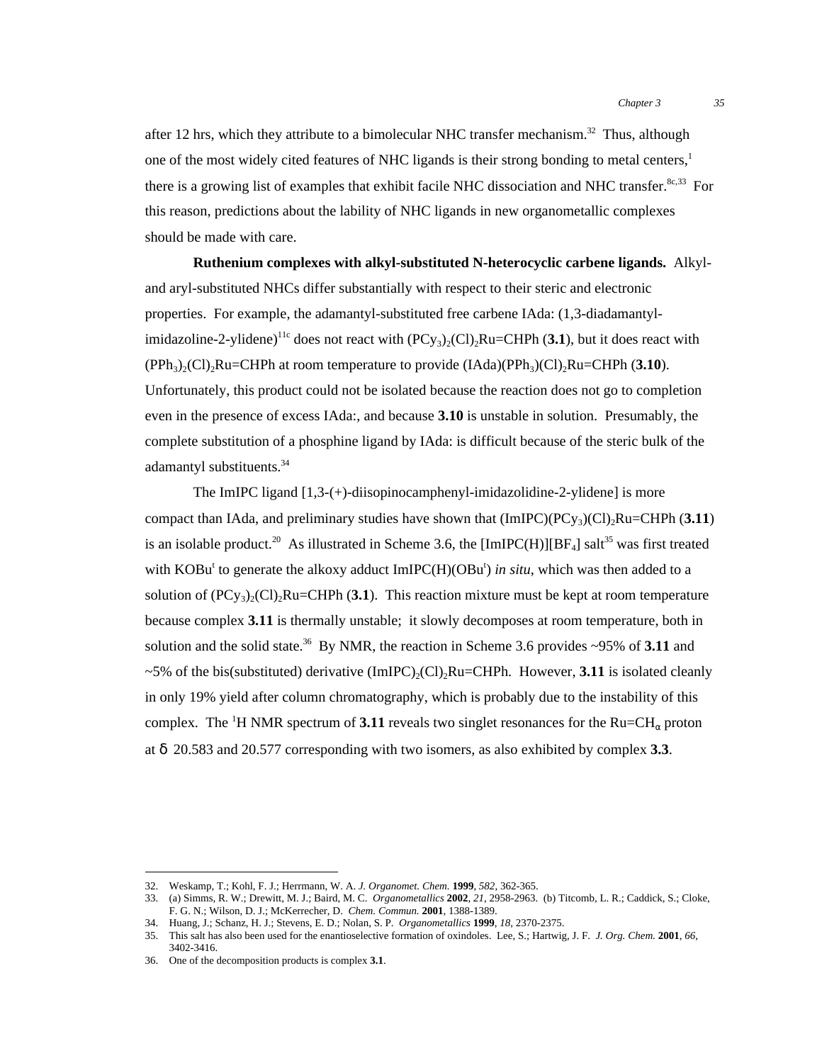after 12 hrs, which they attribute to a bimolecular NHC transfer mechanism.[32] Thus, although one of the most widely cited features of NHC ligands is their strong bonding to metal centers,[1] there is a growing list of examples that exhibit facile NHC dissociation and NHC transfer.[8c,33] For this reason, predictions about the lability of NHC ligands in new organometallic complexes should be made with care.

**Ruthenium complexes with alkyl-substituted N-heterocyclic carbene ligands.** Alkyl- and aryl-substituted NHCs differ substantially with respect to their steric and electronic properties. For example, the adamantyl-substituted free carbene IAda: (1,3-diadamantyl-imidazoline-2-ylidene)[11c] does not react with $(PCy_3)_2(Cl)_2Ru{=}CHPh$ (**3.1**), but it does react with $(PPh_3)_2(Cl)_2Ru{=}CHPh$ at room temperature to provide $(IAda)(PPh_3)(Cl)_2Ru{=}CHPh$ (**3.10**). Unfortunately, this product could not be isolated because the reaction does not go to completion even in the presence of excess IAda:, and because **3.10** is unstable in solution. Presumably, the complete substitution of a phosphine ligand by IAda: is difficult because of the steric bulk of the adamantyl substituents.[34]

The ImIPC ligand [1,3-(+)-diisopinocamphenyl-imidazolidine-2-ylidene] is more compact than IAda, and preliminary studies have shown that $(ImIPC)(PCy_3)(Cl)_2Ru{=}CHPh$ (**3.11**) is an isolable product.[20] As illustrated in Scheme 3.6, the $[ImIPC(H)][BF_4]$ salt[35] was first treated with $KOBu^t$ to generate the alkoxy adduct $ImIPC(H)(OBu^t)$ *in situ*, which was then added to a solution of $(PCy_3)_2(Cl)_2Ru{=}CHPh$ (**3.1**). This reaction mixture must be kept at room temperature because complex **3.11** is thermally unstable; it slowly decomposes at room temperature, both in solution and the solid state.[36] By NMR, the reaction in Scheme 3.6 provides ~95% of **3.11** and ~5% of the bis(substituted) derivative $(ImIPC)_2(Cl)_2Ru{=}CHPh$. However, **3.11** is isolated cleanly in only 19% yield after column chromatography, which is probably due to the instability of this complex. The $^1H$ NMR spectrum of **3.11** reveals two singlet resonances for the $Ru{=}CH_\alpha$ proton at $\delta$ 20.583 and 20.577 corresponding with two isomers, as also exhibited by complex **3.3**.

32. Weskamp, T.; Kohl, F. J.; Herrmann, W. A. *J. Organomet. Chem.* **1999**, *582*, 362-365.
33. (a) Simms, R. W.; Drewitt, M. J.; Baird, M. C. *Organometallics* **2002**, *21*, 2958-2963. (b) Titcomb, L. R.; Caddick, S.; Cloke, F. G. N.; Wilson, D. J.; McKerrecher, D. *Chem. Commun.* **2001**, 1388-1389.
34. Huang, J.; Schanz, H. J.; Stevens, E. D.; Nolan, S. P. *Organometallics* **1999**, *18*, 2370-2375.
35. This salt has also been used for the enantioselective formation of oxindoles. Lee, S.; Hartwig, J. F. *J. Org. Chem.* **2001**, *66*, 3402-3416.
36. One of the decomposition products is complex **3.1**.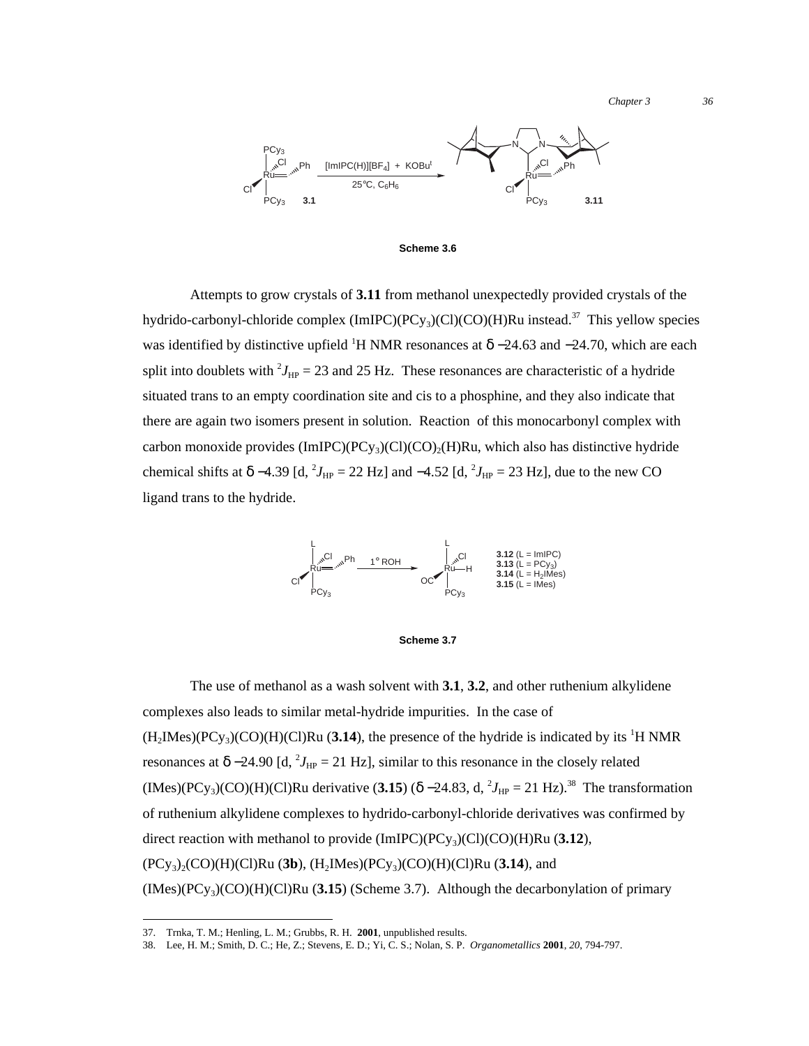Scheme 3.6

Attempts to grow crystals of **3.11** from methanol unexpectedly provided crystals of the hydrido-carbonyl-chloride complex (ImIPC)($PCy_3$)(Cl)(CO)(H)Ru instead.[37] This yellow species was identified by distinctive upfield $^1$H NMR resonances at δ −24.63 and −24.70, which are each split into doublets with $^2J_{HP}$ = 23 and 25 Hz. These resonances are characteristic of a hydride situated trans to an empty coordination site and cis to a phosphine, and they also indicate that there are again two isomers present in solution. Reaction of this monocarbonyl complex with carbon monoxide provides (ImIPC)($PCy_3$)(Cl)$(CO)_2$(H)Ru, which also has distinctive hydride chemical shifts at δ −4.39 [d, $^2J_{HP}$ = 22 Hz] and −4.52 [d, $^2J_{HP}$ = 23 Hz], due to the new CO ligand trans to the hydride.

**3.12** (L = ImIPC)
**3.13** (L = $PCy_3$)
**3.14** (L = $H_2$IMes)
**3.15** (L = IMes)

Scheme 3.7

The use of methanol as a wash solvent with **3.1**, **3.2**, and other ruthenium alkylidene complexes also leads to similar metal-hydride impurities. In the case of ($H_2$IMes)($PCy_3$)(CO)(H)(Cl)Ru (**3.14**), the presence of the hydride is indicated by its $^1$H NMR resonances at δ −24.90 [d, $^2J_{HP}$ = 21 Hz], similar to this resonance in the closely related (IMes)($PCy_3$)(CO)(H)(Cl)Ru derivative (**3.15**) (δ −24.83, d, $^2J_{HP}$ = 21 Hz).[38] The transformation of ruthenium alkylidene complexes to hydrido-carbonyl-chloride derivatives was confirmed by direct reaction with methanol to provide (ImIPC)($PCy_3$)(Cl)(CO)(H)Ru (**3.12**), $(PCy_3)_2$(CO)(H)(Cl)Ru (**3b**), ($H_2$IMes)($PCy_3$)(CO)(H)(Cl)Ru (**3.14**), and (IMes)($PCy_3$)(CO)(H)(Cl)Ru (**3.15**) (Scheme 3.7). Although the decarbonylation of primary

---

37. Trnka, T. M.; Henling, L. M.; Grubbs, R. H. **2001**, unpublished results.
38. Lee, H. M.; Smith, D. C.; He, Z.; Stevens, E. D.; Yi, C. S.; Nolan, S. P. *Organometallics* **2001**, *20*, 794-797.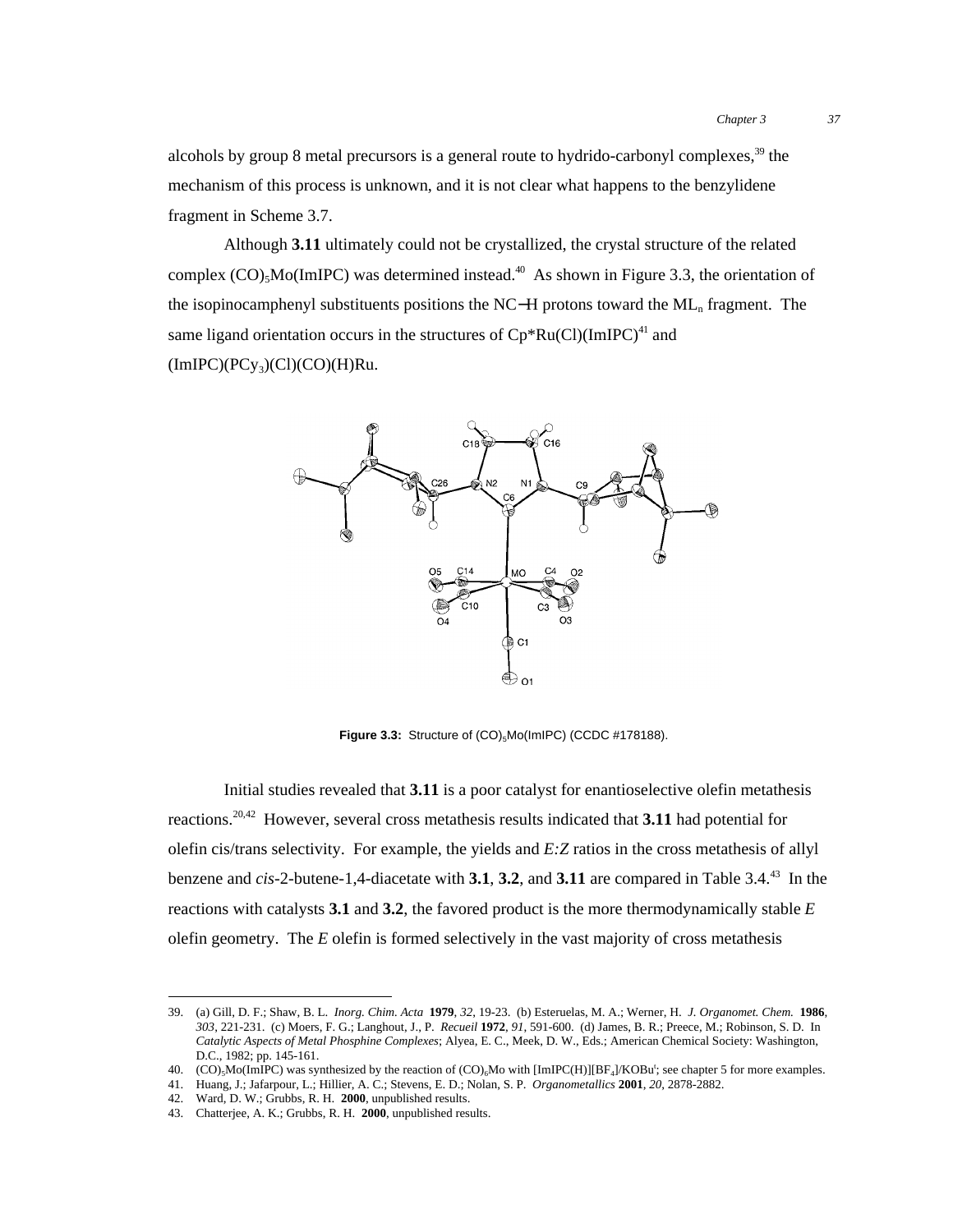alcohols by group 8 metal precursors is a general route to hydrido-carbonyl complexes,[39] the mechanism of this process is unknown, and it is not clear what happens to the benzylidene fragment in Scheme 3.7.

Although **3.11** ultimately could not be crystallized, the crystal structure of the related complex $(CO)_5Mo(ImIPC)$ was determined instead.[40] As shown in Figure 3.3, the orientation of the isopinocamphenyl substituents positions the NC−H protons toward the $ML_n$ fragment. The same ligand orientation occurs in the structures of Cp*Ru(Cl)(ImIPC)[41] and $(ImIPC)(PCy_3)(Cl)(CO)(H)Ru$.

**Figure 3.3:** Structure of $(CO)_5Mo(ImIPC)$ (CCDC #178188).

Initial studies revealed that **3.11** is a poor catalyst for enantioselective olefin metathesis reactions.[20,42] However, several cross metathesis results indicated that **3.11** had potential for olefin cis/trans selectivity. For example, the yields and *E:Z* ratios in the cross metathesis of allyl benzene and *cis*-2-butene-1,4-diacetate with **3.1**, **3.2**, and **3.11** are compared in Table 3.4.[43] In the reactions with catalysts **3.1** and **3.2**, the favored product is the more thermodynamically stable *E* olefin geometry. The *E* olefin is formed selectively in the vast majority of cross metathesis

---

39. (a) Gill, D. F.; Shaw, B. L. *Inorg. Chim. Acta* **1979**, *32*, 19-23. (b) Esteruelas, M. A.; Werner, H. *J. Organomet. Chem.* **1986**, *303*, 221-231. (c) Moers, F. G.; Langhout, J., P. *Recueil* **1972**, *91*, 591-600. (d) James, B. R.; Preece, M.; Robinson, S. D. In *Catalytic Aspects of Metal Phosphine Complexes*; Alyea, E. C., Meek, D. W., Eds.; American Chemical Society: Washington, D.C., 1982; pp. 145-161.
40. $(CO)_5Mo(ImIPC)$ was synthesized by the reaction of $(CO)_6Mo$ with $[ImIPC(H)][BF_4]/KOBu^t$; see chapter 5 for more examples.
41. Huang, J.; Jafarpour, L.; Hillier, A. C.; Stevens, E. D.; Nolan, S. P. *Organometallics* **2001**, *20*, 2878-2882.
42. Ward, D. W.; Grubbs, R. H. **2000**, unpublished results.
43. Chatterjee, A. K.; Grubbs, R. H. **2000**, unpublished results.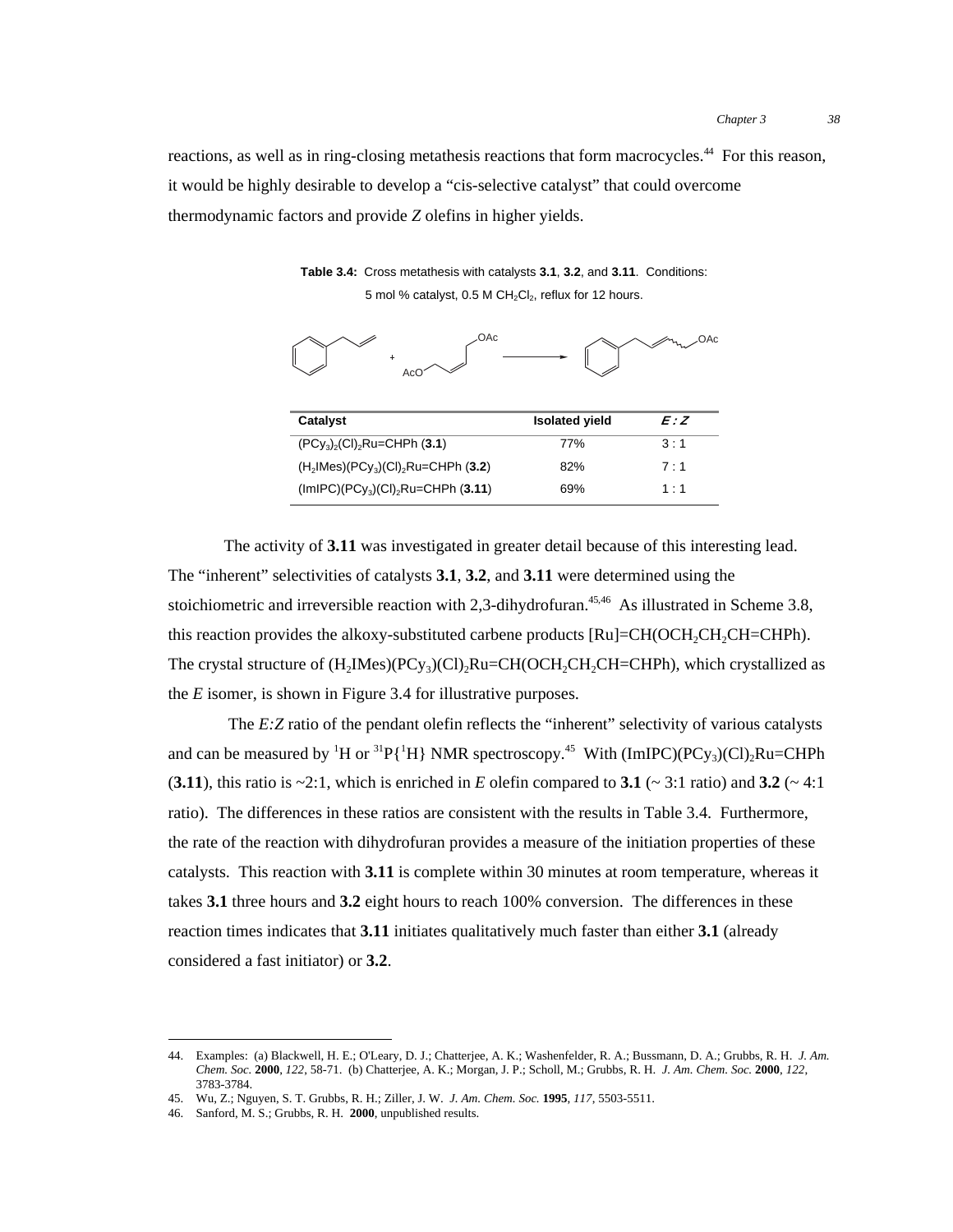reactions, as well as in ring-closing metathesis reactions that form macrocycles.[44] For this reason, it would be highly desirable to develop a "cis-selective catalyst" that could overcome thermodynamic factors and provide *Z* olefins in higher yields.

**Table 3.4:** Cross metathesis with catalysts **3.1**, **3.2**, and **3.11**. Conditions: 5 mol % catalyst, 0.5 M $CH_2Cl_2$, reflux for 12 hours.

| Catalyst | Isolated yield | *E* : *Z* |
|---|---|---|
| $(PCy_3)_2(Cl)_2$Ru=CHPh (**3.1**) | 77% | 3 : 1 |
| $(H_2IMes)(PCy_3)(Cl)_2$Ru=CHPh (**3.2**) | 82% | 7 : 1 |
| $(ImIPC)(PCy_3)(Cl)_2$Ru=CHPh (**3.11**) | 69% | 1 : 1 |

The activity of **3.11** was investigated in greater detail because of this interesting lead. The "inherent" selectivities of catalysts **3.1**, **3.2**, and **3.11** were determined using the stoichiometric and irreversible reaction with 2,3-dihydrofuran.[45,46] As illustrated in Scheme 3.8, this reaction provides the alkoxy-substituted carbene products [Ru]=$CH(OCH_2CH_2CH$=CHPh). The crystal structure of $(H_2IMes)(PCy_3)(Cl)_2$Ru=$CH(OCH_2CH_2CH$=CHPh), which crystallized as the *E* isomer, is shown in Figure 3.4 for illustrative purposes.

The *E:Z* ratio of the pendant olefin reflects the "inherent" selectivity of various catalysts and can be measured by $^1$H or $^{31}$P{$^1$H} NMR spectroscopy.[45] With $(ImIPC)(PCy_3)(Cl)_2$Ru=CHPh (**3.11**), this ratio is ~2:1, which is enriched in *E* olefin compared to **3.1** (~ 3:1 ratio) and **3.2** (~ 4:1 ratio). The differences in these ratios are consistent with the results in Table 3.4. Furthermore, the rate of the reaction with dihydrofuran provides a measure of the initiation properties of these catalysts. This reaction with **3.11** is complete within 30 minutes at room temperature, whereas it takes **3.1** three hours and **3.2** eight hours to reach 100% conversion. The differences in these reaction times indicates that **3.11** initiates qualitatively much faster than either **3.1** (already considered a fast initiator) or **3.2**.

---

44. Examples: (a) Blackwell, H. E.; O'Leary, D. J.; Chatterjee, A. K.; Washenfelder, R. A.; Bussmann, D. A.; Grubbs, R. H. *J. Am. Chem. Soc.* **2000**, *122*, 58-71. (b) Chatterjee, A. K.; Morgan, J. P.; Scholl, M.; Grubbs, R. H. *J. Am. Chem. Soc.* **2000**, *122*, 3783-3784.
45. Wu, Z.; Nguyen, S. T. Grubbs, R. H.; Ziller, J. W. *J. Am. Chem. Soc.* **1995**, *117*, 5503-5511.
46. Sanford, M. S.; Grubbs, R. H. **2000**, unpublished results.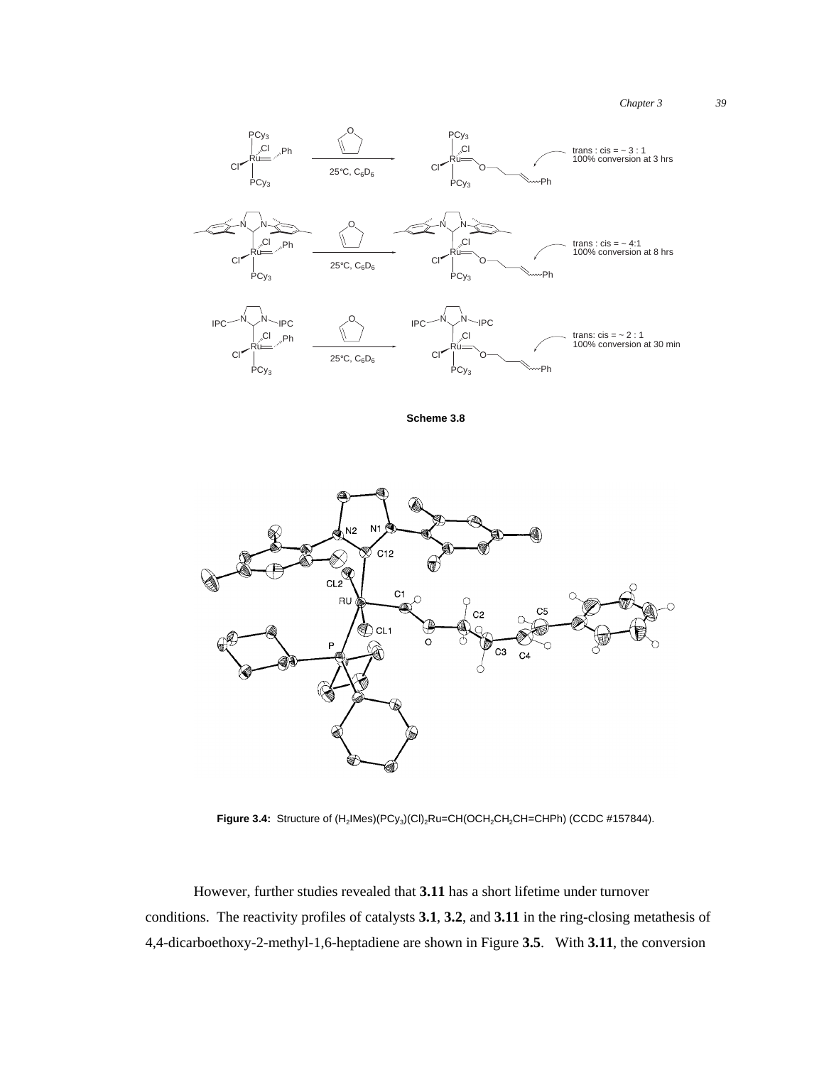**Scheme 3.8**

**Figure 3.4:** Structure of $(H_2IMes)(PCy_3)(Cl)_2Ru{=}CH(OCH_2CH_2CH{=}CHPh)$ (CCDC #157844).

However, further studies revealed that **3.11** has a short lifetime under turnover conditions. The reactivity profiles of catalysts **3.1**, **3.2**, and **3.11** in the ring-closing metathesis of 4,4-dicarboethoxy-2-methyl-1,6-heptadiene are shown in Figure **3.5**. With **3.11**, the conversion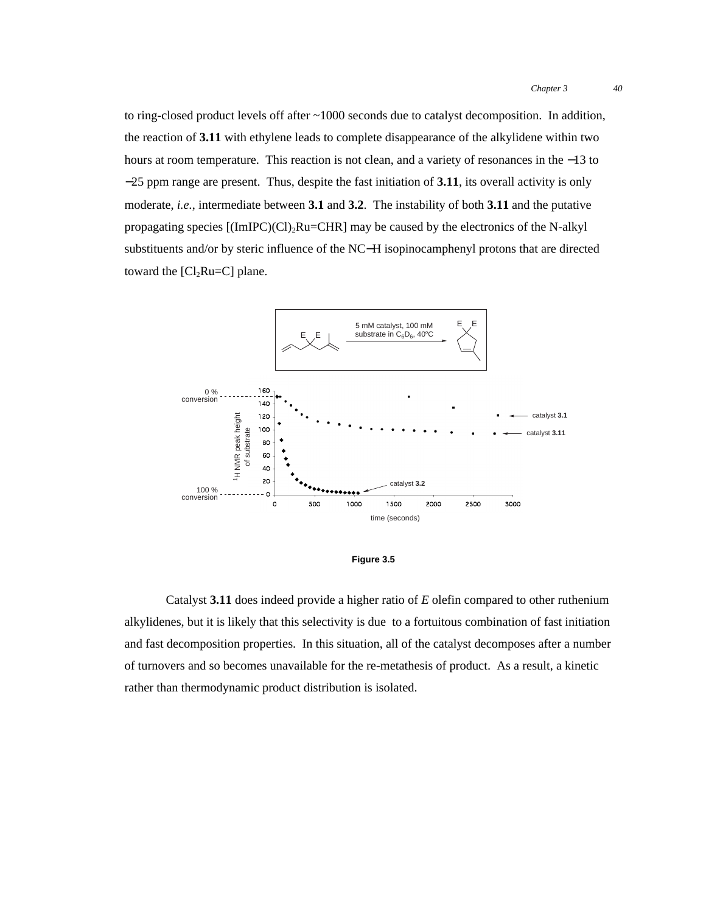to ring-closed product levels off after ~1000 seconds due to catalyst decomposition. In addition, the reaction of **3.11** with ethylene leads to complete disappearance of the alkylidene within two hours at room temperature. This reaction is not clean, and a variety of resonances in the −13 to −25 ppm range are present. Thus, despite the fast initiation of **3.11**, its overall activity is only moderate, *i.e.*, intermediate between **3.1** and **3.2**. The instability of both **3.11** and the putative propagating species [(ImIPC)(Cl)$_2$Ru=CHR] may be caused by the electronics of the N-alkyl substituents and/or by steric influence of the NC−H isopinocamphenyl protons that are directed toward the [Cl$_2$Ru=C] plane.

**Figure 3.5**

Catalyst **3.11** does indeed provide a higher ratio of *E* olefin compared to other ruthenium alkylidenes, but it is likely that this selectivity is due to a fortuitous combination of fast initiation and fast decomposition properties. In this situation, all of the catalyst decomposes after a number of turnovers and so becomes unavailable for the re-metathesis of product. As a result, a kinetic rather than thermodynamic product distribution is isolated.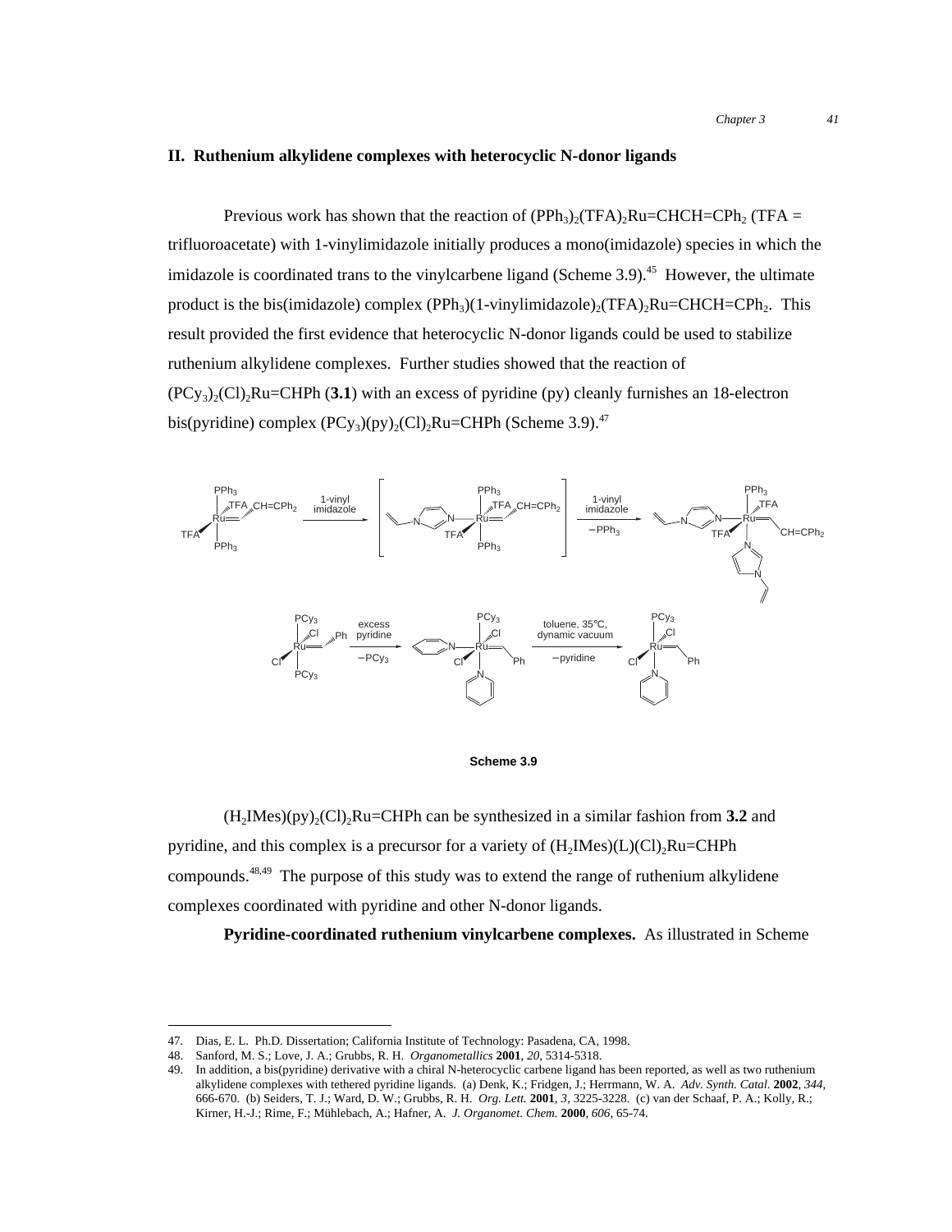## II. Ruthenium alkylidene complexes with heterocyclic N-donor ligands

Previous work has shown that the reaction of $(PPh_3)_2(TFA)_2Ru{=}CHCH{=}CPh_2$ (TFA = trifluoroacetate) with 1-vinylimidazole initially produces a mono(imidazole) species in which the imidazole is coordinated trans to the vinylcarbene ligand (Scheme 3.9).[45] However, the ultimate product is the bis(imidazole) complex $(PPh_3)(1\text{-vinylimidazole})_2(TFA)_2Ru{=}CHCH{=}CPh_2$. This result provided the first evidence that heterocyclic N-donor ligands could be used to stabilize ruthenium alkylidene complexes. Further studies showed that the reaction of $(PCy_3)_2(Cl)_2Ru{=}CHPh$ (**3.1**) with an excess of pyridine (py) cleanly furnishes an 18-electron bis(pyridine) complex $(PCy_3)(py)_2(Cl)_2Ru{=}CHPh$ (Scheme 3.9).[47]

**Scheme 3.9**

$(H_2IMes)(py)_2(Cl)_2Ru{=}CHPh$ can be synthesized in a similar fashion from **3.2** and pyridine, and this complex is a precursor for a variety of $(H_2IMes)(L)(Cl)_2Ru{=}CHPh$ compounds.[48,49] The purpose of this study was to extend the range of ruthenium alkylidene complexes coordinated with pyridine and other N-donor ligands.

**Pyridine-coordinated ruthenium vinylcarbene complexes.** As illustrated in Scheme

---

47. Dias, E. L. Ph.D. Dissertation; California Institute of Technology: Pasadena, CA, 1998.
48. Sanford, M. S.; Love, J. A.; Grubbs, R. H. *Organometallics* **2001**, *20*, 5314-5318.
49. In addition, a bis(pyridine) derivative with a chiral N-heterocyclic carbene ligand has been reported, as well as two ruthenium alkylidene complexes with tethered pyridine ligands. (a) Denk, K.; Fridgen, J.; Herrmann, W. A. *Adv. Synth. Catal.* **2002**, *344*, 666-670. (b) Seiders, T. J.; Ward, D. W.; Grubbs, R. H. *Org. Lett.* **2001**, *3*, 3225-3228. (c) van der Schaaf, P. A.; Kolly, R.; Kirner, H.-J.; Rime, F.; Mühlebach, A.; Hafner, A. *J. Organomet. Chem.* **2000**, *606*, 65-74.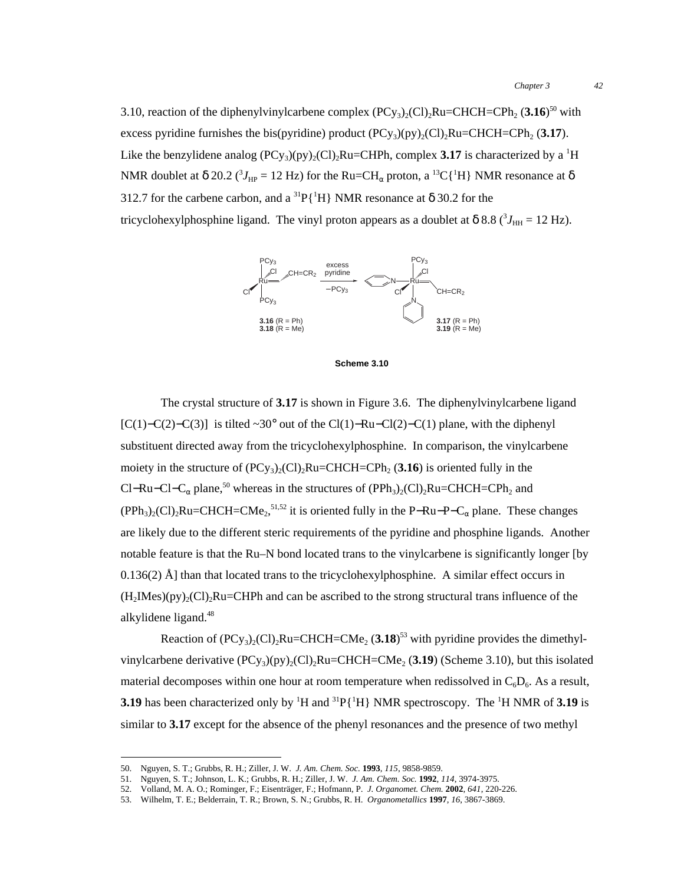3.10, reaction of the diphenylvinylcarbene complex $(PCy_3)_2(Cl)_2Ru{=}CHCH{=}CPh_2$ (**3.16**)[50] with excess pyridine furnishes the bis(pyridine) product $(PCy_3)(py)_2(Cl)_2Ru{=}CHCH{=}CPh_2$ (**3.17**). Like the benzylidene analog $(PCy_3)(py)_2(Cl)_2Ru{=}CHPh$, complex **3.17** is characterized by a $^1$H NMR doublet at δ 20.2 ($^3J_{HP}$ = 12 Hz) for the $Ru{=}CH_\alpha$ proton, a $^{13}C\{^1H\}$ NMR resonance at δ 312.7 for the carbene carbon, and a $^{31}P\{^1H\}$ NMR resonance at δ 30.2 for the tricyclohexylphosphine ligand. The vinyl proton appears as a doublet at δ 8.8 ($^3J_{HH}$ = 12 Hz).

**3.16** (R = Ph) / **3.18** (R = Me) → excess pyridine, −$PCy_3$ → **3.17** (R = Ph) / **3.19** (R = Me)

**Scheme 3.10**

The crystal structure of **3.17** is shown in Figure 3.6. The diphenylvinylcarbene ligand [C(1)−C(2)−C(3)] is tilted ~30° out of the Cl(1)−Ru−Cl(2)−C(1) plane, with the diphenyl substituent directed away from the tricyclohexylphosphine. In comparison, the vinylcarbene moiety in the structure of $(PCy_3)_2(Cl)_2Ru{=}CHCH{=}CPh_2$ (**3.16**) is oriented fully in the Cl−Ru−Cl−$C_\alpha$ plane,[50] whereas in the structures of $(PPh_3)_2(Cl)_2Ru{=}CHCH{=}CPh_2$ and $(PPh_3)_2(Cl)_2Ru{=}CHCH{=}CMe_2$,[51,52] it is oriented fully in the P−Ru−P−$C_\alpha$ plane. These changes are likely due to the different steric requirements of the pyridine and phosphine ligands. Another notable feature is that the Ru–N bond located trans to the vinylcarbene is significantly longer [by 0.136(2) Å] than that located trans to the tricyclohexylphosphine. A similar effect occurs in $(H_2IMes)(py)_2(Cl)_2Ru{=}CHPh$ and can be ascribed to the strong structural trans influence of the alkylidene ligand.[48]

Reaction of $(PCy_3)_2(Cl)_2Ru{=}CHCH{=}CMe_2$ (**3.18**)[53] with pyridine provides the dimethylvinylcarbene derivative $(PCy_3)(py)_2(Cl)_2Ru{=}CHCH{=}CMe_2$ (**3.19**) (Scheme 3.10), but this isolated material decomposes within one hour at room temperature when redissolved in $C_6D_6$. As a result, **3.19** has been characterized only by $^1$H and $^{31}P\{^1H\}$ NMR spectroscopy. The $^1$H NMR of **3.19** is similar to **3.17** except for the absence of the phenyl resonances and the presence of two methyl

---

50. Nguyen, S. T.; Grubbs, R. H.; Ziller, J. W. *J. Am. Chem. Soc.* **1993**, *115*, 9858-9859.
51. Nguyen, S. T.; Johnson, L. K.; Grubbs, R. H.; Ziller, J. W. *J. Am. Chem. Soc.* **1992**, *114*, 3974-3975.
52. Volland, M. A. O.; Rominger, F.; Eisenträger, F.; Hofmann, P. *J. Organomet. Chem.* **2002**, *641*, 220-226.
53. Wilhelm, T. E.; Belderrain, T. R.; Brown, S. N.; Grubbs, R. H. *Organometallics* **1997**, *16*, 3867-3869.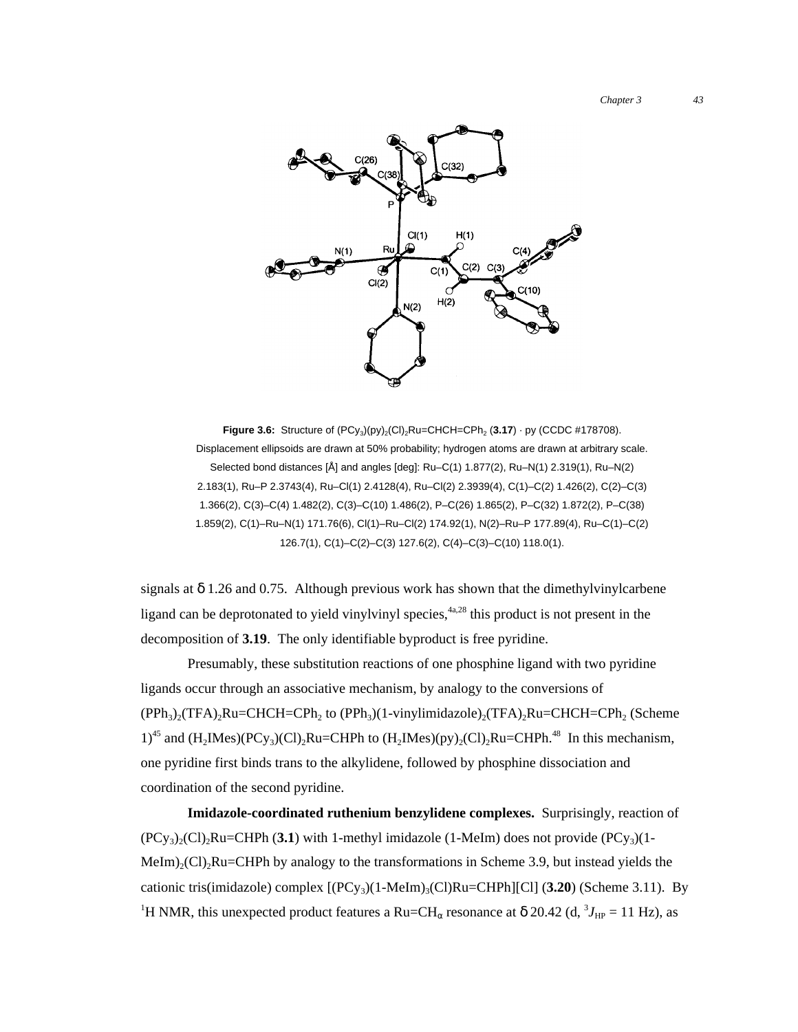**Figure 3.6:** Structure of $(PCy_3)(py)_2(Cl)_2Ru{=}CHCH{=}CPh_2$ (**3.17**) · py (CCDC #178708). Displacement ellipsoids are drawn at 50% probability; hydrogen atoms are drawn at arbitrary scale. Selected bond distances [Å] and angles [deg]: Ru–C(1) 1.877(2), Ru–N(1) 2.319(1), Ru–N(2) 2.183(1), Ru–P 2.3743(4), Ru–Cl(1) 2.4128(4), Ru–Cl(2) 2.3939(4), C(1)–C(2) 1.426(2), C(2)–C(3) 1.366(2), C(3)–C(4) 1.482(2), C(3)–C(10) 1.486(2), P–C(26) 1.865(2), P–C(32) 1.872(2), P–C(38) 1.859(2), C(1)–Ru–N(1) 171.76(6), Cl(1)–Ru–Cl(2) 174.92(1), N(2)–Ru–P 177.89(4), Ru–C(1)–C(2) 126.7(1), C(1)–C(2)–C(3) 127.6(2), C(4)–C(3)–C(10) 118.0(1).

signals at δ 1.26 and 0.75. Although previous work has shown that the dimethylvinylcarbene ligand can be deprotonated to yield vinylvinyl species,[4a,28] this product is not present in the decomposition of **3.19**. The only identifiable byproduct is free pyridine.

Presumably, these substitution reactions of one phosphine ligand with two pyridine ligands occur through an associative mechanism, by analogy to the conversions of $(PPh_3)_2(TFA)_2Ru{=}CHCH{=}CPh_2$ to $(PPh_3)$(1-vinylimidazole)$_2(TFA)_2Ru{=}CHCH{=}CPh_2$ (Scheme 1)[45] and $(H_2IMes)(PCy_3)(Cl)_2Ru{=}CHPh$ to $(H_2IMes)(py)_2(Cl)_2Ru{=}CHPh$.[48] In this mechanism, one pyridine first binds trans to the alkylidene, followed by phosphine dissociation and coordination of the second pyridine.

**Imidazole-coordinated ruthenium benzylidene complexes.** Surprisingly, reaction of $(PCy_3)_2(Cl)_2Ru{=}CHPh$ (**3.1**) with 1-methyl imidazole (1-MeIm) does not provide $(PCy_3)$(1-MeIm)$_2(Cl)_2Ru{=}CHPh$ by analogy to the transformations in Scheme 3.9, but instead yields the cationic tris(imidazole) complex $[(PCy_3)$(1-MeIm)$_3(Cl)Ru{=}CHPh][Cl]$ (**3.20**) (Scheme 3.11). By $^1$H NMR, this unexpected product features a $Ru{=}CH_\alpha$ resonance at δ 20.42 (d, $^3J_{HP}$ = 11 Hz), as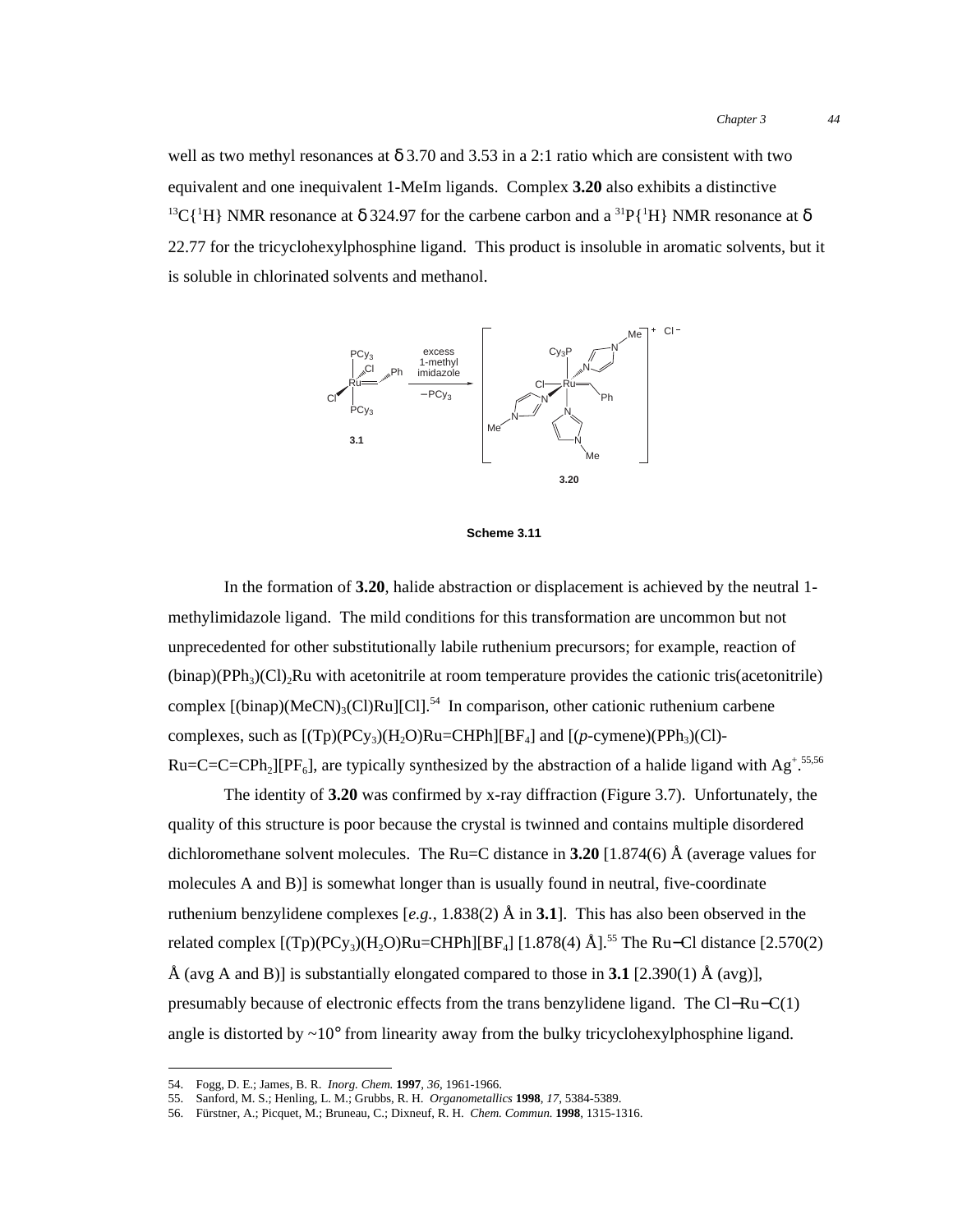well as two methyl resonances at δ 3.70 and 3.53 in a 2:1 ratio which are consistent with two equivalent and one inequivalent 1-MeIm ligands. Complex **3.20** also exhibits a distinctive $^{13}C\{^1H\}$ NMR resonance at δ 324.97 for the carbene carbon and a $^{31}P\{^1H\}$ NMR resonance at δ 22.77 for the tricyclohexylphosphine ligand. This product is insoluble in aromatic solvents, but it is soluble in chlorinated solvents and methanol.

**Scheme 3.11**

In the formation of **3.20**, halide abstraction or displacement is achieved by the neutral 1-methylimidazole ligand. The mild conditions for this transformation are uncommon but not unprecedented for other substitutionally labile ruthenium precursors; for example, reaction of (binap)($PPh_3$)$(Cl)_2$Ru with acetonitrile at room temperature provides the cationic tris(acetonitrile) complex [(binap)$(MeCN)_3$(Cl)Ru][Cl].[54] In comparison, other cationic ruthenium carbene complexes, such as [(Tp)($PCy_3$)($H_2O$)Ru=CHPh][$BF_4$] and [(*p*-cymene)($PPh_3$)(Cl)-Ru=C=C=$CPh_2$][$PF_6$], are typically synthesized by the abstraction of a halide ligand with $Ag^+$.[55,56]

The identity of **3.20** was confirmed by x-ray diffraction (Figure 3.7). Unfortunately, the quality of this structure is poor because the crystal is twinned and contains multiple disordered dichloromethane solvent molecules. The Ru=C distance in **3.20** [1.874(6) Å (average values for molecules A and B)] is somewhat longer than is usually found in neutral, five-coordinate ruthenium benzylidene complexes [*e.g.*, 1.838(2) Å in **3.1**]. This has also been observed in the related complex [(Tp)($PCy_3$)($H_2O$)Ru=CHPh][$BF_4$] [1.878(4) Å].[55] The Ru−Cl distance [2.570(2) Å (avg A and B)] is substantially elongated compared to those in **3.1** [2.390(1) Å (avg)], presumably because of electronic effects from the trans benzylidene ligand. The Cl−Ru−C(1) angle is distorted by ~10° from linearity away from the bulky tricyclohexylphosphine ligand.

---

54. Fogg, D. E.; James, B. R. *Inorg. Chem.* **1997**, *36*, 1961-1966.
55. Sanford, M. S.; Henling, L. M.; Grubbs, R. H. *Organometallics* **1998**, *17*, 5384-5389.
56. Fürstner, A.; Picquet, M.; Bruneau, C.; Dixneuf, R. H. *Chem. Commun.* **1998**, 1315-1316.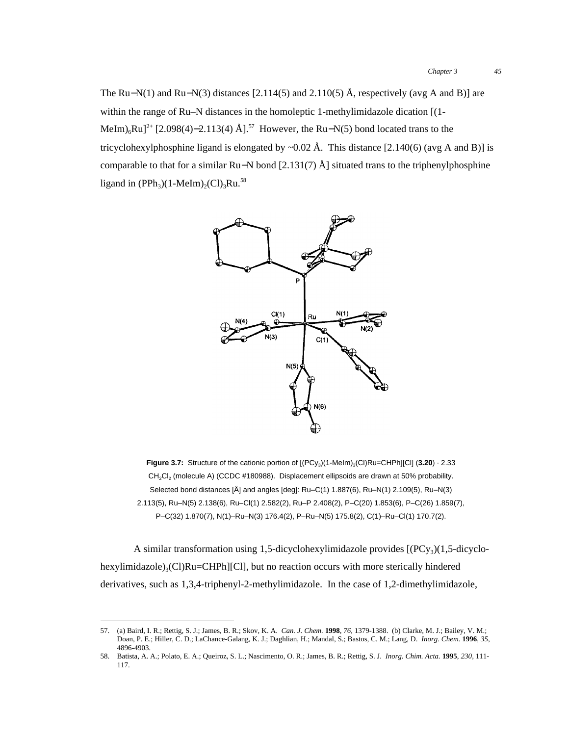The Ru−N(1) and Ru−N(3) distances [2.114(5) and 2.110(5) Å, respectively (avg A and B)] are within the range of Ru–N distances in the homoleptic 1-methylimidazole dication $[(1\text{-MeIm})_6Ru]^{2+}$ [2.098(4)−2.113(4) Å].[57] However, the Ru−N(5) bond located trans to the tricyclohexylphosphine ligand is elongated by ~0.02 Å. This distance [2.140(6) (avg A and B)] is comparable to that for a similar Ru−N bond [2.131(7) Å] situated trans to the triphenylphosphine ligand in $(PPh_3)(1\text{-MeIm})_2(Cl)_3Ru$.[58]

**Figure 3.7:** Structure of the cationic portion of $[(PCy_3)(1\text{-MeIm})_3(Cl)Ru{=}CHPh][Cl]$ (**3.20**) · 2.33 $CH_2Cl_2$ (molecule A) (CCDC #180988). Displacement ellipsoids are drawn at 50% probability. Selected bond distances [Å] and angles [deg]: Ru–C(1) 1.887(6), Ru–N(1) 2.109(5), Ru–N(3) 2.113(5), Ru–N(5) 2.138(6), Ru–Cl(1) 2.582(2), Ru–P 2.408(2), P–C(20) 1.853(6), P–C(26) 1.859(7), P–C(32) 1.870(7), N(1)–Ru–N(3) 176.4(2), P–Ru–N(5) 175.8(2), C(1)–Ru–Cl(1) 170.7(2).

A similar transformation using 1,5-dicyclohexylimidazole provides $[(PCy_3)(1,5\text{-dicyclohexylimidazole})_3(Cl)Ru{=}CHPh][Cl]$, but no reaction occurs with more sterically hindered derivatives, such as 1,3,4-triphenyl-2-methylimidazole. In the case of 1,2-dimethylimidazole,

---

57. (a) Baird, I. R.; Rettig, S. J.; James, B. R.; Skov, K. A. *Can. J. Chem.* **1998**, *76*, 1379-1388. (b) Clarke, M. J.; Bailey, V. M.; Doan, P. E.; Hiller, C. D.; LaChance-Galang, K. J.; Daghlian, H.; Mandal, S.; Bastos, C. M.; Lang, D. *Inorg. Chem.* **1996**, *35*, 4896-4903.
58. Batista, A. A.; Polato, E. A.; Queiroz, S. L.; Nascimento, O. R.; James, B. R.; Rettig, S. J. *Inorg. Chim. Acta.* **1995**, *230*, 111-117.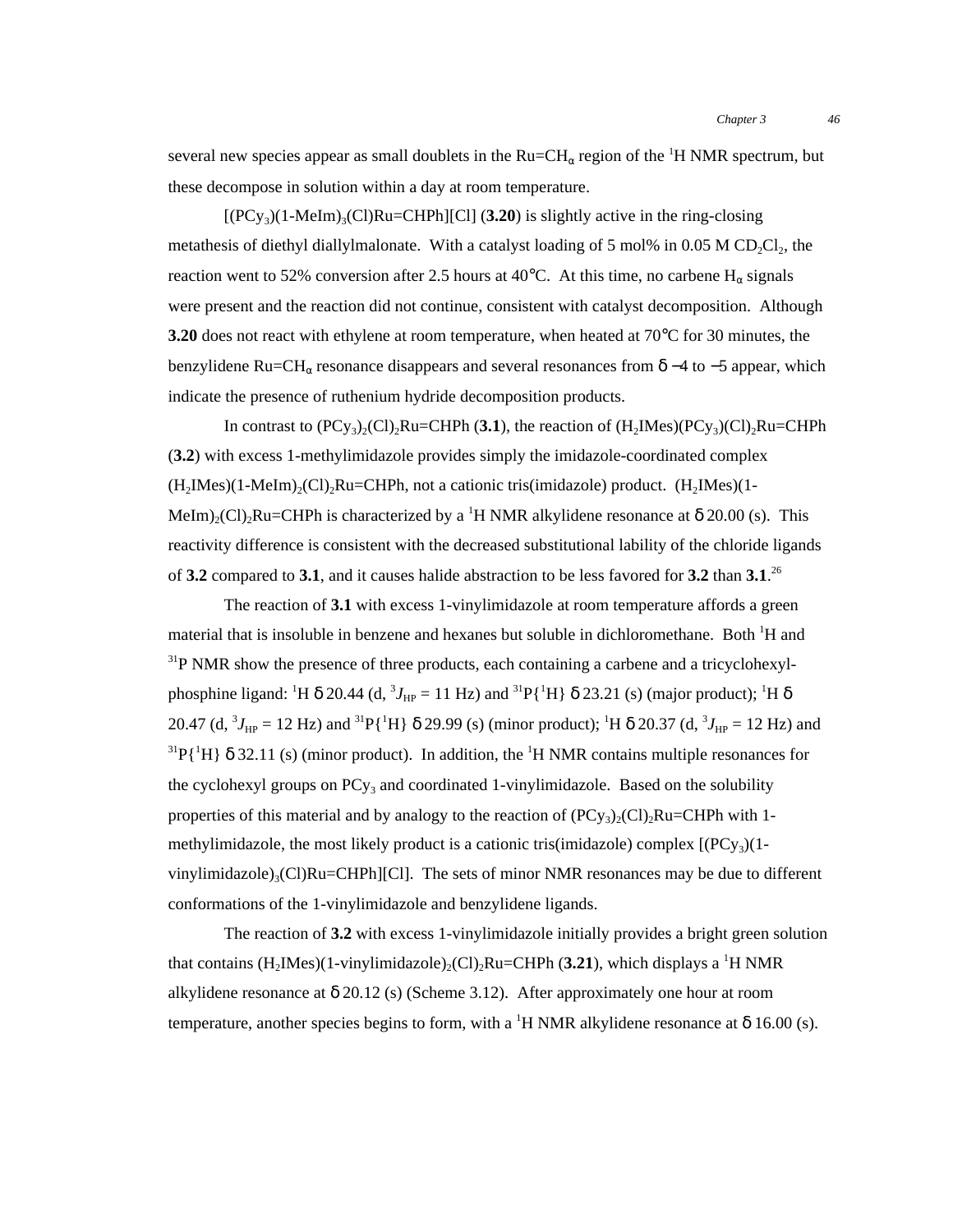several new species appear as small doublets in the Ru=CH$_\alpha$ region of the $^1$H NMR spectrum, but these decompose in solution within a day at room temperature.

[(PCy$_3$)(1-MeIm)$_3$(Cl)Ru=CHPh][Cl] (**3.20**) is slightly active in the ring-closing metathesis of diethyl diallylmalonate. With a catalyst loading of 5 mol% in 0.05 M CD$_2$Cl$_2$, the reaction went to 52% conversion after 2.5 hours at 40°C. At this time, no carbene H$_\alpha$ signals were present and the reaction did not continue, consistent with catalyst decomposition. Although **3.20** does not react with ethylene at room temperature, when heated at 70°C for 30 minutes, the benzylidene Ru=CH$_\alpha$ resonance disappears and several resonances from δ −4 to −5 appear, which indicate the presence of ruthenium hydride decomposition products.

In contrast to (PCy$_3$)$_2$(Cl)$_2$Ru=CHPh (**3.1**), the reaction of (H$_2$IMes)(PCy$_3$)(Cl)$_2$Ru=CHPh (**3.2**) with excess 1-methylimidazole provides simply the imidazole-coordinated complex (H$_2$IMes)(1-MeIm)$_2$(Cl)$_2$Ru=CHPh, not a cationic tris(imidazole) product. (H$_2$IMes)(1-MeIm)$_2$(Cl)$_2$Ru=CHPh is characterized by a $^1$H NMR alkylidene resonance at δ 20.00 (s). This reactivity difference is consistent with the decreased substitutional lability of the chloride ligands of **3.2** compared to **3.1**, and it causes halide abstraction to be less favored for **3.2** than **3.1**.[26]

The reaction of **3.1** with excess 1-vinylimidazole at room temperature affords a green material that is insoluble in benzene and hexanes but soluble in dichloromethane. Both $^1$H and $^{31}$P NMR show the presence of three products, each containing a carbene and a tricyclohexylphosphine ligand: $^1$H δ 20.44 (d, $^3J_{HP}$ = 11 Hz) and $^{31}$P{$^1$H} δ 23.21 (s) (major product); $^1$H δ 20.47 (d, $^3J_{HP}$ = 12 Hz) and $^{31}$P{$^1$H} δ 29.99 (s) (minor product); $^1$H δ 20.37 (d, $^3J_{HP}$ = 12 Hz) and $^{31}$P{$^1$H} δ 32.11 (s) (minor product). In addition, the $^1$H NMR contains multiple resonances for the cyclohexyl groups on PCy$_3$ and coordinated 1-vinylimidazole. Based on the solubility properties of this material and by analogy to the reaction of (PCy$_3$)$_2$(Cl)$_2$Ru=CHPh with 1-methylimidazole, the most likely product is a cationic tris(imidazole) complex [(PCy$_3$)(1-vinylimidazole)$_3$(Cl)Ru=CHPh][Cl]. The sets of minor NMR resonances may be due to different conformations of the 1-vinylimidazole and benzylidene ligands.

The reaction of **3.2** with excess 1-vinylimidazole initially provides a bright green solution that contains (H$_2$IMes)(1-vinylimidazole)$_2$(Cl)$_2$Ru=CHPh (**3.21**), which displays a $^1$H NMR alkylidene resonance at δ 20.12 (s) (Scheme 3.12). After approximately one hour at room temperature, another species begins to form, with a $^1$H NMR alkylidene resonance at δ 16.00 (s).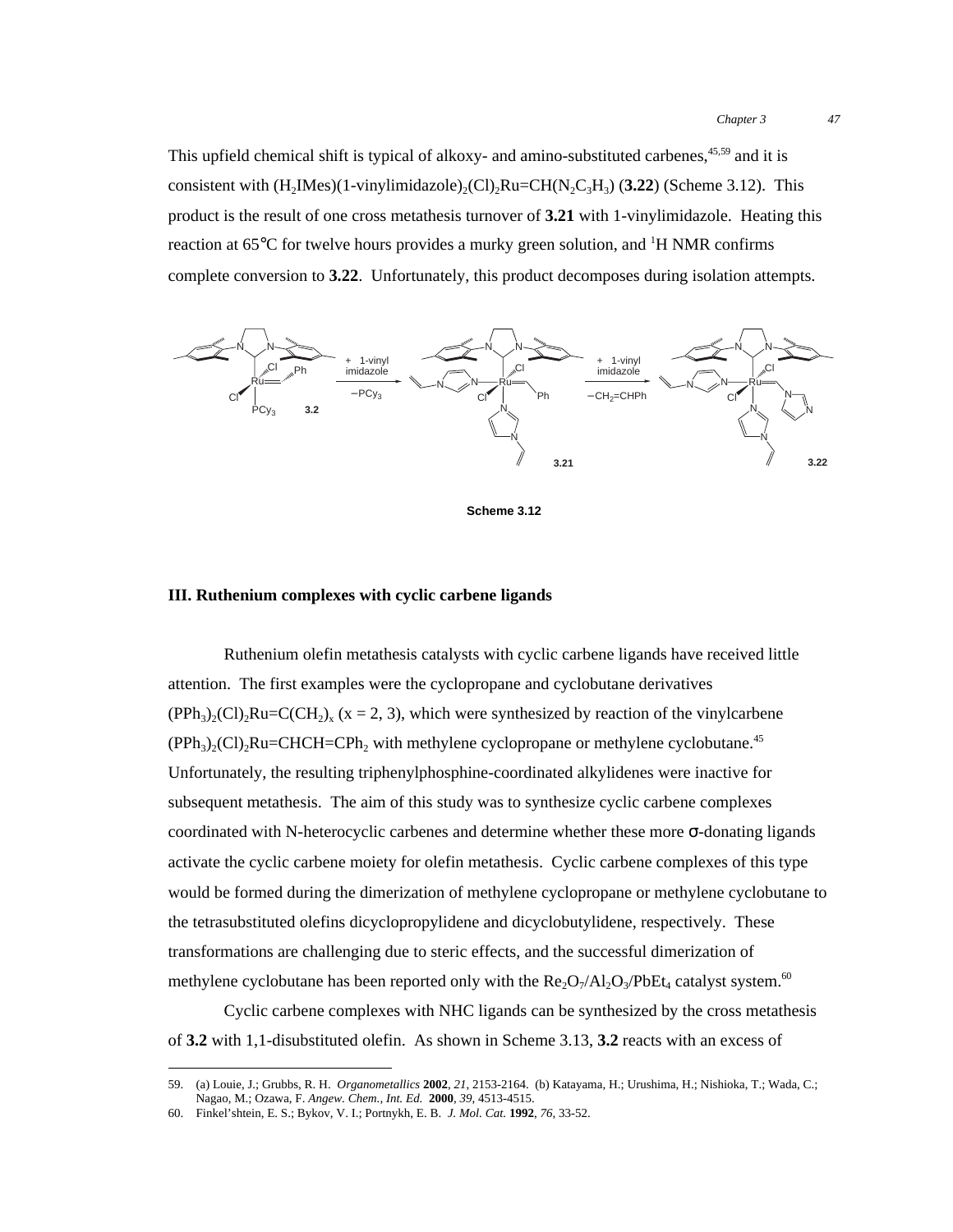This upfield chemical shift is typical of alkoxy- and amino-substituted carbenes,[45,59] and it is consistent with $(H_2IMes)(1\text{-vinylimidazole})_2(Cl)_2Ru{=}CH(N_2C_3H_3)$ (**3.22**) (Scheme 3.12). This product is the result of one cross metathesis turnover of **3.21** with 1-vinylimidazole. Heating this reaction at 65°C for twelve hours provides a murky green solution, and $^1H$ NMR confirms complete conversion to **3.22**. Unfortunately, this product decomposes during isolation attempts.

**Scheme 3.12**

### III. Ruthenium complexes with cyclic carbene ligands

Ruthenium olefin metathesis catalysts with cyclic carbene ligands have received little attention. The first examples were the cyclopropane and cyclobutane derivatives $(PPh_3)_2(Cl)_2Ru{=}C(CH_2)_x$ (x = 2, 3), which were synthesized by reaction of the vinylcarbene $(PPh_3)_2(Cl)_2Ru{=}CHCH{=}CPh_2$ with methylene cyclopropane or methylene cyclobutane.[45] Unfortunately, the resulting triphenylphosphine-coordinated alkylidenes were inactive for subsequent metathesis. The aim of this study was to synthesize cyclic carbene complexes coordinated with N-heterocyclic carbenes and determine whether these more σ-donating ligands activate the cyclic carbene moiety for olefin metathesis. Cyclic carbene complexes of this type would be formed during the dimerization of methylene cyclopropane or methylene cyclobutane to the tetrasubstituted olefins dicyclopropylidene and dicyclobutylidene, respectively. These transformations are challenging due to steric effects, and the successful dimerization of methylene cyclobutane has been reported only with the $Re_2O_7/Al_2O_3/PbEt_4$ catalyst system.[60]

Cyclic carbene complexes with NHC ligands can be synthesized by the cross metathesis of **3.2** with 1,1-disubstituted olefin. As shown in Scheme 3.13, **3.2** reacts with an excess of

---

59. (a) Louie, J.; Grubbs, R. H. *Organometallics* **2002**, *21*, 2153-2164. (b) Katayama, H.; Urushima, H.; Nishioka, T.; Wada, C.; Nagao, M.; Ozawa, F. *Angew. Chem., Int. Ed.* **2000**, *39*, 4513-4515.
60. Finkel'shtein, E. S.; Bykov, V. I.; Portnykh, E. B. *J. Mol. Cat.* **1992**, *76*, 33-52.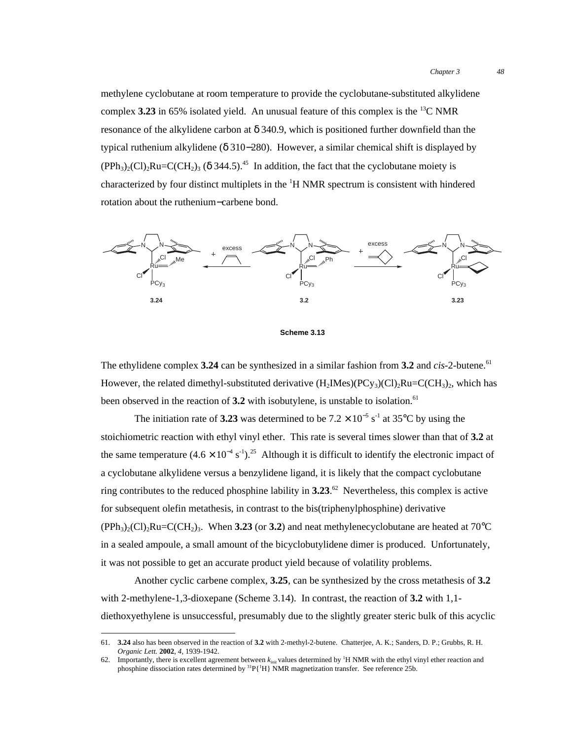methylene cyclobutane at room temperature to provide the cyclobutane-substituted alkylidene complex **3.23** in 65% isolated yield. An unusual feature of this complex is the $^{13}C$ NMR resonance of the alkylidene carbon at δ 340.9, which is positioned further downfield than the typical ruthenium alkylidene (δ 310−280). However, a similar chemical shift is displayed by $(PPh_3)_2(Cl)_2Ru{=}C(CH_2)_3$ (δ 344.5).[45] In addition, the fact that the cyclobutane moiety is characterized by four distinct multiplets in the $^1H$ NMR spectrum is consistent with hindered rotation about the ruthenium−carbene bond.

**Scheme 3.13**

The ethylidene complex **3.24** can be synthesized in a similar fashion from **3.2** and *cis*-2-butene.[61] However, the related dimethyl-substituted derivative $(H_2IMes)(PCy_3)(Cl)_2Ru{=}C(CH_3)_2$, which has been observed in the reaction of **3.2** with isobutylene, is unstable to isolation.[61]

The initiation rate of **3.23** was determined to be $7.2 \times 10^{-5}$ s$^{-1}$ at 35°C by using the stoichiometric reaction with ethyl vinyl ether. This rate is several times slower than that of **3.2** at the same temperature ($4.6 \times 10^{-4}$ s$^{-1}$).[25] Although it is difficult to identify the electronic impact of a cyclobutane alkylidene versus a benzylidene ligand, it is likely that the compact cyclobutane ring contributes to the reduced phosphine lability in **3.23**.[62] Nevertheless, this complex is active for subsequent olefin metathesis, in contrast to the bis(triphenylphosphine) derivative $(PPh_3)_2(Cl)_2Ru{=}C(CH_2)_3$. When **3.23** (or **3.2**) and neat methylenecyclobutane are heated at 70°C in a sealed ampoule, a small amount of the bicyclobutylidene dimer is produced. Unfortunately, it was not possible to get an accurate product yield because of volatility problems.

Another cyclic carbene complex, **3.25**, can be synthesized by the cross metathesis of **3.2** with 2-methylene-1,3-dioxepane (Scheme 3.14). In contrast, the reaction of **3.2** with 1,1-diethoxyethylene is unsuccessful, presumably due to the slightly greater steric bulk of this acyclic

---

61. **3.24** also has been observed in the reaction of **3.2** with 2-methyl-2-butene. Chatterjee, A. K.; Sanders, D. P.; Grubbs, R. H. *Organic Lett.* **2002**, *4*, 1939-1942.

62. Importantly, there is excellent agreement between $k_{init}$ values determined by $^1H$ NMR with the ethyl vinyl ether reaction and phosphine dissociation rates determined by $^{31}P\{^1H\}$ NMR magnetization transfer. See reference 25b.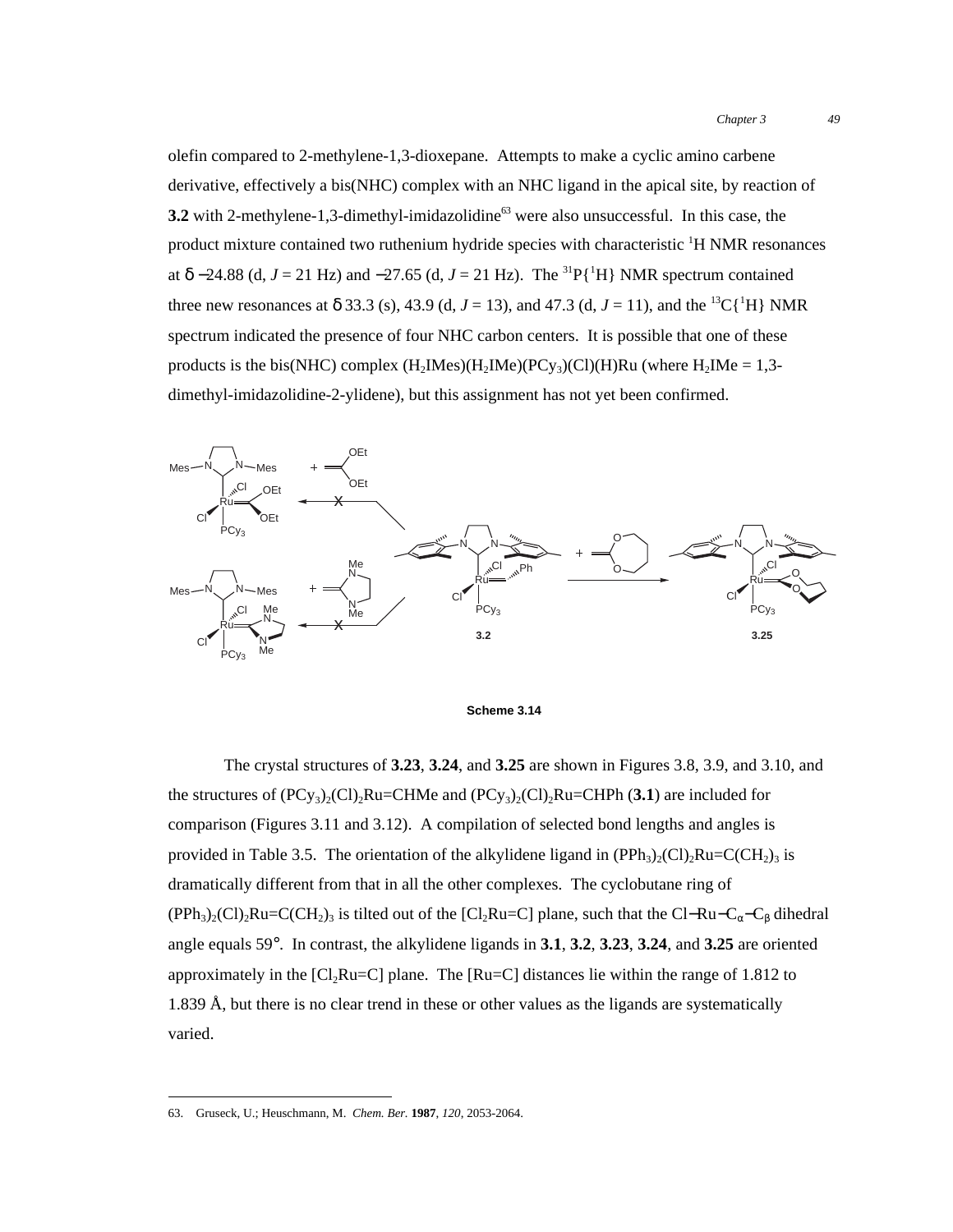olefin compared to 2-methylene-1,3-dioxepane. Attempts to make a cyclic amino carbene derivative, effectively a bis(NHC) complex with an NHC ligand in the apical site, by reaction of **3.2** with 2-methylene-1,3-dimethyl-imidazolidine[63] were also unsuccessful. In this case, the product mixture contained two ruthenium hydride species with characteristic $^{1}$H NMR resonances at δ −24.88 (d, $J$ = 21 Hz) and −27.65 (d, $J$ = 21 Hz). The $^{31}$P{$^{1}$H} NMR spectrum contained three new resonances at δ 33.3 (s), 43.9 (d, $J$ = 13), and 47.3 (d, $J$ = 11), and the $^{13}$C{$^{1}$H} NMR spectrum indicated the presence of four NHC carbon centers. It is possible that one of these products is the bis(NHC) complex $(H_2IMes)(H_2IMe)(PCy_3)(Cl)(H)Ru$ (where $H_2IMe$ = 1,3-dimethyl-imidazolidine-2-ylidene), but this assignment has not yet been confirmed.

**Scheme 3.14**

The crystal structures of **3.23**, **3.24**, and **3.25** are shown in Figures 3.8, 3.9, and 3.10, and the structures of $(PCy_3)_2(Cl)_2Ru{=}CHMe$ and $(PCy_3)_2(Cl)_2Ru{=}CHPh$ (**3.1**) are included for comparison (Figures 3.11 and 3.12). A compilation of selected bond lengths and angles is provided in Table 3.5. The orientation of the alkylidene ligand in $(PPh_3)_2(Cl)_2Ru{=}C(CH_2)_3$ is dramatically different from that in all the other complexes. The cyclobutane ring of $(PPh_3)_2(Cl)_2Ru{=}C(CH_2)_3$ is tilted out of the [$Cl_2Ru{=}C$] plane, such that the Cl−Ru−$C_\alpha$−$C_\beta$ dihedral angle equals 59°. In contrast, the alkylidene ligands in **3.1**, **3.2**, **3.23**, **3.24**, and **3.25** are oriented approximately in the [$Cl_2Ru{=}C$] plane. The [Ru=C] distances lie within the range of 1.812 to 1.839 Å, but there is no clear trend in these or other values as the ligands are systematically varied.

63. Gruseck, U.; Heuschmann, M. *Chem. Ber.* **1987**, *120*, 2053-2064.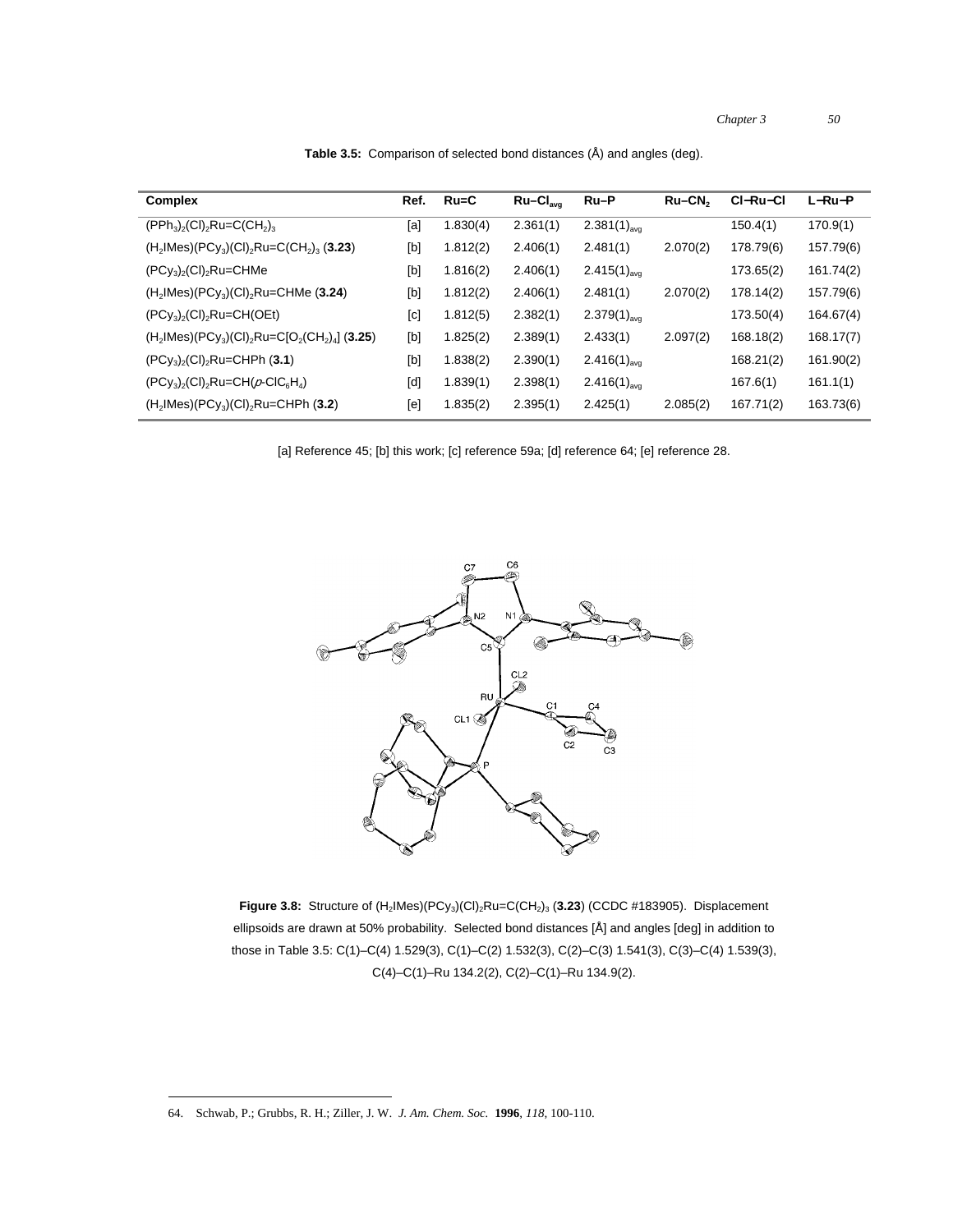**Table 3.5:** Comparison of selected bond distances (Å) and angles (deg).

| Complex | Ref. | Ru=C | Ru–$Cl_{avg}$ | Ru–P | Ru–$CN_2$ | Cl–Ru–Cl | L–Ru–P |
|---|---|---|---|---|---|---|---|
| $(PPh_3)_2(Cl)_2Ru{=}C(CH_2)_3$ | [a] | 1.830(4) | 2.361(1) | $2.381(1)_{avg}$ | | 150.4(1) | 170.9(1) |
| $(H_2IMes)(PCy_3)(Cl)_2Ru{=}C(CH_2)_3$ (**3.23**) | [b] | 1.812(2) | 2.406(1) | 2.481(1) | 2.070(2) | 178.79(6) | 157.79(6) |
| $(PCy_3)_2(Cl)_2Ru{=}CHMe$ | [b] | 1.816(2) | 2.406(1) | $2.415(1)_{avg}$ | | 173.65(2) | 161.74(2) |
| $(H_2IMes)(PCy_3)(Cl)_2Ru{=}CHMe$ (**3.24**) | [b] | 1.812(2) | 2.406(1) | 2.481(1) | 2.070(2) | 178.14(2) | 157.79(6) |
| $(PCy_3)_2(Cl)_2Ru{=}CH(OEt)$ | [c] | 1.812(5) | 2.382(1) | $2.379(1)_{avg}$ | | 173.50(4) | 164.67(4) |
| $(H_2IMes)(PCy_3)(Cl)_2Ru{=}C[O_2(CH_2)_4]$ (**3.25**) | [b] | 1.825(2) | 2.389(1) | 2.433(1) | 2.097(2) | 168.18(2) | 168.17(7) |
| $(PCy_3)_2(Cl)_2Ru{=}CHPh$ (**3.1**) | [b] | 1.838(2) | 2.390(1) | $2.416(1)_{avg}$ | | 168.21(2) | 161.90(2) |
| $(PCy_3)_2(Cl)_2Ru{=}CH(p\text{-}ClC_6H_4)$ | [d] | 1.839(1) | 2.398(1) | $2.416(1)_{avg}$ | | 167.6(1) | 161.1(1) |
| $(H_2IMes)(PCy_3)(Cl)_2Ru{=}CHPh$ (**3.2**) | [e] | 1.835(2) | 2.395(1) | 2.425(1) | 2.085(2) | 167.71(2) | 163.73(6) |

[a] Reference 45; [b] this work; [c] reference 59a; [d] reference 64; [e] reference 28.

**Figure 3.8:** Structure of $(H_2IMes)(PCy_3)(Cl)_2Ru{=}C(CH_2)_3$ (**3.23**) (CCDC #183905). Displacement ellipsoids are drawn at 50% probability. Selected bond distances [Å] and angles [deg] in addition to those in Table 3.5: C(1)–C(4) 1.529(3), C(1)–C(2) 1.532(3), C(2)–C(3) 1.541(3), C(3)–C(4) 1.539(3), C(4)–C(1)–Ru 134.2(2), C(2)–C(1)–Ru 134.9(2).

64. Schwab, P.; Grubbs, R. H.; Ziller, J. W. *J. Am. Chem. Soc.* **1996**, *118*, 100-110.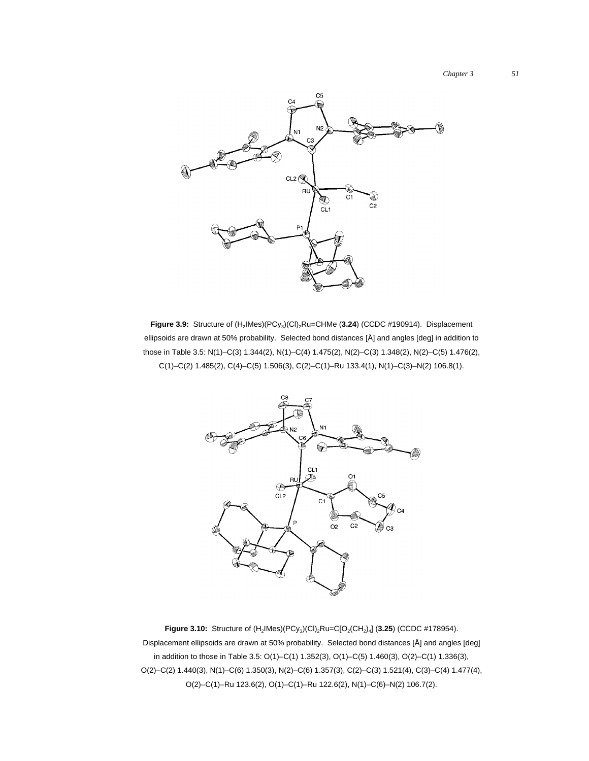**Figure 3.9:** Structure of $(H_2IMes)(PCy_3)(Cl)_2Ru{=}CHMe$ (**3.24**) (CCDC #190914). Displacement ellipsoids are drawn at 50% probability. Selected bond distances [Å] and angles [deg] in addition to those in Table 3.5: N(1)–C(3) 1.344(2), N(1)–C(4) 1.475(2), N(2)–C(3) 1.348(2), N(2)–C(5) 1.476(2), C(1)–C(2) 1.485(2), C(4)–C(5) 1.506(3), C(2)–C(1)–Ru 133.4(1), N(1)–C(3)–N(2) 106.8(1).

**Figure 3.10:** Structure of $(H_2IMes)(PCy_3)(Cl)_2Ru{=}C[O_2(CH_2)_4]$ (**3.25**) (CCDC #178954). Displacement ellipsoids are drawn at 50% probability. Selected bond distances [Å] and angles [deg] in addition to those in Table 3.5: O(1)–C(1) 1.352(3), O(1)–C(5) 1.460(3), O(2)–C(1) 1.336(3), O(2)–C(2) 1.440(3), N(1)–C(6) 1.350(3), N(2)–C(6) 1.357(3), C(2)–C(3) 1.521(4), C(3)–C(4) 1.477(4), O(2)–C(1)–Ru 123.6(2), O(1)–C(1)–Ru 122.6(2), N(1)–C(6)–N(2) 106.7(2).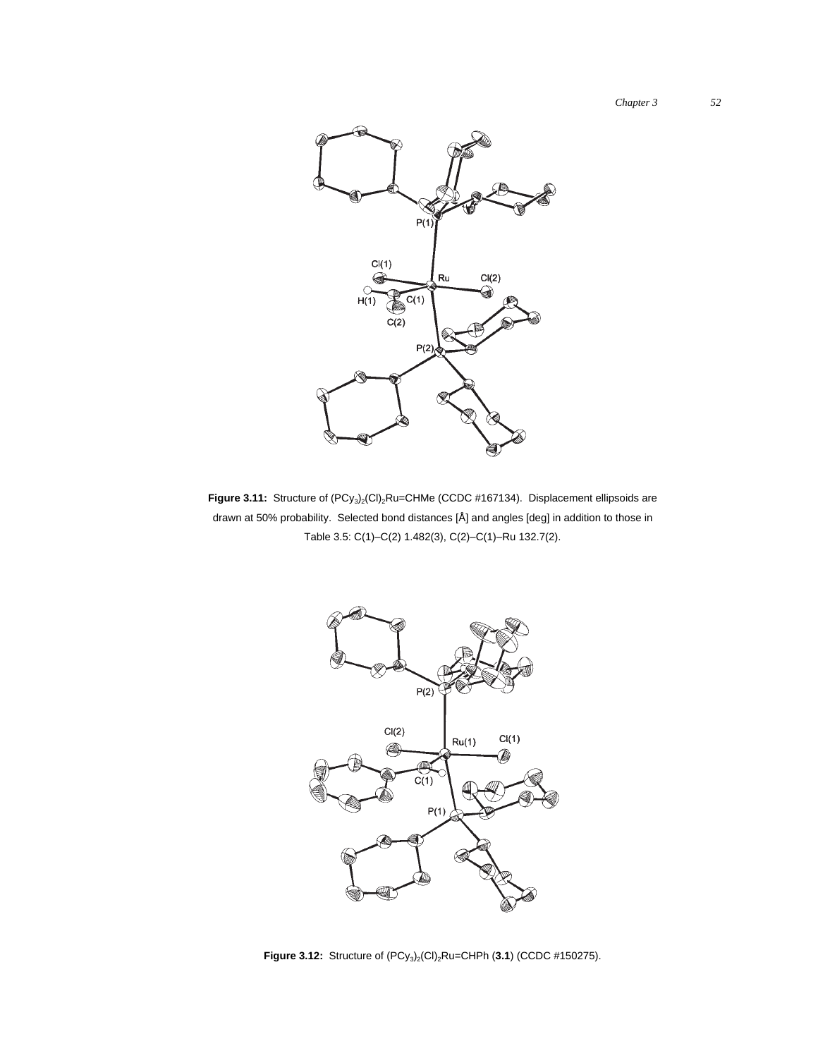**Figure 3.11:** Structure of $(PCy_3)_2(Cl)_2Ru{=}CHMe$ (CCDC #167134). Displacement ellipsoids are drawn at 50% probability. Selected bond distances [Å] and angles [deg] in addition to those in Table 3.5: C(1)–C(2) 1.482(3), C(2)–C(1)–Ru 132.7(2).

**Figure 3.12:** Structure of $(PCy_3)_2(Cl)_2Ru{=}CHPh$ (**3.1**) (CCDC #150275).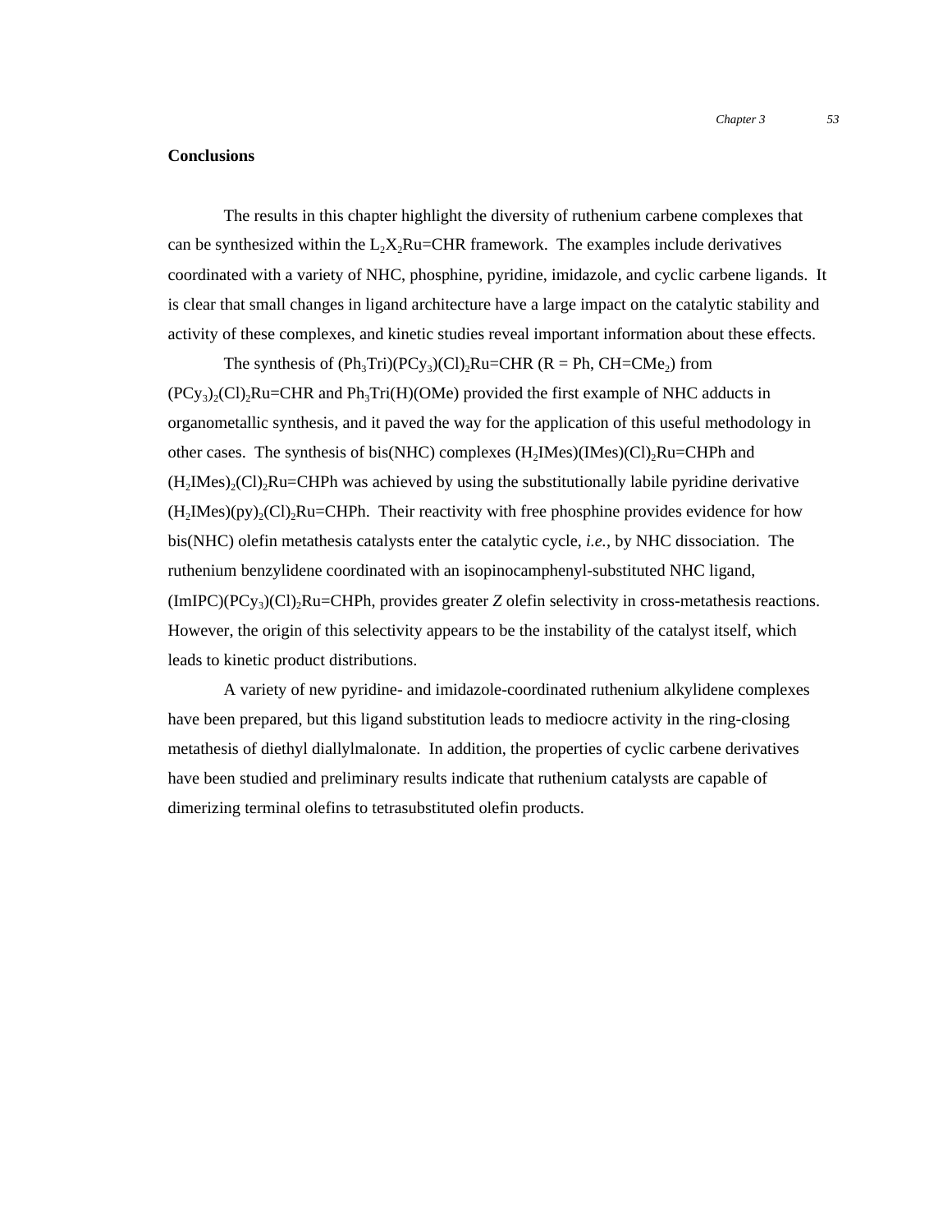## Conclusions

The results in this chapter highlight the diversity of ruthenium carbene complexes that can be synthesized within the $L_2X_2Ru$=CHR framework. The examples include derivatives coordinated with a variety of NHC, phosphine, pyridine, imidazole, and cyclic carbene ligands. It is clear that small changes in ligand architecture have a large impact on the catalytic stability and activity of these complexes, and kinetic studies reveal important information about these effects.

The synthesis of ($Ph_3$Tri)($PCy_3$)$(Cl)_2$Ru=CHR (R = Ph, CH=$CMe_2$) from $(PCy_3)_2(Cl)_2$Ru=CHR and $Ph_3$Tri(H)(OMe) provided the first example of NHC adducts in organometallic synthesis, and it paved the way for the application of this useful methodology in other cases. The synthesis of bis(NHC) complexes ($H_2$IMes)(IMes)$(Cl)_2$Ru=CHPh and $(H_2IMes)_2(Cl)_2$Ru=CHPh was achieved by using the substitutionally labile pyridine derivative ($H_2$IMes)$(py)_2(Cl)_2$Ru=CHPh. Their reactivity with free phosphine provides evidence for how bis(NHC) olefin metathesis catalysts enter the catalytic cycle, *i.e.*, by NHC dissociation. The ruthenium benzylidene coordinated with an isopinocamphenyl-substituted NHC ligand, (ImIPC)($PCy_3$)$(Cl)_2$Ru=CHPh, provides greater *Z* olefin selectivity in cross-metathesis reactions. However, the origin of this selectivity appears to be the instability of the catalyst itself, which leads to kinetic product distributions.

A variety of new pyridine- and imidazole-coordinated ruthenium alkylidene complexes have been prepared, but this ligand substitution leads to mediocre activity in the ring-closing metathesis of diethyl diallylmalonate. In addition, the properties of cyclic carbene derivatives have been studied and preliminary results indicate that ruthenium catalysts are capable of dimerizing terminal olefins to tetrasubstituted olefin products.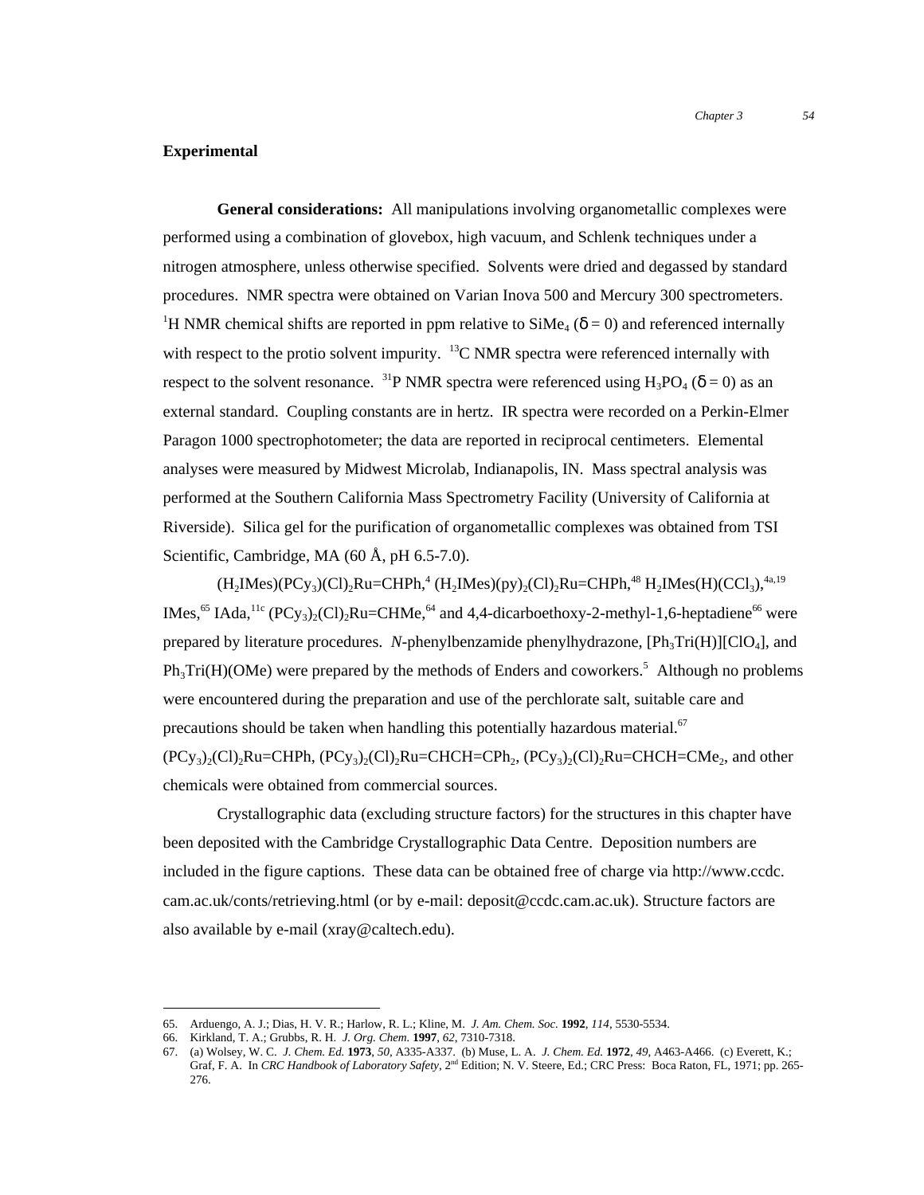## Experimental

**General considerations:** All manipulations involving organometallic complexes were performed using a combination of glovebox, high vacuum, and Schlenk techniques under a nitrogen atmosphere, unless otherwise specified. Solvents were dried and degassed by standard procedures. NMR spectra were obtained on Varian Inova 500 and Mercury 300 spectrometers. $^1$H NMR chemical shifts are reported in ppm relative to $SiMe_4$ ($\delta = 0$) and referenced internally with respect to the protio solvent impurity. $^{13}$C NMR spectra were referenced internally with respect to the solvent resonance. $^{31}$P NMR spectra were referenced using $H_3PO_4$ ($\delta = 0$) as an external standard. Coupling constants are in hertz. IR spectra were recorded on a Perkin-Elmer Paragon 1000 spectrophotometer; the data are reported in reciprocal centimeters. Elemental analyses were measured by Midwest Microlab, Indianapolis, IN. Mass spectral analysis was performed at the Southern California Mass Spectrometry Facility (University of California at Riverside). Silica gel for the purification of organometallic complexes was obtained from TSI Scientific, Cambridge, MA (60 Å, pH 6.5-7.0).

$(H_2IMes)(PCy_3)(Cl)_2Ru{=}CHPh$,[4] $(H_2IMes)(py)_2(Cl)_2Ru{=}CHPh$,[48] $H_2IMes(H)(CCl_3)$,[4a,19] IMes,[65] IAda,[11c] $(PCy_3)_2(Cl)_2Ru{=}CHMe$,[64] and 4,4-dicarboethoxy-2-methyl-1,6-heptadiene[66] were prepared by literature procedures. *N*-phenylbenzamide phenylhydrazone, $[Ph_3Tri(H)][ClO_4]$, and $Ph_3Tri(H)(OMe)$ were prepared by the methods of Enders and coworkers.[5] Although no problems were encountered during the preparation and use of the perchlorate salt, suitable care and precautions should be taken when handling this potentially hazardous material.[67] $(PCy_3)_2(Cl)_2Ru{=}CHPh$, $(PCy_3)_2(Cl)_2Ru{=}CHCH{=}CPh_2$, $(PCy_3)_2(Cl)_2Ru{=}CHCH{=}CMe_2$, and other chemicals were obtained from commercial sources.

Crystallographic data (excluding structure factors) for the structures in this chapter have been deposited with the Cambridge Crystallographic Data Centre. Deposition numbers are included in the figure captions. These data can be obtained free of charge via http://www.ccdc.cam.ac.uk/conts/retrieving.html (or by e-mail: deposit@ccdc.cam.ac.uk). Structure factors are also available by e-mail (xray@caltech.edu).

---

65. Arduengo, A. J.; Dias, H. V. R.; Harlow, R. L.; Kline, M. *J. Am. Chem. Soc.* **1992**, *114*, 5530-5534.
66. Kirkland, T. A.; Grubbs, R. H. *J. Org. Chem.* **1997**, *62*, 7310-7318.
67. (a) Wolsey, W. C. *J. Chem. Ed.* **1973**, *50*, A335-A337. (b) Muse, L. A. *J. Chem. Ed.* **1972**, *49*, A463-A466. (c) Everett, K.; Graf, F. A. In *CRC Handbook of Laboratory Safety*, 2nd Edition; N. V. Steere, Ed.; CRC Press: Boca Raton, FL, 1971; pp. 265-276.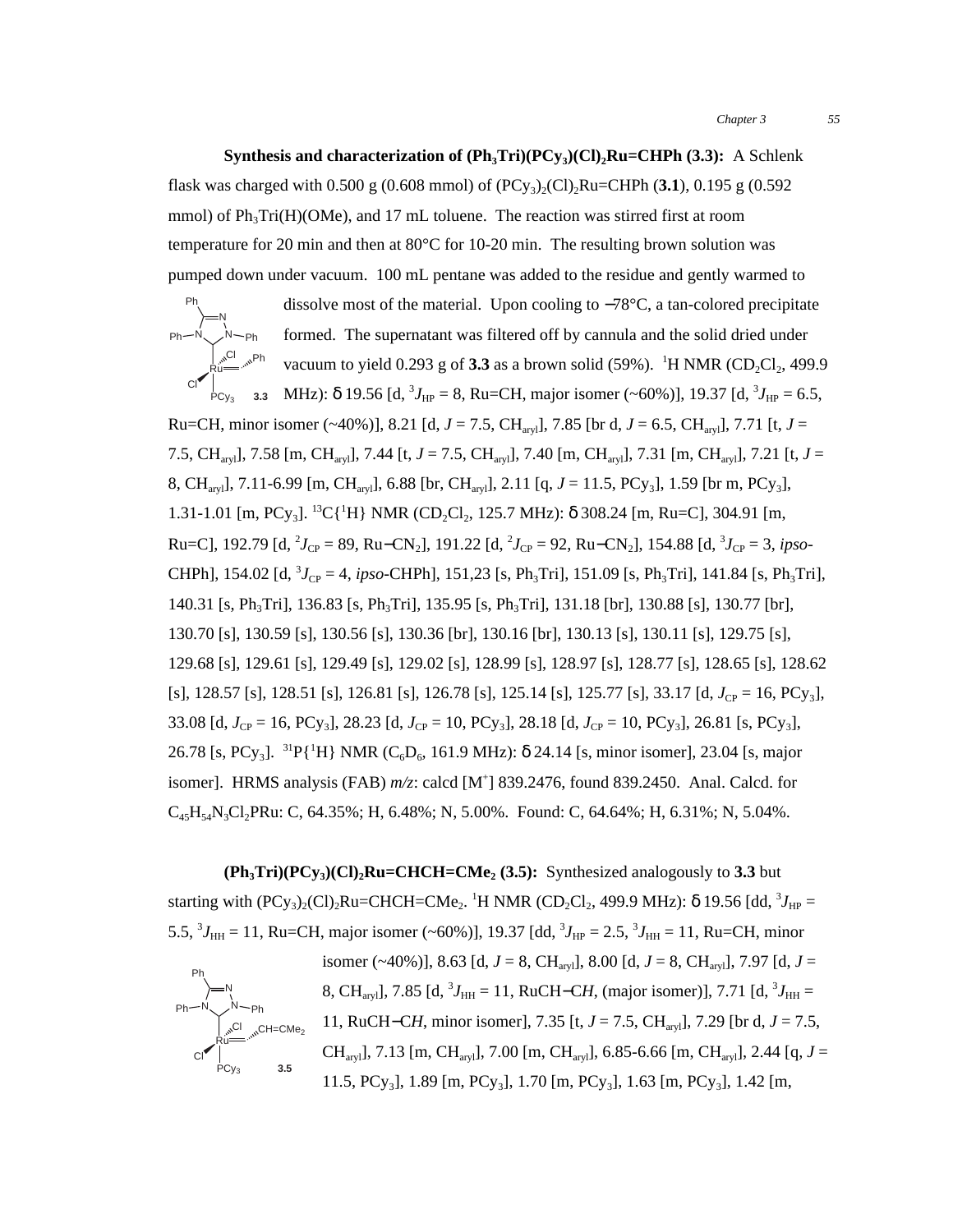**Synthesis and characterization of $(Ph_3Tri)(PCy_3)(Cl)_2Ru{=}CHPh$ (3.3):** A Schlenk flask was charged with 0.500 g (0.608 mmol) of $(PCy_3)_2(Cl)_2Ru{=}CHPh$ (**3.1**), 0.195 g (0.592 mmol) of $Ph_3Tri(H)(OMe)$, and 17 mL toluene. The reaction was stirred first at room temperature for 20 min and then at 80°C for 10-20 min. The resulting brown solution was pumped down under vacuum. 100 mL pentane was added to the residue and gently warmed to dissolve most of the material. Upon cooling to −78°C, a tan-colored precipitate formed. The supernatant was filtered off by cannula and the solid dried under vacuum to yield 0.293 g of **3.3** as a brown solid (59%). $^1H$ NMR ($CD_2Cl_2$, 499.9 MHz): δ 19.56 [d, $^3J_{HP}$ = 8, Ru=CH, major isomer (~60%)], 19.37 [d, $^3J_{HP}$ = 6.5, Ru=CH, minor isomer (~40%)], 8.21 [d, $J$ = 7.5, $CH_{aryl}$], 7.85 [br d, $J$ = 6.5, $CH_{aryl}$], 7.71 [t, $J$ = 7.5, $CH_{aryl}$], 7.58 [m, $CH_{aryl}$], 7.44 [t, $J$ = 7.5, $CH_{aryl}$], 7.40 [m, $CH_{aryl}$], 7.31 [m, $CH_{aryl}$], 7.21 [t, $J$ = 8, $CH_{aryl}$], 7.11-6.99 [m, $CH_{aryl}$], 6.88 [br, $CH_{aryl}$], 2.11 [q, $J$ = 11.5, $PCy_3$], 1.59 [br m, $PCy_3$], 1.31-1.01 [m, $PCy_3$]. $^{13}C\{^1H\}$ NMR ($CD_2Cl_2$, 125.7 MHz): δ 308.24 [m, Ru=C], 304.91 [m, Ru=C], 192.79 [d, $^2J_{CP}$ = 89, Ru−$CN_2$], 191.22 [d, $^2J_{CP}$ = 92, Ru−$CN_2$], 154.88 [d, $^3J_{CP}$ = 3, *ipso*-CHPh], 154.02 [d, $^3J_{CP}$ = 4, *ipso*-CHPh], 151,23 [s, $Ph_3Tri$], 151.09 [s, $Ph_3Tri$], 141.84 [s, $Ph_3Tri$], 140.31 [s, $Ph_3Tri$], 136.83 [s, $Ph_3Tri$], 135.95 [s, $Ph_3Tri$], 131.18 [br], 130.88 [s], 130.77 [br], 130.70 [s], 130.59 [s], 130.56 [s], 130.36 [br], 130.16 [br], 130.13 [s], 130.11 [s], 129.75 [s], 129.68 [s], 129.61 [s], 129.49 [s], 129.02 [s], 128.99 [s], 128.97 [s], 128.77 [s], 128.65 [s], 128.62 [s], 128.57 [s], 128.51 [s], 126.81 [s], 126.78 [s], 125.14 [s], 125.77 [s], 33.17 [d, $J_{CP}$ = 16, $PCy_3$], 33.08 [d, $J_{CP}$ = 16, $PCy_3$], 28.23 [d, $J_{CP}$ = 10, $PCy_3$], 28.18 [d, $J_{CP}$ = 10, $PCy_3$], 26.81 [s, $PCy_3$], 26.78 [s, $PCy_3$]. $^{31}P\{^1H\}$ NMR ($C_6D_6$, 161.9 MHz): δ 24.14 [s, minor isomer], 23.04 [s, major isomer]. HRMS analysis (FAB) *m/z*: calcd [$M^+$] 839.2476, found 839.2450. Anal. Calcd. for $C_{45}H_{54}N_3Cl_2PRu$: C, 64.35%; H, 6.48%; N, 5.00%. Found: C, 64.64%; H, 6.31%; N, 5.04%.

**$(Ph_3Tri)(PCy_3)(Cl)_2Ru{=}CHCH{=}CMe_2$ (3.5):** Synthesized analogously to **3.3** but starting with $(PCy_3)_2(Cl)_2Ru{=}CHCH{=}CMe_2$. $^1H$ NMR ($CD_2Cl_2$, 499.9 MHz): δ 19.56 [dd, $^3J_{HP}$ = 5.5, $^3J_{HH}$ = 11, Ru=CH, major isomer (~60%)], 19.37 [dd, $^3J_{HP}$ = 2.5, $^3J_{HH}$ = 11, Ru=CH, minor isomer (~40%)], 8.63 [d, $J$ = 8, $CH_{aryl}$], 8.00 [d, $J$ = 8, $CH_{aryl}$], 7.97 [d, $J$ = 8, $CH_{aryl}$], 7.85 [d, $^3J_{HH}$ = 11, RuCH−C*H*, (major isomer)], 7.71 [d, $^3J_{HH}$ = 11, RuCH−C*H*, minor isomer], 7.35 [t, $J$ = 7.5, $CH_{aryl}$], 7.29 [br d, $J$ = 7.5, $CH_{aryl}$], 7.13 [m, $CH_{aryl}$], 7.00 [m, $CH_{aryl}$], 6.85-6.66 [m, $CH_{aryl}$], 2.44 [q, $J$ = 11.5, $PCy_3$], 1.89 [m, $PCy_3$], 1.70 [m, $PCy_3$], 1.63 [m, $PCy_3$], 1.42 [m,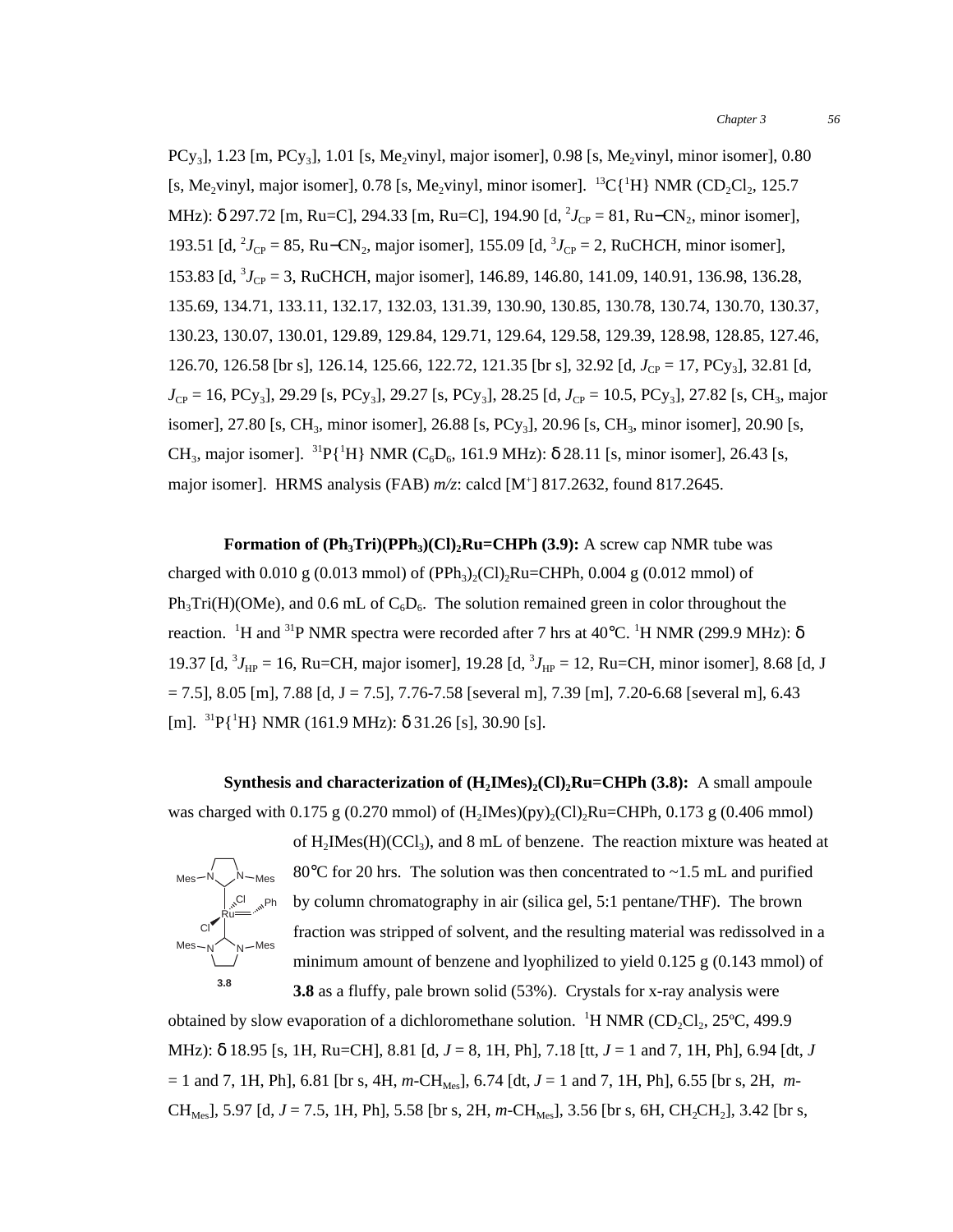$PCy_3$], 1.23 [m, $PCy_3$], 1.01 [s, $Me_2$vinyl, major isomer], 0.98 [s, $Me_2$vinyl, minor isomer], 0.80 [s, $Me_2$vinyl, major isomer], 0.78 [s, $Me_2$vinyl, minor isomer]. $^{13}C\{^1H\}$ NMR ($CD_2Cl_2$, 125.7 MHz): δ 297.72 [m, Ru=C], 294.33 [m, Ru=C], 194.90 [d, $^2J_{CP}$ = 81, Ru−$CN_2$, minor isomer], 193.51 [d, $^2J_{CP}$ = 85, Ru−$CN_2$, major isomer], 155.09 [d, $^3J_{CP}$ = 2, RuCH*C*H, minor isomer], 153.83 [d, $^3J_{CP}$ = 3, RuCH*C*H, major isomer], 146.89, 146.80, 141.09, 140.91, 136.98, 136.28, 135.69, 134.71, 133.11, 132.17, 132.03, 131.39, 130.90, 130.85, 130.78, 130.74, 130.70, 130.37, 130.23, 130.07, 130.01, 129.89, 129.84, 129.71, 129.64, 129.58, 129.39, 128.98, 128.85, 127.46, 126.70, 126.58 [br s], 126.14, 125.66, 122.72, 121.35 [br s], 32.92 [d, $J_{CP}$ = 17, $PCy_3$], 32.81 [d, $J_{CP}$ = 16, $PCy_3$], 29.29 [s, $PCy_3$], 29.27 [s, $PCy_3$], 28.25 [d, $J_{CP}$ = 10.5, $PCy_3$], 27.82 [s, $CH_3$, major isomer], 27.80 [s, $CH_3$, minor isomer], 26.88 [s, $PCy_3$], 20.96 [s, $CH_3$, minor isomer], 20.90 [s, $CH_3$, major isomer]. $^{31}P\{^1H\}$ NMR ($C_6D_6$, 161.9 MHz): δ 28.11 [s, minor isomer], 26.43 [s, major isomer]. HRMS analysis (FAB) *m/z*: calcd [$M^+$] 817.2632, found 817.2645.

**Formation of ($Ph_3$Tri)($PPh_3$)$(Cl)_2$Ru=CHPh (3.9):** A screw cap NMR tube was charged with 0.010 g (0.013 mmol) of $(PPh_3)_2(Cl)_2$Ru=CHPh, 0.004 g (0.012 mmol) of $Ph_3$Tri(H)(OMe), and 0.6 mL of $C_6D_6$. The solution remained green in color throughout the reaction. $^1H$ and $^{31}P$ NMR spectra were recorded after 7 hrs at 40°C. $^1H$ NMR (299.9 MHz): δ 19.37 [d, $^3J_{HP}$ = 16, Ru=CH, major isomer], 19.28 [d, $^3J_{HP}$ = 12, Ru=CH, minor isomer], 8.68 [d, J = 7.5], 8.05 [m], 7.88 [d, J = 7.5], 7.76-7.58 [several m], 7.39 [m], 7.20-6.68 [several m], 6.43 [m]. $^{31}P\{^1H\}$ NMR (161.9 MHz): δ 31.26 [s], 30.90 [s].

**Synthesis and characterization of $(H_2IMes)_2(Cl)_2$Ru=CHPh (3.8):** A small ampoule was charged with 0.175 g (0.270 mmol) of $(H_2IMes)(py)_2(Cl)_2$Ru=CHPh, 0.173 g (0.406 mmol) of $H_2$IMes(H)($CCl_3$), and 8 mL of benzene. The reaction mixture was heated at 80°C for 20 hrs. The solution was then concentrated to ~1.5 mL and purified by column chromatography in air (silica gel, 5:1 pentane/THF). The brown fraction was stripped of solvent, and the resulting material was redissolved in a minimum amount of benzene and lyophilized to yield 0.125 g (0.143 mmol) of **3.8** as a fluffy, pale brown solid (53%). Crystals for x-ray analysis were obtained by slow evaporation of a dichloromethane solution. $^1H$ NMR ($CD_2Cl_2$, 25ºC, 499.9 MHz): δ 18.95 [s, 1H, Ru=CH], 8.81 [d, *J* = 8, 1H, Ph], 7.18 [tt, *J* = 1 and 7, 1H, Ph], 6.94 [dt, *J* = 1 and 7, 1H, Ph], 6.81 [br s, 4H, *m*-$CH_{Mes}$], 6.74 [dt, *J* = 1 and 7, 1H, Ph], 6.55 [br s, 2H, *m*-$CH_{Mes}$], 5.97 [d, *J* = 7.5, 1H, Ph], 5.58 [br s, 2H, *m*-$CH_{Mes}$], 3.56 [br s, 6H, $CH_2CH_2$], 3.42 [br s,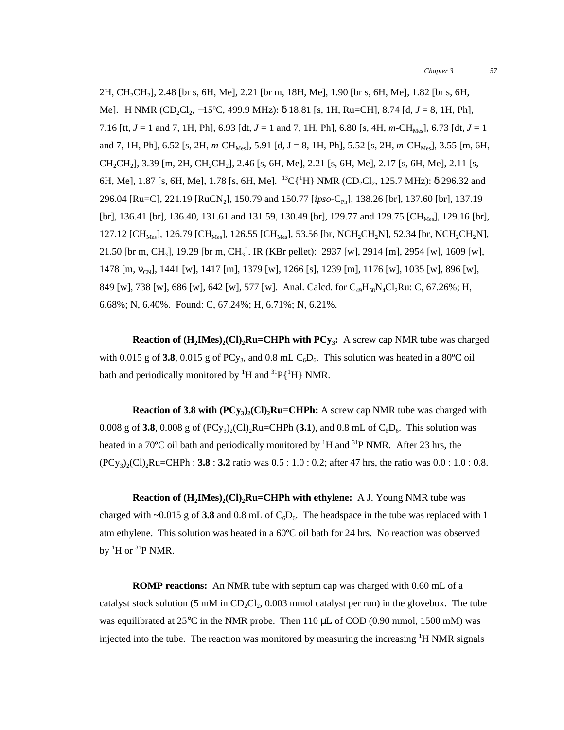2H, $CH_2CH_2$], 2.48 [br s, 6H, Me], 2.21 [br m, 18H, Me], 1.90 [br s, 6H, Me], 1.82 [br s, 6H, Me]. $^{1}$H NMR ($CD_2Cl_2$, −15ºC, 499.9 MHz): δ 18.81 [s, 1H, Ru=CH], 8.74 [d, *J* = 8, 1H, Ph], 7.16 [tt, *J* = 1 and 7, 1H, Ph], 6.93 [dt, *J* = 1 and 7, 1H, Ph], 6.80 [s, 4H, *m*-$CH_{Mes}$], 6.73 [dt, *J* = 1 and 7, 1H, Ph], 6.52 [s, 2H, *m*-$CH_{Mes}$], 5.91 [d, J = 8, 1H, Ph], 5.52 [s, 2H, *m*-$CH_{Mes}$], 3.55 [m, 6H, $CH_2CH_2$], 3.39 [m, 2H, $CH_2CH_2$], 2.46 [s, 6H, Me], 2.21 [s, 6H, Me], 2.17 [s, 6H, Me], 2.11 [s, 6H, Me], 1.87 [s, 6H, Me], 1.78 [s, 6H, Me]. $^{13}C\{^{1}H\}$ NMR ($CD_2Cl_2$, 125.7 MHz): δ 296.32 and 296.04 [Ru=C], 221.19 [$RuCN_2$], 150.79 and 150.77 [*ipso*-$C_{Ph}$], 138.26 [br], 137.60 [br], 137.19 [br], 136.41 [br], 136.40, 131.61 and 131.59, 130.49 [br], 129.77 and 129.75 [$CH_{Mes}$], 129.16 [br], 127.12 [$CH_{Mes}$], 126.79 [$CH_{Mes}$], 126.55 [$CH_{Mes}$], 53.56 [br, $NCH_2CH_2N$], 52.34 [br, $NCH_2CH_2N$], 21.50 [br m, $CH_3$], 19.29 [br m, $CH_3$]. IR (KBr pellet): 2937 [w], 2914 [m], 2954 [w], 1609 [w], 1478 [m, $\nu_{CN}$], 1441 [w], 1417 [m], 1379 [w], 1266 [s], 1239 [m], 1176 [w], 1035 [w], 896 [w], 849 [w], 738 [w], 686 [w], 642 [w], 577 [w]. Anal. Calcd. for $C_{49}H_{58}N_4Cl_2Ru$: C, 67.26%; H, 6.68%; N, 6.40%. Found: C, 67.24%; H, 6.71%; N, 6.21%.

**Reaction of $(H_2IMes)_2(Cl)_2Ru$=CHPh with $PCy_3$:** A screw cap NMR tube was charged with 0.015 g of **3.8**, 0.015 g of $PCy_3$, and 0.8 mL $C_6D_6$. This solution was heated in a 80ºC oil bath and periodically monitored by $^{1}$H and $^{31}P\{^{1}H\}$ NMR.

**Reaction of 3.8 with $(PCy_3)_2(Cl)_2Ru$=CHPh:** A screw cap NMR tube was charged with 0.008 g of **3.8**, 0.008 g of $(PCy_3)_2(Cl)_2$Ru=CHPh (**3.1**), and 0.8 mL of $C_6D_6$. This solution was heated in a 70ºC oil bath and periodically monitored by $^{1}$H and $^{31}$P NMR. After 23 hrs, the $(PCy_3)_2(Cl)_2$Ru=CHPh : **3.8** : **3.2** ratio was 0.5 : 1.0 : 0.2; after 47 hrs, the ratio was 0.0 : 1.0 : 0.8.

**Reaction of $(H_2IMes)_2(Cl)_2Ru$=CHPh with ethylene:** A J. Young NMR tube was charged with ~0.015 g of **3.8** and 0.8 mL of $C_6D_6$. The headspace in the tube was replaced with 1 atm ethylene. This solution was heated in a 60ºC oil bath for 24 hrs. No reaction was observed by $^{1}$H or $^{31}$P NMR.

**ROMP reactions:** An NMR tube with septum cap was charged with 0.60 mL of a catalyst stock solution (5 mM in $CD_2Cl_2$, 0.003 mmol catalyst per run) in the glovebox. The tube was equilibrated at 25°C in the NMR probe. Then 110 μL of COD (0.90 mmol, 1500 mM) was injected into the tube. The reaction was monitored by measuring the increasing $^{1}$H NMR signals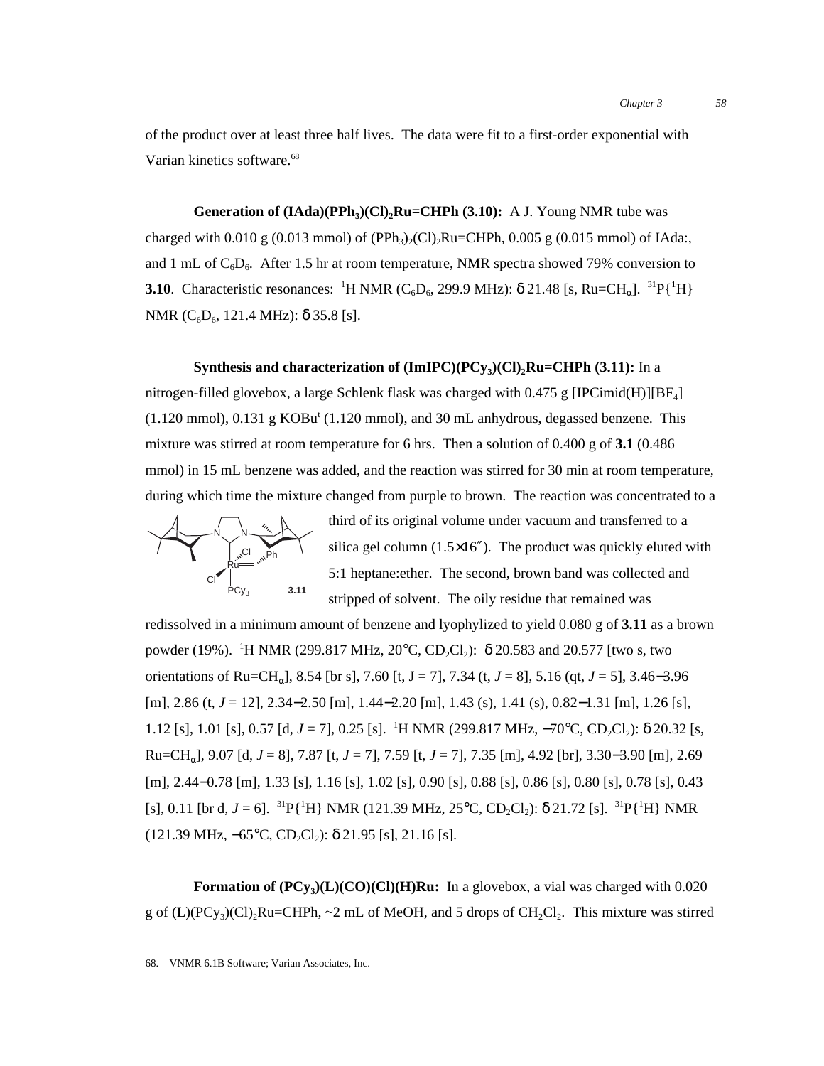of the product over at least three half lives. The data were fit to a first-order exponential with Varian kinetics software.[68]

**Generation of (IAda)($PPh_3$)(Cl)$_2$Ru=CHPh (3.10):** A J. Young NMR tube was charged with 0.010 g (0.013 mmol) of ($PPh_3$)$_2$(Cl)$_2$Ru=CHPh, 0.005 g (0.015 mmol) of IAda:, and 1 mL of $C_6D_6$. After 1.5 hr at room temperature, NMR spectra showed 79% conversion to **3.10**. Characteristic resonances: $^1$H NMR ($C_6D_6$, 299.9 MHz): δ 21.48 [s, Ru=CH$_\alpha$]. $^{31}$P{$^1$H} NMR ($C_6D_6$, 121.4 MHz): δ 35.8 [s].

**Synthesis and characterization of (ImIPC)($PCy_3$)(Cl)$_2$Ru=CHPh (3.11):** In a nitrogen-filled glovebox, a large Schlenk flask was charged with 0.475 g [IPCimid(H)][$BF_4$] (1.120 mmol), 0.131 g KOBu$^t$ (1.120 mmol), and 30 mL anhydrous, degassed benzene. This mixture was stirred at room temperature for 6 hrs. Then a solution of 0.400 g of **3.1** (0.486 mmol) in 15 mL benzene was added, and the reaction was stirred for 30 min at room temperature, during which time the mixture changed from purple to brown. The reaction was concentrated to a third of its original volume under vacuum and transferred to a silica gel column (1.5×16″). The product was quickly eluted with 5:1 heptane:ether. The second, brown band was collected and stripped of solvent. The oily residue that remained was redissolved in a minimum amount of benzene and lyophylized to yield 0.080 g of **3.11** as a brown powder (19%). $^1$H NMR (299.817 MHz, 20°C, $CD_2Cl_2$): δ 20.583 and 20.577 [two s, two orientations of Ru=CH$_\alpha$], 8.54 [br s], 7.60 [t, J = 7], 7.34 (t, *J* = 8], 5.16 (qt, *J* = 5], 3.46−3.96 [m], 2.86 (t, *J* = 12], 2.34−2.50 [m], 1.44−2.20 [m], 1.43 (s), 1.41 (s), 0.82−1.31 [m], 1.26 [s], 1.12 [s], 1.01 [s], 0.57 [d, *J* = 7], 0.25 [s]. $^1$H NMR (299.817 MHz, −70°C, $CD_2Cl_2$): δ 20.32 [s, Ru=CH$_\alpha$], 9.07 [d, *J* = 8], 7.87 [t, *J* = 7], 7.59 [t, *J* = 7], 7.35 [m], 4.92 [br], 3.30−3.90 [m], 2.69 [m], 2.44−0.78 [m], 1.33 [s], 1.16 [s], 1.02 [s], 0.90 [s], 0.88 [s], 0.86 [s], 0.80 [s], 0.78 [s], 0.43 [s], 0.11 [br d, *J* = 6]. $^{31}$P{$^1$H} NMR (121.39 MHz, 25°C, $CD_2Cl_2$): δ 21.72 [s]. $^{31}$P{$^1$H} NMR (121.39 MHz, −65°C, $CD_2Cl_2$): δ 21.95 [s], 21.16 [s].

**Formation of ($PCy_3$)(L)(CO)(Cl)(H)Ru:** In a glovebox, a vial was charged with 0.020 g of (L)($PCy_3$)(Cl)$_2$Ru=CHPh, ~2 mL of MeOH, and 5 drops of $CH_2Cl_2$. This mixture was stirred

68. VNMR 6.1B Software; Varian Associates, Inc.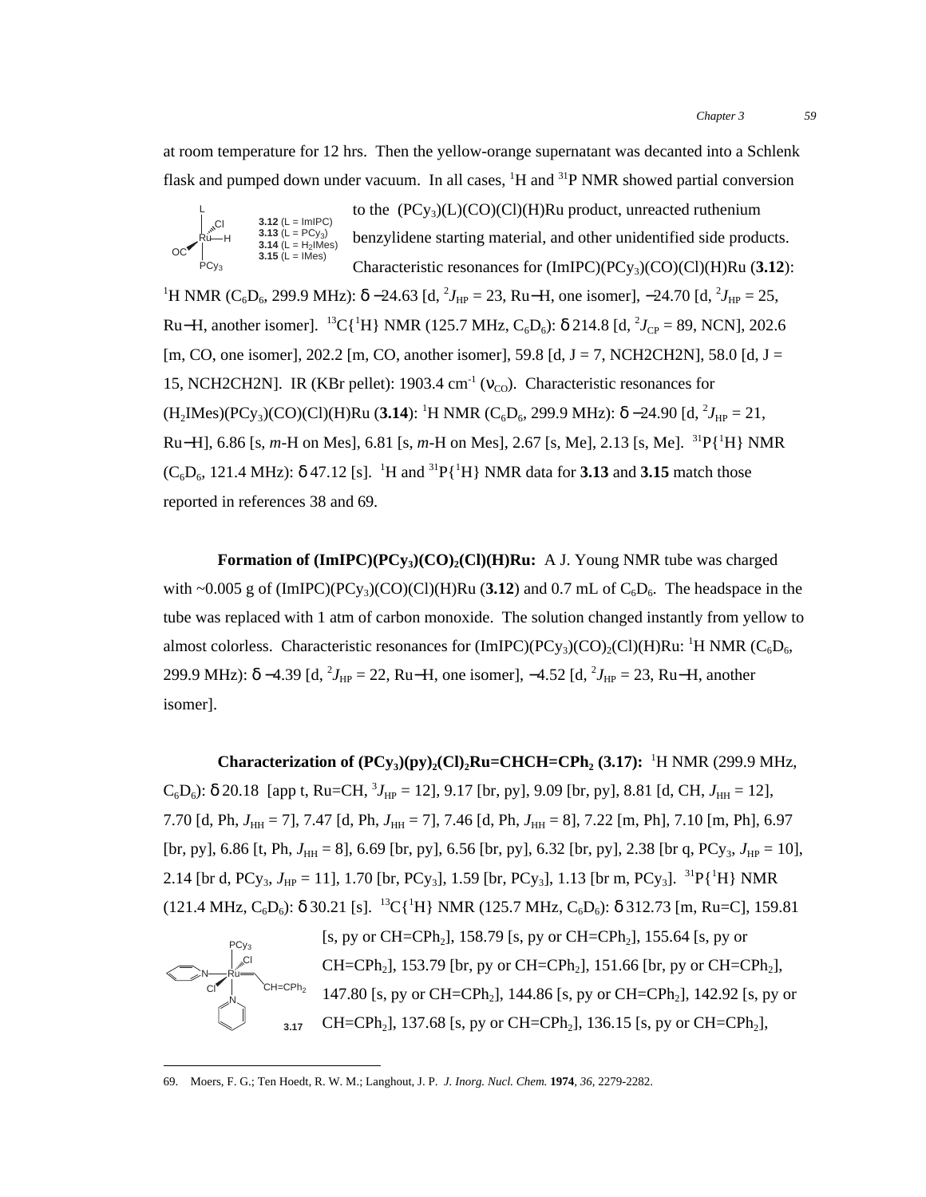at room temperature for 12 hrs. Then the yellow-orange supernatant was decanted into a Schlenk flask and pumped down under vacuum. In all cases, $^{1}$H and $^{31}$P NMR showed partial conversion to the $(PCy_3)(L)(CO)(Cl)(H)Ru$ product, unreacted ruthenium benzylidene starting material, and other unidentified side products.

**3.12** (L = IMIPC)
**3.13** (L = $PCy_3$)
**3.14** (L = $H_2$IMes)
**3.15** (L = IMes)

Characteristic resonances for $(ImIPC)(PCy_3)(CO)(Cl)(H)Ru$ (**3.12**): $^{1}$H NMR ($C_6D_6$, 299.9 MHz): δ −24.63 [d, $^{2}J_{HP}$ = 23, Ru−H, one isomer], −24.70 [d, $^{2}J_{HP}$ = 25, Ru−H, another isomer]. $^{13}C\{^{1}H\}$ NMR (125.7 MHz, $C_6D_6$): δ 214.8 [d, $^{2}J_{CP}$ = 89, NCN], 202.6 [m, CO, one isomer], 202.2 [m, CO, another isomer], 59.8 [d, J = 7, NCH2CH2N], 58.0 [d, J = 15, NCH2CH2N]. IR (KBr pellet): 1903.4 cm$^{-1}$ ($\nu_{CO}$). Characteristic resonances for $(H_2IMes)(PCy_3)(CO)(Cl)(H)Ru$ (**3.14**): $^{1}$H NMR ($C_6D_6$, 299.9 MHz): δ −24.90 [d, $^{2}J_{HP}$ = 21, Ru−H], 6.86 [s, *m*-H on Mes], 6.81 [s, *m*-H on Mes], 2.67 [s, Me], 2.13 [s, Me]. $^{31}P\{^{1}H\}$ NMR ($C_6D_6$, 121.4 MHz): δ 47.12 [s]. $^{1}$H and $^{31}P\{^{1}H\}$ NMR data for **3.13** and **3.15** match those reported in references 38 and 69.

**Formation of $(ImIPC)(PCy_3)(CO)_2(Cl)(H)Ru$:** A J. Young NMR tube was charged with ~0.005 g of $(ImIPC)(PCy_3)(CO)(Cl)(H)Ru$ (**3.12**) and 0.7 mL of $C_6D_6$. The headspace in the tube was replaced with 1 atm of carbon monoxide. The solution changed instantly from yellow to almost colorless. Characteristic resonances for $(ImIPC)(PCy_3)(CO)_2(Cl)(H)Ru$: $^{1}$H NMR ($C_6D_6$, 299.9 MHz): δ −4.39 [d, $^{2}J_{HP}$ = 22, Ru−H, one isomer], −4.52 [d, $^{2}J_{HP}$ = 23, Ru−H, another isomer].

**Characterization of $(PCy_3)(py)_2(Cl)_2Ru{=}CHCH{=}CPh_2$ (3.17):** $^{1}$H NMR (299.9 MHz, $C_6D_6$): δ 20.18 [app t, Ru=CH, $^{3}J_{HP}$ = 12], 9.17 [br, py], 9.09 [br, py], 8.81 [d, CH, $J_{HH}$ = 12], 7.70 [d, Ph, $J_{HH}$ = 7], 7.47 [d, Ph, $J_{HH}$ = 7], 7.46 [d, Ph, $J_{HH}$ = 8], 7.22 [m, Ph], 7.10 [m, Ph], 6.97 [br, py], 6.86 [t, Ph, $J_{HH}$ = 8], 6.69 [br, py], 6.56 [br, py], 6.32 [br, py], 2.38 [br q, $PCy_3$, $J_{HP}$ = 10], 2.14 [br d, $PCy_3$, $J_{HP}$ = 11], 1.70 [br, $PCy_3$], 1.59 [br, $PCy_3$], 1.13 [br m, $PCy_3$]. $^{31}P\{^{1}H\}$ NMR (121.4 MHz, $C_6D_6$): δ 30.21 [s]. $^{13}C\{^{1}H\}$ NMR (125.7 MHz, $C_6D_6$): δ 312.73 [m, Ru=C], 159.81 [s, py or $CH{=}CPh_2$], 158.79 [s, py or $CH{=}CPh_2$], 155.64 [s, py or $CH{=}CPh_2$], 153.79 [br, py or $CH{=}CPh_2$], 151.66 [br, py or $CH{=}CPh_2$], 147.80 [s, py or $CH{=}CPh_2$], 144.86 [s, py or $CH{=}CPh_2$], 142.92 [s, py or $CH{=}CPh_2$], 137.68 [s, py or $CH{=}CPh_2$], 136.15 [s, py or $CH{=}CPh_2$],

**3.17**

---

69. Moers, F. G.; Ten Hoedt, R. W. M.; Langhout, J. P. *J. Inorg. Nucl. Chem.* **1974**, *36*, 2279-2282.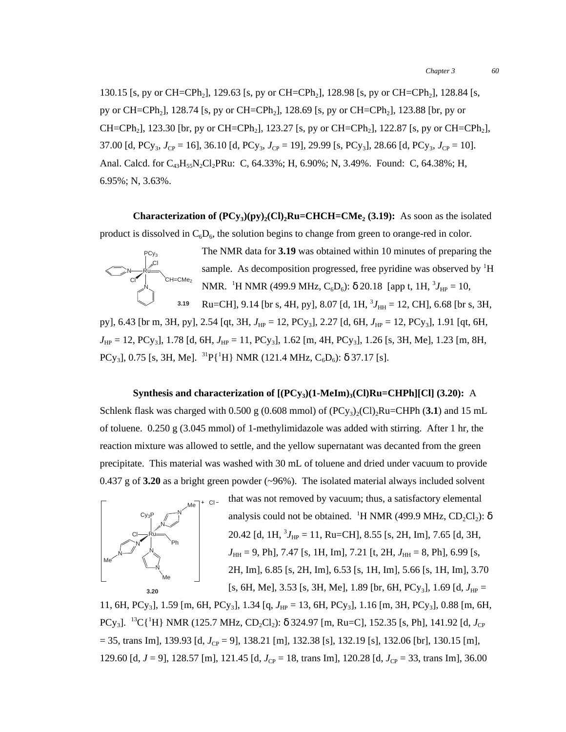130.15 [s, py or CH=CPh$_2$], 129.63 [s, py or CH=CPh$_2$], 128.98 [s, py or CH=CPh$_2$], 128.84 [s, py or CH=CPh$_2$], 128.74 [s, py or CH=CPh$_2$], 128.69 [s, py or CH=CPh$_2$], 123.88 [br, py or CH=CPh$_2$], 123.30 [br, py or CH=CPh$_2$], 123.27 [s, py or CH=CPh$_2$], 122.87 [s, py or CH=CPh$_2$], 37.00 [d, PCy$_3$, $J_{CP}$ = 16], 36.10 [d, PCy$_3$, $J_{CP}$ = 19], 29.99 [s, PCy$_3$], 28.66 [d, PCy$_3$, $J_{CP}$ = 10]. Anal. Calcd. for $C_{43}H_{55}N_2Cl_2PRu$: C, 64.33%; H, 6.90%; N, 3.49%. Found: C, 64.38%; H, 6.95%; N, 3.63%.

**Characterization of (PCy$_3$)(py)$_2$(Cl)$_2$Ru=CHCH=CMe$_2$ (3.19):** As soon as the isolated product is dissolved in $C_6D_6$, the solution begins to change from green to orange-red in color. The NMR data for **3.19** was obtained within 10 minutes of preparing the sample. As decomposition progressed, free pyridine was observed by $^1$H NMR. $^1$H NMR (499.9 MHz, $C_6D_6$): δ 20.18 [app t, 1H, $^3J_{HP}$ = 10, Ru=CH], 9.14 [br s, 4H, py], 8.07 [d, 1H, $^3J_{HH}$ = 12, CH], 6.68 [br s, 3H, py], 6.43 [br m, 3H, py], 2.54 [qt, 3H, $J_{HP}$ = 12, PCy$_3$], 2.27 [d, 6H, $J_{HP}$ = 12, PCy$_3$], 1.91 [qt, 6H, $J_{HP}$ = 12, PCy$_3$], 1.78 [d, 6H, $J_{HP}$ = 11, PCy$_3$], 1.62 [m, 4H, PCy$_3$], 1.26 [s, 3H, Me], 1.23 [m, 8H, PCy$_3$], 0.75 [s, 3H, Me]. $^{31}$P{$^1$H} NMR (121.4 MHz, $C_6D_6$): δ 37.17 [s].

**Synthesis and characterization of [(PCy$_3$)(1-MeIm)$_3$(Cl)Ru=CHPh][Cl] (3.20):** A Schlenk flask was charged with 0.500 g (0.608 mmol) of (PCy$_3$)$_2$(Cl)$_2$Ru=CHPh (**3.1**) and 15 mL of toluene. 0.250 g (3.045 mmol) of 1-methylimidazole was added with stirring. After 1 hr, the reaction mixture was allowed to settle, and the yellow supernatant was decanted from the green precipitate. This material was washed with 30 mL of toluene and dried under vacuum to provide 0.437 g of **3.20** as a bright green powder (~96%). The isolated material always included solvent that was not removed by vacuum; thus, a satisfactory elemental analysis could not be obtained. $^1$H NMR (499.9 MHz, $CD_2Cl_2$): δ 20.42 [d, 1H, $^3J_{HP}$ = 11, Ru=CH], 8.55 [s, 2H, Im], 7.65 [d, 3H, $J_{HH}$ = 9, Ph], 7.47 [s, 1H, Im], 7.21 [t, 2H, $J_{HH}$ = 8, Ph], 6.99 [s, 2H, Im], 6.85 [s, 2H, Im], 6.53 [s, 1H, Im], 5.66 [s, 1H, Im], 3.70 [s, 6H, Me], 3.53 [s, 3H, Me], 1.89 [br, 6H, PCy$_3$], 1.69 [d, $J_{HP}$ = 11, 6H, PCy$_3$], 1.59 [m, 6H, PCy$_3$], 1.34 [q, $J_{HP}$ = 13, 6H, PCy$_3$], 1.16 [m, 3H, PCy$_3$], 0.88 [m, 6H, PCy$_3$]. $^{13}$C{$^1$H} NMR (125.7 MHz, $CD_2Cl_2$): δ 324.97 [m, Ru=C], 152.35 [s, Ph], 141.92 [d, $J_{CP}$ = 35, trans Im], 139.93 [d, $J_{CP}$ = 9], 138.21 [m], 132.38 [s], 132.19 [s], 132.06 [br], 130.15 [m], 129.60 [d, $J$ = 9], 128.57 [m], 121.45 [d, $J_{CP}$ = 18, trans Im], 120.28 [d, $J_{CP}$ = 33, trans Im], 36.00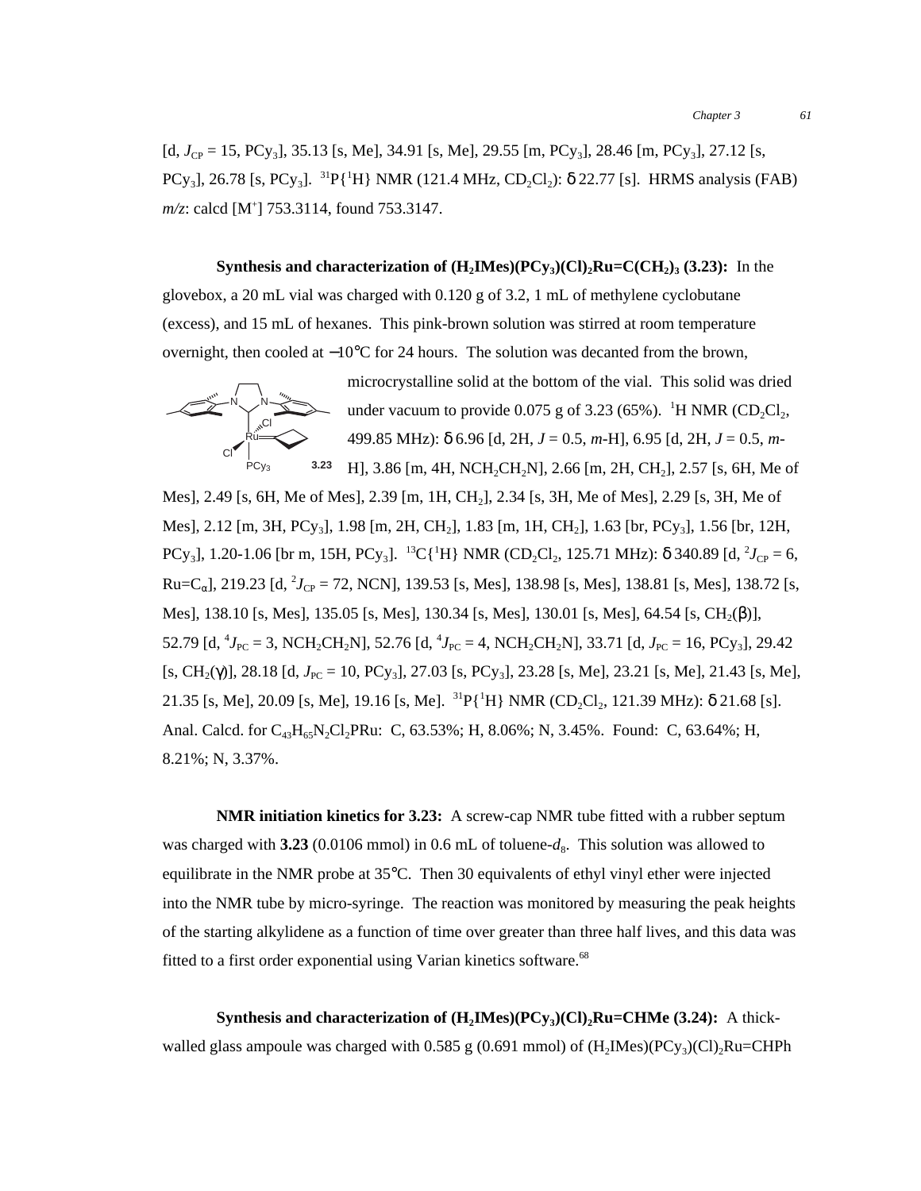[d, $J_{CP}$ = 15, $PCy_3$], 35.13 [s, Me], 34.91 [s, Me], 29.55 [m, $PCy_3$], 28.46 [m, $PCy_3$], 27.12 [s, $PCy_3$], 26.78 [s, $PCy_3$]. $^{31}P\{^1H\}$ NMR (121.4 MHz, $CD_2Cl_2$): δ 22.77 [s]. HRMS analysis (FAB) *m/z*: calcd [$M^+$] 753.3114, found 753.3147.

**Synthesis and characterization of $(H_2IMes)(PCy_3)(Cl)_2Ru{=}C(CH_2)_3$ (3.23):** In the glovebox, a 20 mL vial was charged with 0.120 g of 3.2, 1 mL of methylene cyclobutane (excess), and 15 mL of hexanes. This pink-brown solution was stirred at room temperature overnight, then cooled at −10°C for 24 hours. The solution was decanted from the brown, microcrystalline solid at the bottom of the vial. This solid was dried under vacuum to provide 0.075 g of 3.23 (65%). $^1H$ NMR ($CD_2Cl_2$, 499.85 MHz): δ 6.96 [d, 2H, $J$ = 0.5, *m*-H], 6.95 [d, 2H, $J$ = 0.5, *m*-H], 3.86 [m, 4H, $NCH_2CH_2N$], 2.66 [m, 2H, $CH_2$], 2.57 [s, 6H, Me of Mes], 2.49 [s, 6H, Me of Mes], 2.39 [m, 1H, $CH_2$], 2.34 [s, 3H, Me of Mes], 2.29 [s, 3H, Me of Mes], 2.12 [m, 3H, $PCy_3$], 1.98 [m, 2H, $CH_2$], 1.83 [m, 1H, $CH_2$], 1.63 [br, $PCy_3$], 1.56 [br, 12H, $PCy_3$], 1.20-1.06 [br m, 15H, $PCy_3$]. $^{13}C\{^1H\}$ NMR ($CD_2Cl_2$, 125.71 MHz): δ 340.89 [d, $^2J_{CP}$ = 6, Ru=$C_\alpha$], 219.23 [d, $^2J_{CP}$ = 72, NCN], 139.53 [s, Mes], 138.98 [s, Mes], 138.81 [s, Mes], 138.72 [s, Mes], 138.10 [s, Mes], 135.05 [s, Mes], 130.34 [s, Mes], 130.01 [s, Mes], 64.54 [s, $CH_2(\beta)$], 52.79 [d, $^4J_{PC}$ = 3, $NCH_2CH_2N$], 52.76 [d, $^4J_{PC}$ = 4, $NCH_2CH_2N$], 33.71 [d, $J_{PC}$ = 16, $PCy_3$], 29.42 [s, $CH_2(\gamma)$], 28.18 [d, $J_{PC}$ = 10, $PCy_3$], 27.03 [s, $PCy_3$], 23.28 [s, Me], 23.21 [s, Me], 21.43 [s, Me], 21.35 [s, Me], 20.09 [s, Me], 19.16 [s, Me]. $^{31}P\{^1H\}$ NMR ($CD_2Cl_2$, 121.39 MHz): δ 21.68 [s]. Anal. Calcd. for $C_{43}H_{65}N_2Cl_2PRu$: C, 63.53%; H, 8.06%; N, 3.45%. Found: C, 63.64%; H, 8.21%; N, 3.37%.

**NMR initiation kinetics for 3.23:** A screw-cap NMR tube fitted with a rubber septum was charged with **3.23** (0.0106 mmol) in 0.6 mL of toluene-$d_8$. This solution was allowed to equilibrate in the NMR probe at 35°C. Then 30 equivalents of ethyl vinyl ether were injected into the NMR tube by micro-syringe. The reaction was monitored by measuring the peak heights of the starting alkylidene as a function of time over greater than three half lives, and this data was fitted to a first order exponential using Varian kinetics software.[68]

**Synthesis and characterization of $(H_2IMes)(PCy_3)(Cl)_2Ru{=}CHMe$ (3.24):** A thick-walled glass ampoule was charged with 0.585 g (0.691 mmol) of $(H_2IMes)(PCy_3)(Cl)_2Ru{=}CHPh$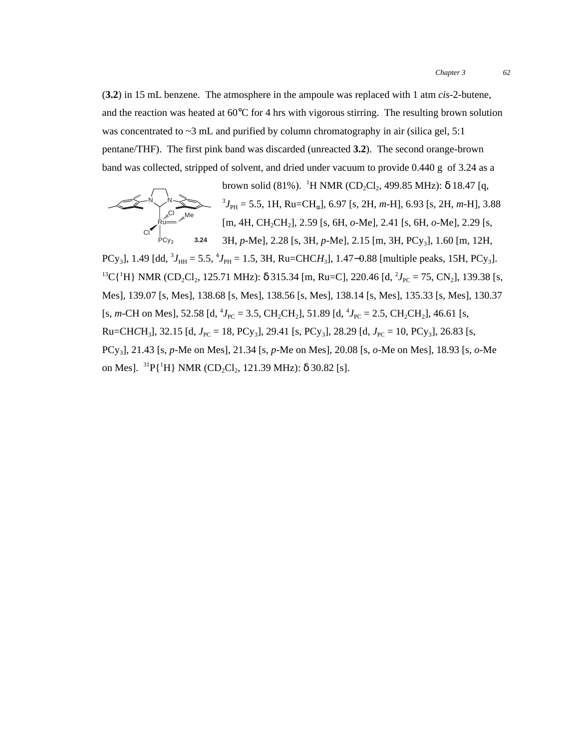(**3.2**) in 15 mL benzene. The atmosphere in the ampoule was replaced with 1 atm *cis*-2-butene, and the reaction was heated at 60°C for 4 hrs with vigorous stirring. The resulting brown solution was concentrated to ~3 mL and purified by column chromatography in air (silica gel, 5:1 pentane/THF). The first pink band was discarded (unreacted **3.2**). The second orange-brown band was collected, stripped of solvent, and dried under vacuum to provide 0.440 g of 3.24 as a brown solid (81%). $^1$H NMR ($CD_2Cl_2$, 499.85 MHz): δ 18.47 [q, $^3J_{PH}$ = 5.5, 1H, Ru=$CH_\alpha$], 6.97 [s, 2H, *m*-H], 6.93 [s, 2H, *m*-H], 3.88 [m, 4H, $CH_2CH_2$], 2.59 [s, 6H, *o*-Me], 2.41 [s, 6H, *o*-Me], 2.29 [s, 3H, *p*-Me], 2.28 [s, 3H, *p*-Me], 2.15 [m, 3H, $PCy_3$], 1.60 [m, 12H, $PCy_3$], 1.49 [dd, $^3J_{HH}$ = 5.5, $^4J_{PH}$ = 1.5, 3H, Ru=CHC$H_3$], 1.47−0.88 [multiple peaks, 15H, $PCy_3$]. $^{13}$C{$^1$H} NMR ($CD_2Cl_2$, 125.71 MHz): δ 315.34 [m, Ru=C], 220.46 [d, $^2J_{PC}$ = 75, $CN_2$], 139.38 [s, Mes], 139.07 [s, Mes], 138.68 [s, Mes], 138.56 [s, Mes], 138.14 [s, Mes], 135.33 [s, Mes], 130.37 [s, *m*-CH on Mes], 52.58 [d, $^4J_{PC}$ = 3.5, $CH_2CH_2$], 51.89 [d, $^4J_{PC}$ = 2.5, $CH_2CH_2$], 46.61 [s, Ru=CH*C*$H_3$], 32.15 [d, $J_{PC}$ = 18, $PCy_3$], 29.41 [s, $PCy_3$], 28.29 [d, $J_{PC}$ = 10, $PCy_3$], 26.83 [s, $PCy_3$], 21.43 [s, *p*-Me on Mes], 21.34 [s, *p*-Me on Mes], 20.08 [s, *o*-Me on Mes], 18.93 [s, *o*-Me on Mes]. $^{31}$P{$^1$H} NMR ($CD_2Cl_2$, 121.39 MHz): δ 30.82 [s].